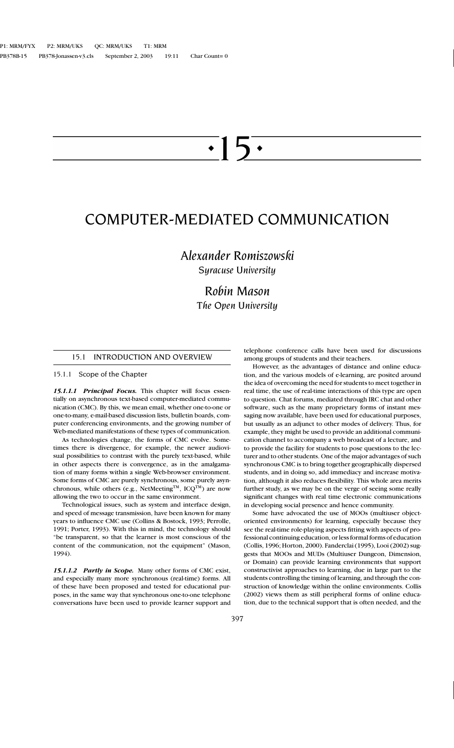# 15

# COMPUTER-MEDIATED COMMUNICATION

*Alexander Romiszowski*
*Syracuse University*

*Robin Mason*
*The Open University*

## 15.1 INTRODUCTION AND OVERVIEW

### 15.1.1 Scope of the Chapter

***15.1.1.1 Principal Focus.*** This chapter will focus essentially on asynchronous text-based computer-mediated communication (CMC). By this, we mean email, whether one-to-one or one-to-many, e-mail-based discussion lists, bulletin boards, computer conferencing environments, and the growing number of Web-mediated manifestations of these types of communication.

As technologies change, the forms of CMC evolve. Sometimes there is divergence, for example, the newer audiovisual possibilities to contrast with the purely text-based, while in other aspects there is convergence, as in the amalgamation of many forms within a single Web-browser environment. Some forms of CMC are purely synchronous, some purely asynchronous, while others (e.g., NetMeeting™, ICQ™) are now allowing the two to occur in the same environment.

Technological issues, such as system and interface design, and speed of message transmission, have been known for many years to influence CMC use (Collins & Bostock, 1993; Perrolle, 1991; Porter, 1993). With this in mind, the technology should "be transparent, so that the learner is most conscious of the content of the communication, not the equipment" (Mason, 1994).

***15.1.1.2 Partly in Scope.*** Many other forms of CMC exist, and especially many more synchronous (real-time) forms. All of these have been proposed and tested for educational purposes, in the same way that synchronous one-to-one telephone conversations have been used to provide learner support and telephone conference calls have been used for discussions among groups of students and their teachers.

However, as the advantages of distance and online education, and the various models of e-learning, are posited around the idea of overcoming the need for students to meet together in real time, the use of real-time interactions of this type are open to question. Chat forums, mediated through IRC chat and other software, such as the many proprietary forms of instant messaging now available, have been used for educational purposes, but usually as an adjunct to other modes of delivery. Thus, for example, they might be used to provide an additional communication channel to accompany a web broadcast of a lecture, and to provide the facility for students to pose questions to the lecturer and to other students. One of the major advantages of such synchronous CMC is to bring together geographically dispersed students, and in doing so, add immediacy and increase motivation, although it also reduces flexibility. This whole area merits further study, as we may be on the verge of seeing some really significant changes with real time electronic communications in developing social presence and hence community.

Some have advocated the use of MOOs (multiuser object-oriented environments) for learning, especially because they see the real-time role-playing aspects fitting with aspects of professional continuing education, or less formal forms of education (Collis, 1996; Horton, 2000). Fanderclai (1995), Looi (2002) suggests that MOOs and MUDs (Multiuser Dungeon, Dimension, or Domain) can provide learning environments that support constructivist approaches to learning, due in large part to the students controlling the timing of learning, and through the construction of knowledge within the online environments. Collis (2002) views them as still peripheral forms of online education, due to the technical support that is often needed, and the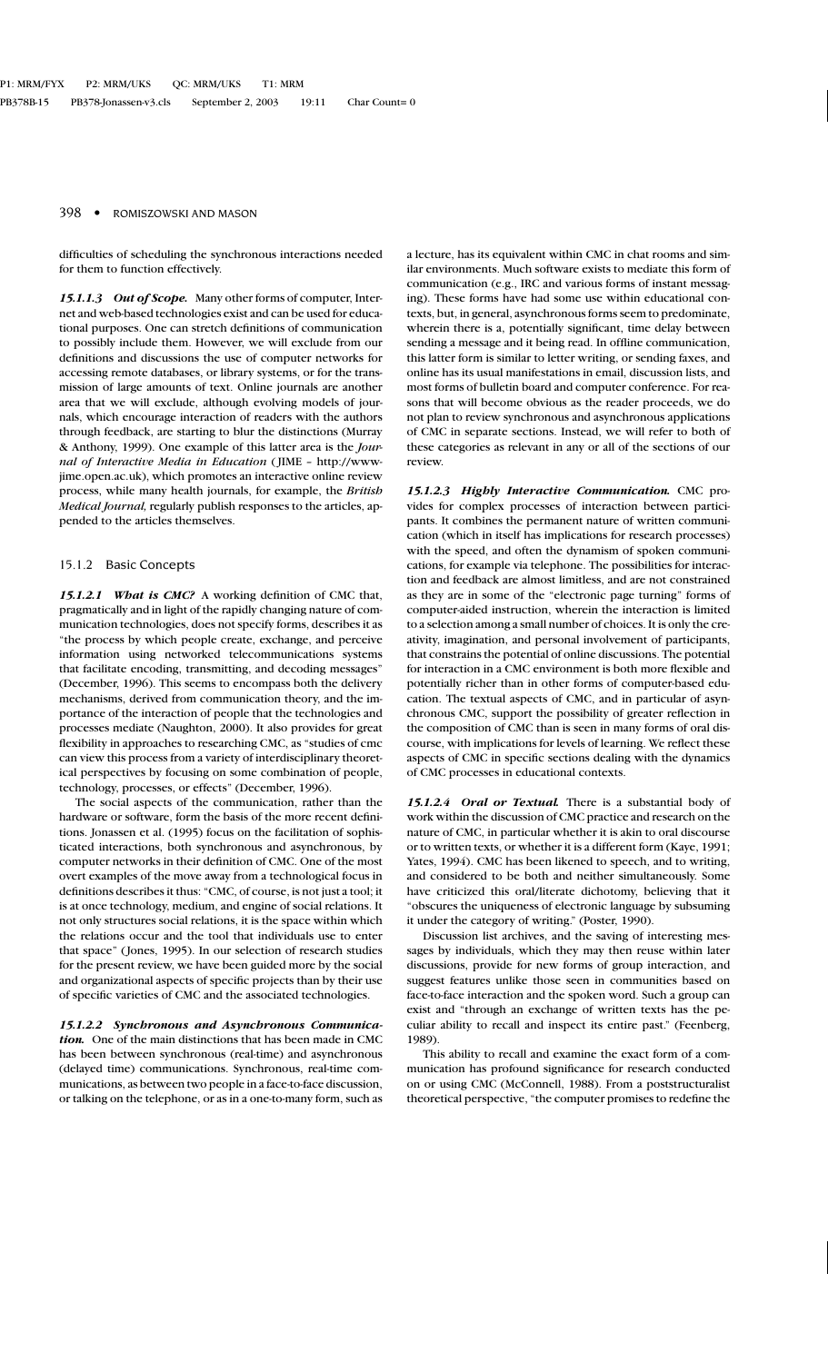difficulties of scheduling the synchronous interactions needed for them to function effectively.

***15.1.1.3 Out of Scope.*** Many other forms of computer, Internet and web-based technologies exist and can be used for educational purposes. One can stretch definitions of communication to possibly include them. However, we will exclude from our definitions and discussions the use of computer networks for accessing remote databases, or library systems, or for the transmission of large amounts of text. Online journals are another area that we will exclude, although evolving models of journals, which encourage interaction of readers with the authors through feedback, are starting to blur the distinctions (Murray & Anthony, 1999). One example of this latter area is the *Journal of Interactive Media in Education* (JIME – http://www-jime.open.ac.uk), which promotes an interactive online review process, while many health journals, for example, the *British Medical Journal*, regularly publish responses to the articles, appended to the articles themselves.

### 15.1.2 Basic Concepts

***15.1.2.1 What is CMC?*** A working definition of CMC that, pragmatically and in light of the rapidly changing nature of communication technologies, does not specify forms, describes it as "the process by which people create, exchange, and perceive information using networked telecommunications systems that facilitate encoding, transmitting, and decoding messages" (December, 1996). This seems to encompass both the delivery mechanisms, derived from communication theory, and the importance of the interaction of people that the technologies and processes mediate (Naughton, 2000). It also provides for great flexibility in approaches to researching CMC, as "studies of cmc can view this process from a variety of interdisciplinary theoretical perspectives by focusing on some combination of people, technology, processes, or effects" (December, 1996).

The social aspects of the communication, rather than the hardware or software, form the basis of the more recent definitions. Jonassen et al. (1995) focus on the facilitation of sophisticated interactions, both synchronous and asynchronous, by computer networks in their definition of CMC. One of the most overt examples of the move away from a technological focus in definitions describes it thus: "CMC, of course, is not just a tool; it is at once technology, medium, and engine of social relations. It not only structures social relations, it is the space within which the relations occur and the tool that individuals use to enter that space" (Jones, 1995). In our selection of research studies for the present review, we have been guided more by the social and organizational aspects of specific projects than by their use of specific varieties of CMC and the associated technologies.

***15.1.2.2 Synchronous and Asynchronous Communication.*** One of the main distinctions that has been made in CMC has been between synchronous (real-time) and asynchronous (delayed time) communications. Synchronous, real-time communications, as between two people in a face-to-face discussion, or talking on the telephone, or as in a one-to-many form, such as a lecture, has its equivalent within CMC in chat rooms and similar environments. Much software exists to mediate this form of communication (e.g., IRC and various forms of instant messaging). These forms have had some use within educational contexts, but, in general, asynchronous forms seem to predominate, wherein there is a, potentially significant, time delay between sending a message and it being read. In offline communication, this latter form is similar to letter writing, or sending faxes, and online has its usual manifestations in email, discussion lists, and most forms of bulletin board and computer conference. For reasons that will become obvious as the reader proceeds, we do not plan to review synchronous and asynchronous applications of CMC in separate sections. Instead, we will refer to both of these categories as relevant in any or all of the sections of our review.

***15.1.2.3 Highly Interactive Communication.*** CMC provides for complex processes of interaction between participants. It combines the permanent nature of written communication (which in itself has implications for research processes) with the speed, and often the dynamism of spoken communications, for example via telephone. The possibilities for interaction and feedback are almost limitless, and are not constrained as they are in some of the "electronic page turning" forms of computer-aided instruction, wherein the interaction is limited to a selection among a small number of choices. It is only the creativity, imagination, and personal involvement of participants, that constrains the potential of online discussions. The potential for interaction in a CMC environment is both more flexible and potentially richer than in other forms of computer-based education. The textual aspects of CMC, and in particular of asynchronous CMC, support the possibility of greater reflection in the composition of CMC than is seen in many forms of oral discourse, with implications for levels of learning. We reflect these aspects of CMC in specific sections dealing with the dynamics of CMC processes in educational contexts.

***15.1.2.4 Oral or Textual.*** There is a substantial body of work within the discussion of CMC practice and research on the nature of CMC, in particular whether it is akin to oral discourse or to written texts, or whether it is a different form (Kaye, 1991; Yates, 1994). CMC has been likened to speech, and to writing, and considered to be both and neither simultaneously. Some have criticized this oral/literate dichotomy, believing that it "obscures the uniqueness of electronic language by subsuming it under the category of writing." (Poster, 1990).

Discussion list archives, and the saving of interesting messages by individuals, which they may then reuse within later discussions, provide for new forms of group interaction, and suggest features unlike those seen in communities based on face-to-face interaction and the spoken word. Such a group can exist and "through an exchange of written texts has the peculiar ability to recall and inspect its entire past." (Feenberg, 1989).

This ability to recall and examine the exact form of a communication has profound significance for research conducted on or using CMC (McConnell, 1988). From a poststructuralist theoretical perspective, "the computer promises to redefine the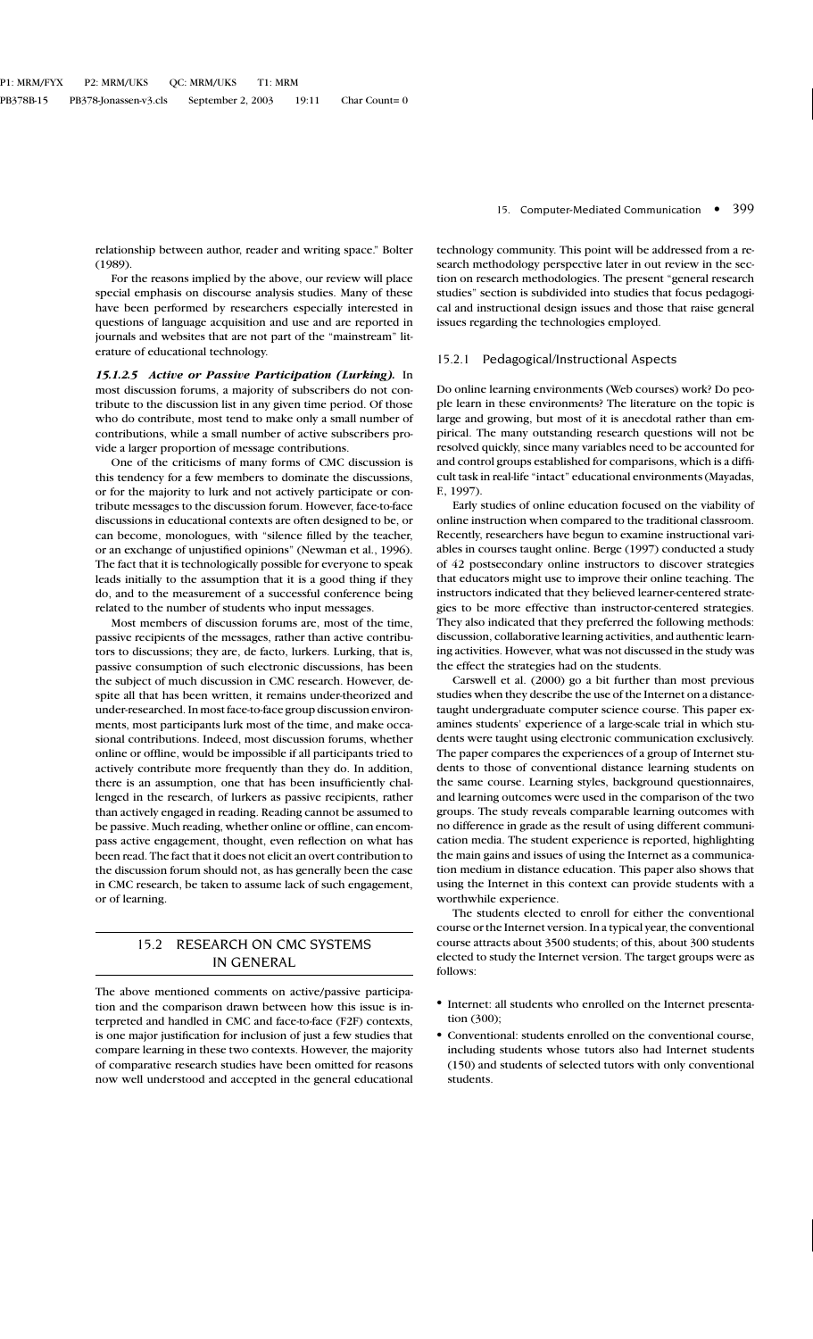relationship between author, reader and writing space." Bolter (1989).

For the reasons implied by the above, our review will place special emphasis on discourse analysis studies. Many of these have been performed by researchers especially interested in questions of language acquisition and use and are reported in journals and websites that are not part of the "mainstream" literature of educational technology.

#### *15.1.2.5 Active or Passive Participation (Lurking).*

In most discussion forums, a majority of subscribers do not contribute to the discussion list in any given time period. Of those who do contribute, most tend to make only a small number of contributions, while a small number of active subscribers provide a larger proportion of message contributions.

One of the criticisms of many forms of CMC discussion is this tendency for a few members to dominate the discussions, or for the majority to lurk and not actively participate or contribute messages to the discussion forum. However, face-to-face discussions in educational contexts are often designed to be, or can become, monologues, with "silence filled by the teacher, or an exchange of unjustified opinions" (Newman et al., 1996). The fact that it is technologically possible for everyone to speak leads initially to the assumption that it is a good thing if they do, and to the measurement of a successful conference being related to the number of students who input messages.

Most members of discussion forums are, most of the time, passive recipients of the messages, rather than active contributors to discussions; they are, de facto, lurkers. Lurking, that is, passive consumption of such electronic discussions, has been the subject of much discussion in CMC research. However, despite all that has been written, it remains under-theorized and under-researched. In most face-to-face group discussion environments, most participants lurk most of the time, and make occasional contributions. Indeed, most discussion forums, whether online or offline, would be impossible if all participants tried to actively contribute more frequently than they do. In addition, there is an assumption, one that has been insufficiently challenged in the research, of lurkers as passive recipients, rather than actively engaged in reading. Reading cannot be assumed to be passive. Much reading, whether online or offline, can encompass active engagement, thought, even reflection on what has been read. The fact that it does not elicit an overt contribution to the discussion forum should not, as has generally been the case in CMC research, be taken to assume lack of such engagement, or of learning.

## 15.2 RESEARCH ON CMC SYSTEMS IN GENERAL

The above mentioned comments on active/passive participation and the comparison drawn between how this issue is interpreted and handled in CMC and face-to-face (F2F) contexts, is one major justification for inclusion of just a few studies that compare learning in these two contexts. However, the majority of comparative research studies have been omitted for reasons now well understood and accepted in the general educational technology community. This point will be addressed from a research methodology perspective later in out review in the section on research methodologies. The present "general research studies" section is subdivided into studies that focus pedagogical and instructional design issues and those that raise general issues regarding the technologies employed.

### 15.2.1 Pedagogical/Instructional Aspects

Do online learning environments (Web courses) work? Do people learn in these environments? The literature on the topic is large and growing, but most of it is anecdotal rather than empirical. The many outstanding research questions will not be resolved quickly, since many variables need to be accounted for and control groups established for comparisons, which is a difficult task in real-life "intact" educational environments (Mayadas, F., 1997).

Early studies of online education focused on the viability of online instruction when compared to the traditional classroom. Recently, researchers have begun to examine instructional variables in courses taught online. Berge (1997) conducted a study of 42 postsecondary online instructors to discover strategies that educators might use to improve their online teaching. The instructors indicated that they believed learner-centered strategies to be more effective than instructor-centered strategies. They also indicated that they preferred the following methods: discussion, collaborative learning activities, and authentic learning activities. However, what was not discussed in the study was the effect the strategies had on the students.

Carswell et al. (2000) go a bit further than most previous studies when they describe the use of the Internet on a distance-taught undergraduate computer science course. This paper examines students' experience of a large-scale trial in which students were taught using electronic communication exclusively. The paper compares the experiences of a group of Internet students to those of conventional distance learning students on the same course. Learning styles, background questionnaires, and learning outcomes were used in the comparison of the two groups. The study reveals comparable learning outcomes with no difference in grade as the result of using different communication media. The student experience is reported, highlighting the main gains and issues of using the Internet as a communication medium in distance education. This paper also shows that using the Internet in this context can provide students with a worthwhile experience.

The students elected to enroll for either the conventional course or the Internet version. In a typical year, the conventional course attracts about 3500 students; of this, about 300 students elected to study the Internet version. The target groups were as follows:

- Internet: all students who enrolled on the Internet presentation (300);
- Conventional: students enrolled on the conventional course, including students whose tutors also had Internet students (150) and students of selected tutors with only conventional students.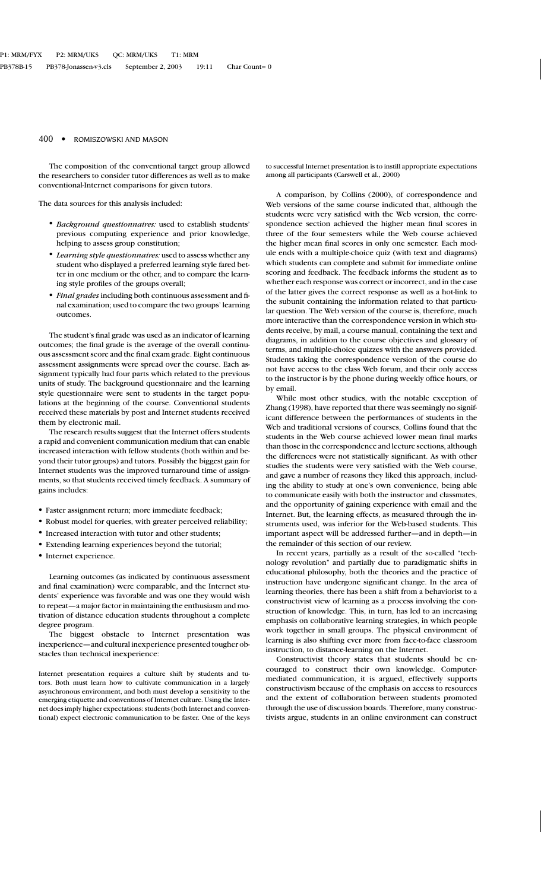The composition of the conventional target group allowed the researchers to consider tutor differences as well as to make conventional-Internet comparisons for given tutors.

The data sources for this analysis included:

- *Background questionnaires:* used to establish students' previous computing experience and prior knowledge, helping to assess group constitution;
- *Learning style questionnaires:* used to assess whether any student who displayed a preferred learning style fared better in one medium or the other, and to compare the learning style profiles of the groups overall;
- *Final grades* including both continuous assessment and final examination; used to compare the two groups' learning outcomes.

The student's final grade was used as an indicator of learning outcomes; the final grade is the average of the overall continuous assessment score and the final exam grade. Eight continuous assessment assignments were spread over the course. Each assignment typically had four parts which related to the previous units of study. The background questionnaire and the learning style questionnaire were sent to students in the target populations at the beginning of the course. Conventional students received these materials by post and Internet students received them by electronic mail.

The research results suggest that the Internet offers students a rapid and convenient communication medium that can enable increased interaction with fellow students (both within and beyond their tutor groups) and tutors. Possibly the biggest gain for Internet students was the improved turnaround time of assignments, so that students received timely feedback. A summary of gains includes:

- Faster assignment return; more immediate feedback;
- Robust model for queries, with greater perceived reliability;
- Increased interaction with tutor and other students;
- Extending learning experiences beyond the tutorial;
- Internet experience.

Learning outcomes (as indicated by continuous assessment and final examination) were comparable, and the Internet students' experience was favorable and was one they would wish to repeat—a major factor in maintaining the enthusiasm and motivation of distance education students throughout a complete degree program.

The biggest obstacle to Internet presentation was inexperience—and cultural inexperience presented tougher obstacles than technical inexperience:

> Internet presentation requires a culture shift by students and tutors. Both must learn how to cultivate communication in a largely asynchronous environment, and both must develop a sensitivity to the emerging etiquette and conventions of Internet culture. Using the Internet does imply higher expectations: students (both Internet and conventional) expect electronic communication to be faster. One of the keys to successful Internet presentation is to instill appropriate expectations among all participants (Carswell et al., 2000)

A comparison, by Collins (2000), of correspondence and Web versions of the same course indicated that, although the students were very satisfied with the Web version, the correspondence section achieved the higher mean final scores in three of the four semesters while the Web course achieved the higher mean final scores in only one semester. Each module ends with a multiple-choice quiz (with text and diagrams) which students can complete and submit for immediate online scoring and feedback. The feedback informs the student as to whether each response was correct or incorrect, and in the case of the latter gives the correct response as well as a hot-link to the subunit containing the information related to that particular question. The Web version of the course is, therefore, much more interactive than the correspondence version in which students receive, by mail, a course manual, containing the text and diagrams, in addition to the course objectives and glossary of terms, and multiple-choice quizzes with the answers provided. Students taking the correspondence version of the course do not have access to the class Web forum, and their only access to the instructor is by the phone during weekly office hours, or by email.

While most other studies, with the notable exception of Zhang (1998), have reported that there was seemingly no significant difference between the performances of students in the Web and traditional versions of courses, Collins found that the students in the Web course achieved lower mean final marks than those in the correspondence and lecture sections, although the differences were not statistically significant. As with other studies the students were very satisfied with the Web course, and gave a number of reasons they liked this approach, including the ability to study at one's own convenience, being able to communicate easily with both the instructor and classmates, and the opportunity of gaining experience with email and the Internet. But, the learning effects, as measured through the instruments used, was inferior for the Web-based students. This important aspect will be addressed further—and in depth—in the remainder of this section of our review.

In recent years, partially as a result of the so-called "technology revolution" and partially due to paradigmatic shifts in educational philosophy, both the theories and the practice of instruction have undergone significant change. In the area of learning theories, there has been a shift from a behaviorist to a constructivist view of learning as a process involving the construction of knowledge. This, in turn, has led to an increasing emphasis on collaborative learning strategies, in which people work together in small groups. The physical environment of learning is also shifting ever more from face-to-face classroom instruction, to distance-learning on the Internet.

Constructivist theory states that students should be encouraged to construct their own knowledge. Computer-mediated communication, it is argued, effectively supports constructivism because of the emphasis on access to resources and the extent of collaboration between students promoted through the use of discussion boards. Therefore, many constructivists argue, students in an online environment can construct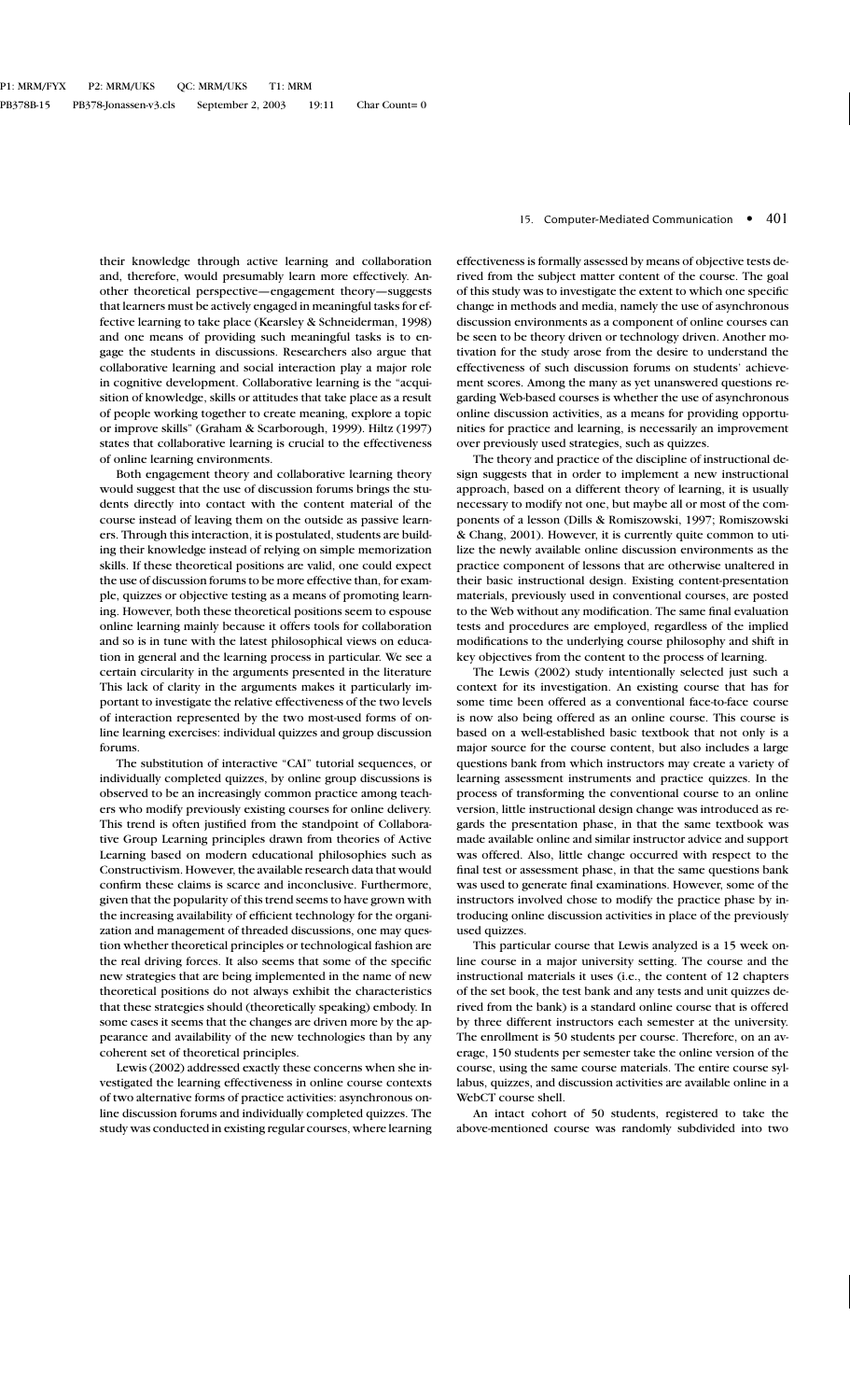their knowledge through active learning and collaboration and, therefore, would presumably learn more effectively. Another theoretical perspective—engagement theory—suggests that learners must be actively engaged in meaningful tasks for effective learning to take place (Kearsley & Schneiderman, 1998) and one means of providing such meaningful tasks is to engage the students in discussions. Researchers also argue that collaborative learning and social interaction play a major role in cognitive development. Collaborative learning is the "acquisition of knowledge, skills or attitudes that take place as a result of people working together to create meaning, explore a topic or improve skills" (Graham & Scarborough, 1999). Hiltz (1997) states that collaborative learning is crucial to the effectiveness of online learning environments.

Both engagement theory and collaborative learning theory would suggest that the use of discussion forums brings the students directly into contact with the content material of the course instead of leaving them on the outside as passive learners. Through this interaction, it is postulated, students are building their knowledge instead of relying on simple memorization skills. If these theoretical positions are valid, one could expect the use of discussion forums to be more effective than, for example, quizzes or objective testing as a means of promoting learning. However, both these theoretical positions seem to espouse online learning mainly because it offers tools for collaboration and so is in tune with the latest philosophical views on education in general and the learning process in particular. We see a certain circularity in the arguments presented in the literature This lack of clarity in the arguments makes it particularly important to investigate the relative effectiveness of the two levels of interaction represented by the two most-used forms of online learning exercises: individual quizzes and group discussion forums.

The substitution of interactive "CAI" tutorial sequences, or individually completed quizzes, by online group discussions is observed to be an increasingly common practice among teachers who modify previously existing courses for online delivery. This trend is often justified from the standpoint of Collaborative Group Learning principles drawn from theories of Active Learning based on modern educational philosophies such as Constructivism. However, the available research data that would confirm these claims is scarce and inconclusive. Furthermore, given that the popularity of this trend seems to have grown with the increasing availability of efficient technology for the organization and management of threaded discussions, one may question whether theoretical principles or technological fashion are the real driving forces. It also seems that some of the specific new strategies that are being implemented in the name of new theoretical positions do not always exhibit the characteristics that these strategies should (theoretically speaking) embody. In some cases it seems that the changes are driven more by the appearance and availability of the new technologies than by any coherent set of theoretical principles.

Lewis (2002) addressed exactly these concerns when she investigated the learning effectiveness in online course contexts of two alternative forms of practice activities: asynchronous online discussion forums and individually completed quizzes. The study was conducted in existing regular courses, where learning effectiveness is formally assessed by means of objective tests derived from the subject matter content of the course. The goal of this study was to investigate the extent to which one specific change in methods and media, namely the use of asynchronous discussion environments as a component of online courses can be seen to be theory driven or technology driven. Another motivation for the study arose from the desire to understand the effectiveness of such discussion forums on students' achievement scores. Among the many as yet unanswered questions regarding Web-based courses is whether the use of asynchronous online discussion activities, as a means for providing opportunities for practice and learning, is necessarily an improvement over previously used strategies, such as quizzes.

The theory and practice of the discipline of instructional design suggests that in order to implement a new instructional approach, based on a different theory of learning, it is usually necessary to modify not one, but maybe all or most of the components of a lesson (Dills & Romiszowski, 1997; Romiszowski & Chang, 2001). However, it is currently quite common to utilize the newly available online discussion environments as the practice component of lessons that are otherwise unaltered in their basic instructional design. Existing content-presentation materials, previously used in conventional courses, are posted to the Web without any modification. The same final evaluation tests and procedures are employed, regardless of the implied modifications to the underlying course philosophy and shift in key objectives from the content to the process of learning.

The Lewis (2002) study intentionally selected just such a context for its investigation. An existing course that has for some time been offered as a conventional face-to-face course is now also being offered as an online course. This course is based on a well-established basic textbook that not only is a major source for the course content, but also includes a large questions bank from which instructors may create a variety of learning assessment instruments and practice quizzes. In the process of transforming the conventional course to an online version, little instructional design change was introduced as regards the presentation phase, in that the same textbook was made available online and similar instructor advice and support was offered. Also, little change occurred with respect to the final test or assessment phase, in that the same questions bank was used to generate final examinations. However, some of the instructors involved chose to modify the practice phase by introducing online discussion activities in place of the previously used quizzes.

This particular course that Lewis analyzed is a 15 week online course in a major university setting. The course and the instructional materials it uses (i.e., the content of 12 chapters of the set book, the test bank and any tests and unit quizzes derived from the bank) is a standard online course that is offered by three different instructors each semester at the university. The enrollment is 50 students per course. Therefore, on an average, 150 students per semester take the online version of the course, using the same course materials. The entire course syllabus, quizzes, and discussion activities are available online in a WebCT course shell.

An intact cohort of 50 students, registered to take the above-mentioned course was randomly subdivided into two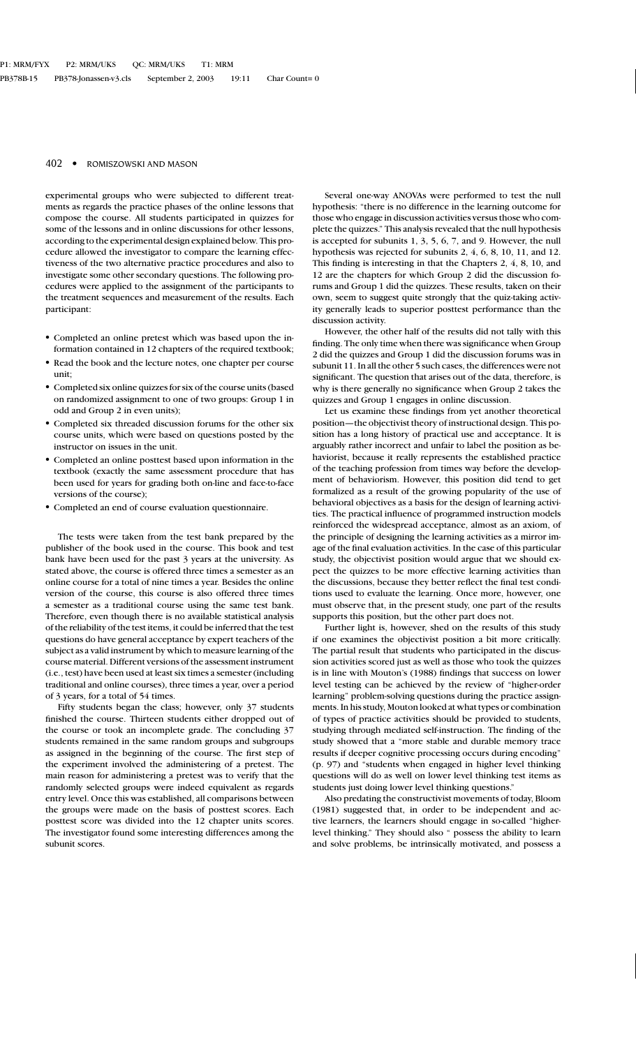experimental groups who were subjected to different treatments as regards the practice phases of the online lessons that compose the course. All students participated in quizzes for some of the lessons and in online discussions for other lessons, according to the experimental design explained below. This procedure allowed the investigator to compare the learning effectiveness of the two alternative practice procedures and also to investigate some other secondary questions. The following procedures were applied to the assignment of the participants to the treatment sequences and measurement of the results. Each participant:

- Completed an online pretest which was based upon the information contained in 12 chapters of the required textbook;
- Read the book and the lecture notes, one chapter per course unit;
- Completed six online quizzes for six of the course units (based on randomized assignment to one of two groups: Group 1 in odd and Group 2 in even units);
- Completed six threaded discussion forums for the other six course units, which were based on questions posted by the instructor on issues in the unit.
- Completed an online posttest based upon information in the textbook (exactly the same assessment procedure that has been used for years for grading both on-line and face-to-face versions of the course);
- Completed an end of course evaluation questionnaire.

The tests were taken from the test bank prepared by the publisher of the book used in the course. This book and test bank have been used for the past 3 years at the university. As stated above, the course is offered three times a semester as an online course for a total of nine times a year. Besides the online version of the course, this course is also offered three times a semester as a traditional course using the same test bank. Therefore, even though there is no available statistical analysis of the reliability of the test items, it could be inferred that the test questions do have general acceptance by expert teachers of the subject as a valid instrument by which to measure learning of the course material. Different versions of the assessment instrument (i.e., test) have been used at least six times a semester (including traditional and online courses), three times a year, over a period of 3 years, for a total of 54 times.

Fifty students began the class; however, only 37 students finished the course. Thirteen students either dropped out of the course or took an incomplete grade. The concluding 37 students remained in the same random groups and subgroups as assigned in the beginning of the course. The first step of the experiment involved the administering of a pretest. The main reason for administering a pretest was to verify that the randomly selected groups were indeed equivalent as regards entry level. Once this was established, all comparisons between the groups were made on the basis of posttest scores. Each posttest score was divided into the 12 chapter units scores. The investigator found some interesting differences among the subunit scores.

Several one-way ANOVAs were performed to test the null hypothesis: "there is no difference in the learning outcome for those who engage in discussion activities versus those who complete the quizzes." This analysis revealed that the null hypothesis is accepted for subunits 1, 3, 5, 6, 7, and 9. However, the null hypothesis was rejected for subunits 2, 4, 6, 8, 10, 11, and 12. This finding is interesting in that the Chapters 2, 4, 8, 10, and 12 are the chapters for which Group 2 did the discussion forums and Group 1 did the quizzes. These results, taken on their own, seem to suggest quite strongly that the quiz-taking activity generally leads to superior posttest performance than the discussion activity.

However, the other half of the results did not tally with this finding. The only time when there was significance when Group 2 did the quizzes and Group 1 did the discussion forums was in subunit 11. In all the other 5 such cases, the differences were not significant. The question that arises out of the data, therefore, is why is there generally no significance when Group 2 takes the quizzes and Group 1 engages in online discussion.

Let us examine these findings from yet another theoretical position—the objectivist theory of instructional design. This position has a long history of practical use and acceptance. It is arguably rather incorrect and unfair to label the position as behaviorist, because it really represents the established practice of the teaching profession from times way before the development of behaviorism. However, this position did tend to get formalized as a result of the growing popularity of the use of behavioral objectives as a basis for the design of learning activities. The practical influence of programmed instruction models reinforced the widespread acceptance, almost as an axiom, of the principle of designing the learning activities as a mirror image of the final evaluation activities. In the case of this particular study, the objectivist position would argue that we should expect the quizzes to be more effective learning activities than the discussions, because they better reflect the final test conditions used to evaluate the learning. Once more, however, one must observe that, in the present study, one part of the results supports this position, but the other part does not.

Further light is, however, shed on the results of this study if one examines the objectivist position a bit more critically. The partial result that students who participated in the discussion activities scored just as well as those who took the quizzes is in line with Mouton's (1988) findings that success on lower level testing can be achieved by the review of "higher-order learning" problem-solving questions during the practice assignments. In his study, Mouton looked at what types or combination of types of practice activities should be provided to students, studying through mediated self-instruction. The finding of the study showed that a "more stable and durable memory trace results if deeper cognitive processing occurs during encoding" (p. 97) and "students when engaged in higher level thinking questions will do as well on lower level thinking test items as students just doing lower level thinking questions."

Also predating the constructivist movements of today, Bloom (1981) suggested that, in order to be independent and active learners, the learners should engage in so-called "higher-level thinking." They should also " possess the ability to learn and solve problems, be intrinsically motivated, and possess a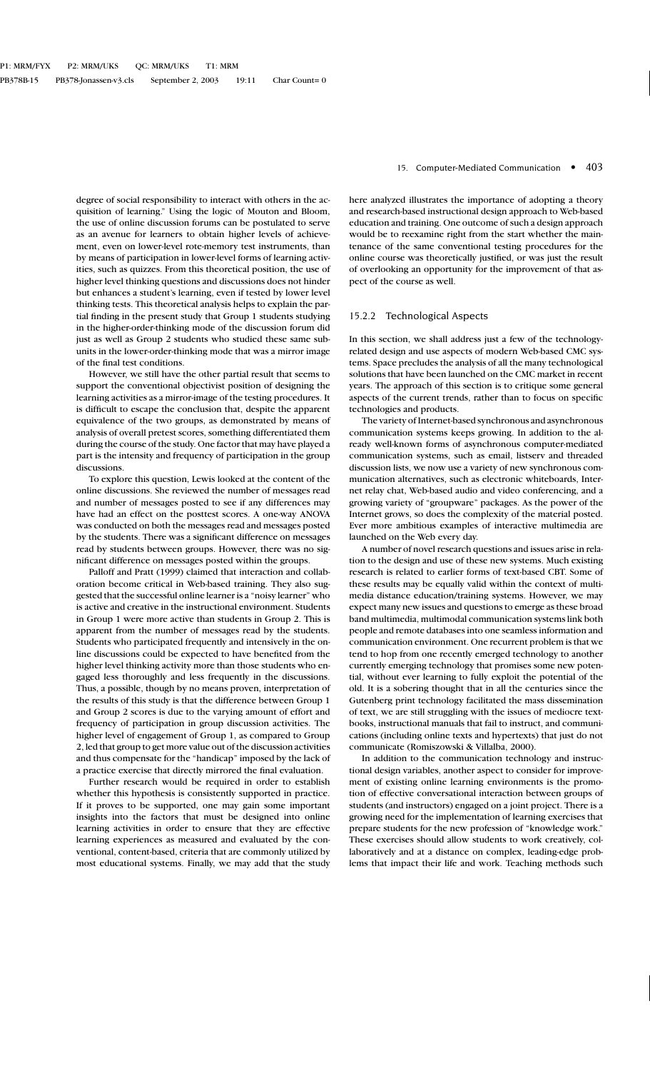degree of social responsibility to interact with others in the acquisition of learning." Using the logic of Mouton and Bloom, the use of online discussion forums can be postulated to serve as an avenue for learners to obtain higher levels of achievement, even on lower-level rote-memory test instruments, than by means of participation in lower-level forms of learning activities, such as quizzes. From this theoretical position, the use of higher level thinking questions and discussions does not hinder but enhances a student's learning, even if tested by lower level thinking tests. This theoretical analysis helps to explain the partial finding in the present study that Group 1 students studying in the higher-order-thinking mode of the discussion forum did just as well as Group 2 students who studied these same subunits in the lower-order-thinking mode that was a mirror image of the final test conditions.

However, we still have the other partial result that seems to support the conventional objectivist position of designing the learning activities as a mirror-image of the testing procedures. It is difficult to escape the conclusion that, despite the apparent equivalence of the two groups, as demonstrated by means of analysis of overall pretest scores, something differentiated them during the course of the study. One factor that may have played a part is the intensity and frequency of participation in the group discussions.

To explore this question, Lewis looked at the content of the online discussions. She reviewed the number of messages read and number of messages posted to see if any differences may have had an effect on the posttest scores. A one-way ANOVA was conducted on both the messages read and messages posted by the students. There was a significant difference on messages read by students between groups. However, there was no significant difference on messages posted within the groups.

Palloff and Pratt (1999) claimed that interaction and collaboration become critical in Web-based training. They also suggested that the successful online learner is a "noisy learner" who is active and creative in the instructional environment. Students in Group 1 were more active than students in Group 2. This is apparent from the number of messages read by the students. Students who participated frequently and intensively in the online discussions could be expected to have benefited from the higher level thinking activity more than those students who engaged less thoroughly and less frequently in the discussions. Thus, a possible, though by no means proven, interpretation of the results of this study is that the difference between Group 1 and Group 2 scores is due to the varying amount of effort and frequency of participation in group discussion activities. The higher level of engagement of Group 1, as compared to Group 2, led that group to get more value out of the discussion activities and thus compensate for the "handicap" imposed by the lack of a practice exercise that directly mirrored the final evaluation.

Further research would be required in order to establish whether this hypothesis is consistently supported in practice. If it proves to be supported, one may gain some important insights into the factors that must be designed into online learning activities in order to ensure that they are effective learning experiences as measured and evaluated by the conventional, content-based, criteria that are commonly utilized by most educational systems. Finally, we may add that the study here analyzed illustrates the importance of adopting a theory and research-based instructional design approach to Web-based education and training. One outcome of such a design approach would be to reexamine right from the start whether the maintenance of the same conventional testing procedures for the online course was theoretically justified, or was just the result of overlooking an opportunity for the improvement of that aspect of the course as well.

### 15.2.2 Technological Aspects

In this section, we shall address just a few of the technology-related design and use aspects of modern Web-based CMC systems. Space precludes the analysis of all the many technological solutions that have been launched on the CMC market in recent years. The approach of this section is to critique some general aspects of the current trends, rather than to focus on specific technologies and products.

The variety of Internet-based synchronous and asynchronous communication systems keeps growing. In addition to the already well-known forms of asynchronous computer-mediated communication systems, such as email, listserv and threaded discussion lists, we now use a variety of new synchronous communication alternatives, such as electronic whiteboards, Internet relay chat, Web-based audio and video conferencing, and a growing variety of "groupware" packages. As the power of the Internet grows, so does the complexity of the material posted. Ever more ambitious examples of interactive multimedia are launched on the Web every day.

A number of novel research questions and issues arise in relation to the design and use of these new systems. Much existing research is related to earlier forms of text-based CBT. Some of these results may be equally valid within the context of multimedia distance education/training systems. However, we may expect many new issues and questions to emerge as these broad band multimedia, multimodal communication systems link both people and remote databases into one seamless information and communication environment. One recurrent problem is that we tend to hop from one recently emerged technology to another currently emerging technology that promises some new potential, without ever learning to fully exploit the potential of the old. It is a sobering thought that in all the centuries since the Gutenberg print technology facilitated the mass dissemination of text, we are still struggling with the issues of mediocre textbooks, instructional manuals that fail to instruct, and communications (including online texts and hypertexts) that just do not communicate (Romiszowski & Villalba, 2000).

In addition to the communication technology and instructional design variables, another aspect to consider for improvement of existing online learning environments is the promotion of effective conversational interaction between groups of students (and instructors) engaged on a joint project. There is a growing need for the implementation of learning exercises that prepare students for the new profession of "knowledge work." These exercises should allow students to work creatively, collaboratively and at a distance on complex, leading-edge problems that impact their life and work. Teaching methods such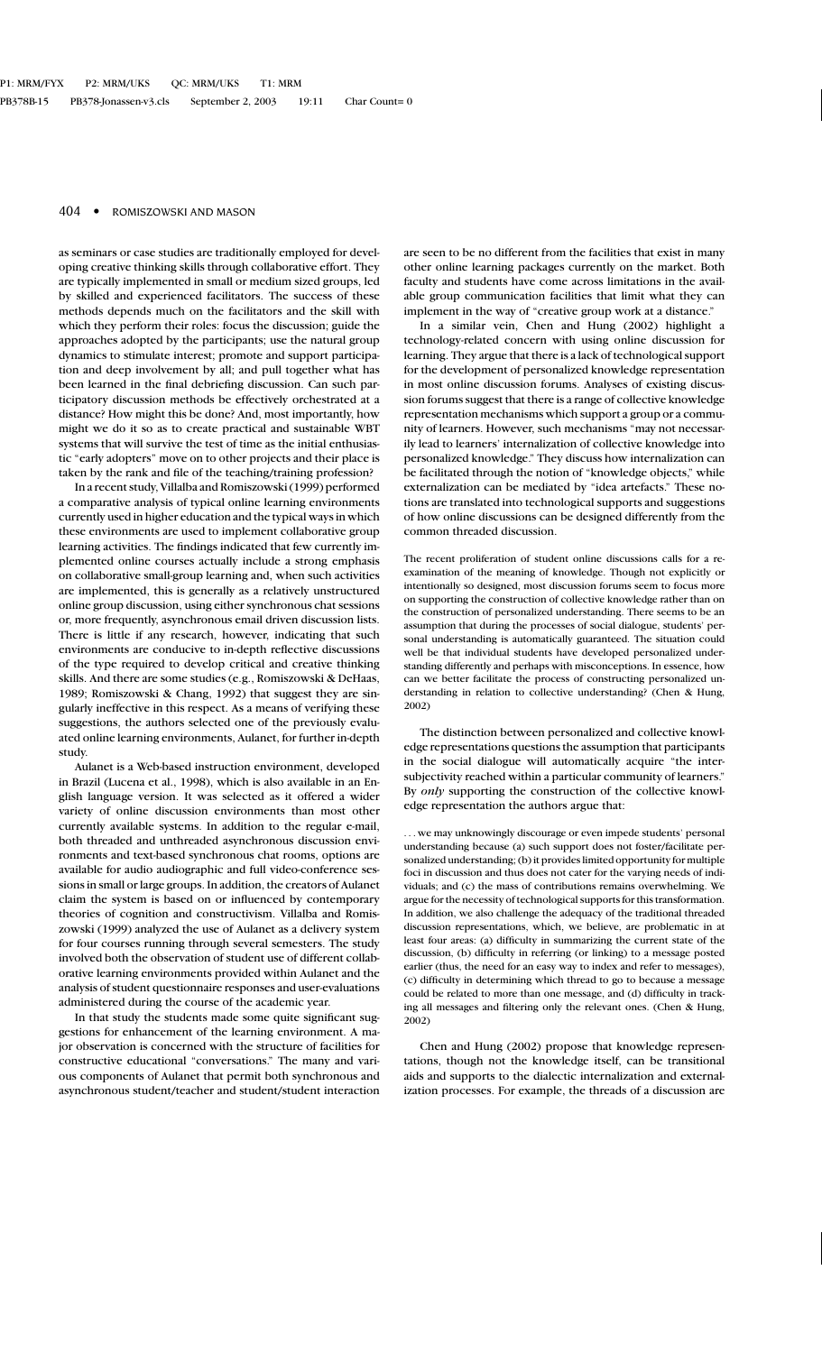as seminars or case studies are traditionally employed for developing creative thinking skills through collaborative effort. They are typically implemented in small or medium sized groups, led by skilled and experienced facilitators. The success of these methods depends much on the facilitators and the skill with which they perform their roles: focus the discussion; guide the approaches adopted by the participants; use the natural group dynamics to stimulate interest; promote and support participation and deep involvement by all; and pull together what has been learned in the final debriefing discussion. Can such participatory discussion methods be effectively orchestrated at a distance? How might this be done? And, most importantly, how might we do it so as to create practical and sustainable WBT systems that will survive the test of time as the initial enthusiastic "early adopters" move on to other projects and their place is taken by the rank and file of the teaching/training profession?

In a recent study, Villalba and Romiszowski (1999) performed a comparative analysis of typical online learning environments currently used in higher education and the typical ways in which these environments are used to implement collaborative group learning activities. The findings indicated that few currently implemented online courses actually include a strong emphasis on collaborative small-group learning and, when such activities are implemented, this is generally as a relatively unstructured online group discussion, using either synchronous chat sessions or, more frequently, asynchronous email driven discussion lists. There is little if any research, however, indicating that such environments are conducive to in-depth reflective discussions of the type required to develop critical and creative thinking skills. And there are some studies (e.g., Romiszowski & DeHaas, 1989; Romiszowski & Chang, 1992) that suggest they are singularly ineffective in this respect. As a means of verifying these suggestions, the authors selected one of the previously evaluated online learning environments, Aulanet, for further in-depth study.

Aulanet is a Web-based instruction environment, developed in Brazil (Lucena et al., 1998), which is also available in an English language version. It was selected as it offered a wider variety of online discussion environments than most other currently available systems. In addition to the regular e-mail, both threaded and unthreaded asynchronous discussion environments and text-based synchronous chat rooms, options are available for audio audiographic and full video-conference sessions in small or large groups. In addition, the creators of Aulanet claim the system is based on or influenced by contemporary theories of cognition and constructivism. Villalba and Romiszowski (1999) analyzed the use of Aulanet as a delivery system for four courses running through several semesters. The study involved both the observation of student use of different collaborative learning environments provided within Aulanet and the analysis of student questionnaire responses and user-evaluations administered during the course of the academic year.

In that study the students made some quite significant suggestions for enhancement of the learning environment. A major observation is concerned with the structure of facilities for constructive educational "conversations." The many and various components of Aulanet that permit both synchronous and asynchronous student/teacher and student/student interaction are seen to be no different from the facilities that exist in many other online learning packages currently on the market. Both faculty and students have come across limitations in the available group communication facilities that limit what they can implement in the way of "creative group work at a distance."

In a similar vein, Chen and Hung (2002) highlight a technology-related concern with using online discussion for learning. They argue that there is a lack of technological support for the development of personalized knowledge representation in most online discussion forums. Analyses of existing discussion forums suggest that there is a range of collective knowledge representation mechanisms which support a group or a community of learners. However, such mechanisms "may not necessarily lead to learners' internalization of collective knowledge into personalized knowledge." They discuss how internalization can be facilitated through the notion of "knowledge objects," while externalization can be mediated by "idea artefacts." These notions are translated into technological supports and suggestions of how online discussions can be designed differently from the common threaded discussion.

> The recent proliferation of student online discussions calls for a re-examination of the meaning of knowledge. Though not explicitly or intentionally so designed, most discussion forums seem to focus more on supporting the construction of collective knowledge rather than on the construction of personalized understanding. There seems to be an assumption that during the processes of social dialogue, students' personal understanding is automatically guaranteed. The situation could well be that individual students have developed personalized understanding differently and perhaps with misconceptions. In essence, how can we better facilitate the process of constructing personalized understanding in relation to collective understanding? (Chen & Hung, 2002)

The distinction between personalized and collective knowledge representations questions the assumption that participants in the social dialogue will automatically acquire "the intersubjectivity reached within a particular community of learners." By *only* supporting the construction of the collective knowledge representation the authors argue that:

> . . . we may unknowingly discourage or even impede students' personal understanding because (a) such support does not foster/facilitate personalized understanding; (b) it provides limited opportunity for multiple foci in discussion and thus does not cater for the varying needs of individuals; and (c) the mass of contributions remains overwhelming. We argue for the necessity of technological supports for this transformation. In addition, we also challenge the adequacy of the traditional threaded discussion representations, which, we believe, are problematic in at least four areas: (a) difficulty in summarizing the current state of the discussion, (b) difficulty in referring (or linking) to a message posted earlier (thus, the need for an easy way to index and refer to messages), (c) difficulty in determining which thread to go to because a message could be related to more than one message, and (d) difficulty in tracking all messages and filtering only the relevant ones. (Chen & Hung, 2002)

Chen and Hung (2002) propose that knowledge representations, though not the knowledge itself, can be transitional aids and supports to the dialectic internalization and externalization processes. For example, the threads of a discussion are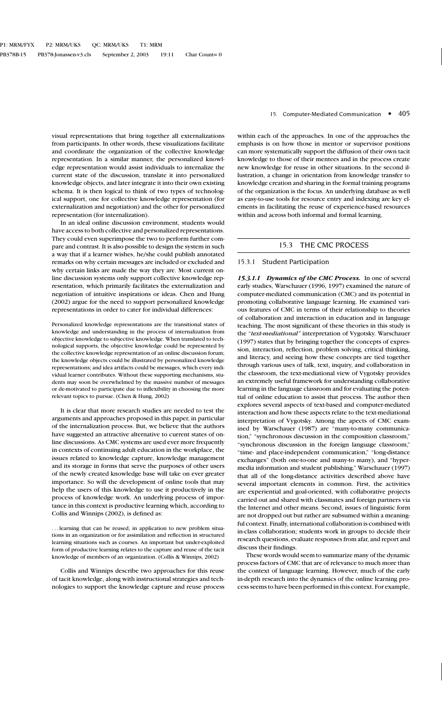visual representations that bring together all externalizations from participants. In other words, these visualizations facilitate and coordinate the organization of the collective knowledge representation. In a similar manner, the personalized knowledge representation would assist individuals to internalize the current state of the discussion, translate it into personalized knowledge objects, and later integrate it into their own existing schema. It is then logical to think of two types of technological support, one for collective knowledge representation (for externalization and negotiation) and the other for personalized representation (for internalization).

In an ideal online discussion environment, students would have access to both collective and personalized representations. They could even superimpose the two to perform further compare and contrast. It is also possible to design the system in such a way that if a learner wishes, he/she could publish annotated remarks on why certain messages are included or excluded and why certain links are made the way they are. Most current online discussion systems only support collective knowledge representation, which primarily facilitates the externalization and negotiation of intuitive inspirations or ideas. Chen and Hung (2002) argue for the need to support personalized knowledge representations in order to cater for individual differences:

> Personalized knowledge representations are the transitional states of knowledge and understanding in the process of internalization from objective knowledge to subjective knowledge. When translated to technological supports, the objective knowledge could be represented by the collective knowledge representation of an online discussion forum; the knowledge objects could be illustrated by personalized knowledge representations; and idea artifacts could be messages, which every individual learner contributes. Without these supporting mechanisms, students may soon be overwhelmed by the massive number of messages or de-motivated to participate due to inflexibility in choosing the more relevant topics to pursue. (Chen & Hung, 2002)

It is clear that more research studies are needed to test the arguments and approaches proposed in this paper, in particular of the internalization process. But, we believe that the authors have suggested an attractive alternative to current states of online discussions. As CMC systems are used ever more frequently in contexts of continuing adult education in the workplace, the issues related to knowledge capture, knowledge management and its storage in forms that serve the purposes of other users of the newly created knowledge base will take on ever greater importance. So will the development of online tools that may help the users of this knowledge to use it productively in the process of knowledge work. An underlying process of importance in this context is productive learning which, according to Collis and Winnips (2002), is defined as:

> . . . learning that can be reused, in application to new problem situations in an organization or for assimilation and reflection in structured learning situations such as courses. An important but under-exploited form of productive learning relates to the capture and reuse of the tacit knowledge of members of an organization. (Collis & Winnips, 2002)

Collis and Winnips describe two approaches for this reuse of tacit knowledge, along with instructional strategies and technologies to support the knowledge capture and reuse process within each of the approaches. In one of the approaches the emphasis is on how those in mentor or supervisor positions can more systematically support the diffusion of their own tacit knowledge to those of their mentees and in the process create new knowledge for reuse in other situations. In the second illustration, a change in orientation from knowledge transfer to knowledge creation and sharing in the formal training programs of the organization is the focus. An underlying database as well as easy-to-use tools for resource entry and indexing are key elements in facilitating the reuse of experience-based resources within and across both informal and formal learning.

## 15.3 THE CMC PROCESS

### 15.3.1 Student Participation

***15.3.1.1 Dynamics of the CMC Process.*** In one of several early studies, Warschauer (1996, 1997) examined the nature of computer-mediated communication (CMC) and its potential in promoting collaborative language learning. He examined various features of CMC in terms of their relationship to theories of collaboration and interaction in education and in language teaching. The most significant of these theories in this study is the "*text-mediational"* interpretation of Vygotsky. Warschauer (1997) states that by bringing together the concepts of expression, interaction, reflection, problem solving, critical thinking, and literacy, and seeing how these concepts are tied together through various uses of talk, text, inquiry, and collaboration in the classroom, the text-mediational view of Vygotsky provides an extremely useful framework for understanding collaborative learning in the language classroom and for evaluating the potential of online education to assist that process. The author then explores several aspects of text-based and computer-mediated interaction and how these aspects relate to the text-mediational interpretation of Vygotsky. Among the apects of CMC examined by Warschauer (1987) are "many-to-many communication," "synchronous discussion in the composition classroom," "synchronous discussion in the foreign language classroom," "time- and place-independent communication," "long-distance exchanges" (both one-to-one and many-to many), and "hypermedia information and student publishing." Warschauer (1997) that all of the long-distance activities described above have several important elements in common. First, the activities are experiential and goal-oriented, with collaborative projects carried out and shared with classmates and foreign partners via the Internet and other means. Second, issues of linguistic form are not dropped out but rather are subsumed within a meaningful context. Finally, international collaboration is combined with in-class collaboration; students work in groups to decide their research questions, evaluate responses from afar, and report and discuss their findings.

These words would seem to summarize many of the dynamic process factors of CMC that are of relevance to much more than the context of language learning. However, much of the early in-depth research into the dynamics of the online learning process seems to have been performed in this context. For example,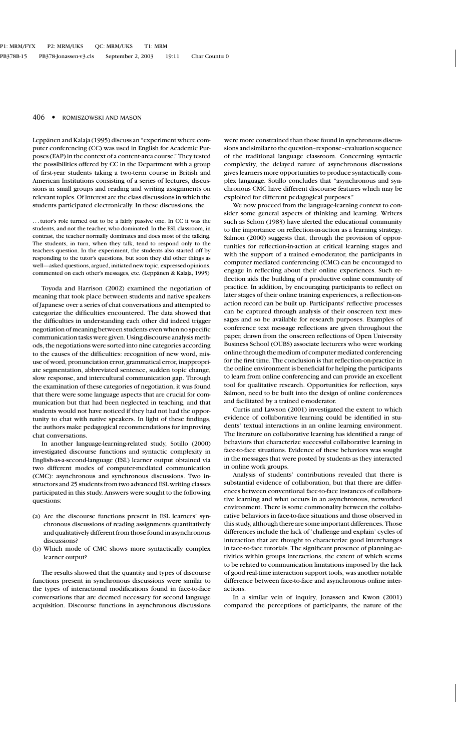Leppänen and Kalaja (1995) discuss an "experiment where computer conferencing (CC) was used in English for Academic Purposes (EAP) in the context of a content-area course." They tested the possibilities offered by CC in the Department with a group of first-year students taking a two-term course in British and American Institutions consisting of a series of lectures, discussions in small groups and reading and writing assignments on relevant topics. Of interest are the class discussions in which the students participated electronically. In these discussions, the

> . . . tutor's role turned out to be a fairly passive one. In CC it was the students, and not the teacher, who dominated. In the ESL classroom, in contrast, the teacher normally dominates and does most of the talking. The students, in turn, when they talk, tend to respond only to the teachers question. In the experiment, the students also started off by responding to the tutor's questions, but soon they did other things as well—asked questions, argued, initiated new topic, expressed opinions, commented on each other's messages, etc. (Leppänen & Kalaja, 1995)

Toyoda and Harrison (2002) examined the negotiation of meaning that took place between students and native speakers of Japanese over a series of chat conversations and attempted to categorize the difficulties encountered. The data showed that the difficulties in understanding each other did indeed trigger negotiation of meaning between students even when no specific communication tasks were given. Using discourse analysis methods, the negotiations were sorted into nine categories according to the causes of the difficulties: recognition of new word, misuse of word, pronunciation error, grammatical error, inappropriate segmentation, abbreviated sentence, sudden topic change, slow response, and intercultural communication gap. Through the examination of these categories of negotiation, it was found that there were some language aspects that are crucial for communication but that had been neglected in teaching, and that students would not have noticed if they had not had the opportunity to chat with native speakers. In light of these findings, the authors make pedagogical recommendations for improving chat conversations.

In another language-learning-related study, Sotillo (2000) investigated discourse functions and syntactic complexity in English-as-a-second-language (ESL) learner output obtained via two different modes of computer-mediated communication (CMC): asynchronous and synchronous discussions. Two instructors and 25 students from two advanced ESL writing classes participated in this study. Answers were sought to the following questions:

(a) Are the discourse functions present in ESL learners' synchronous discussions of reading assignments quantitatively and qualitatively different from those found in asynchronous discussions?
(b) Which mode of CMC shows more syntactically complex learner output?

The results showed that the quantity and types of discourse functions present in synchronous discussions were similar to the types of interactional modifications found in face-to-face conversations that are deemed necessary for second language acquisition. Discourse functions in asynchronous discussions were more constrained than those found in synchronous discussions and similar to the question–response–evaluation sequence of the traditional language classroom. Concerning syntactic complexity, the delayed nature of asynchronous discussions gives learners more opportunities to produce syntactically complex language. Sotillo concludes that "asynchronous and synchronous CMC have different discourse features which may be exploited for different pedagogical purposes."

We now proceed from the language-learning context to consider some general aspects of thinking and learning. Writers such as Schon (1983) have alerted the educational community to the importance on reflection-in-action as a learning strategy. Salmon (2000) suggests that, through the provision of opportunities for reflection-in-action at critical learning stages and with the support of a trained e-moderator, the participants in computer mediated conferencing (CMC) can be encouraged to engage in reflecting about their online experiences. Such reflection aids the building of a productive online community of practice. In addition, by encouraging participants to reflect on later stages of their online training experiences, a reflection-on-action record can be built up. Participants' reflective processes can be captured through analysis of their onscreen text messages and so be available for research purposes. Examples of conference text message reflections are given throughout the paper, drawn from the onscreen reflections of Open University Business School (OUBS) associate lecturers who were working online through the medium of computer mediated conferencing for the first time. The conclusion is that reflection-on-practice in the online environment is beneficial for helping the participants to learn from online conferencing and can provide an excellent tool for qualitative research. Opportunities for reflection, says Salmon, need to be built into the design of online conferences and facilitated by a trained e-moderator.

Curtis and Lawson (2001) investigated the extent to which evidence of collaborative learning could be identified in students' textual interactions in an online learning environment. The literature on collaborative learning has identified a range of behaviors that characterize successful collaborative learning in face-to-face situations. Evidence of these behaviors was sought in the messages that were posted by students as they interacted in online work groups.

Analysis of students' contributions revealed that there is substantial evidence of collaboration, but that there are differences between conventional face-to-face instances of collaborative learning and what occurs in an asynchronous, networked environment. There is some commonality between the collaborative behaviors in face-to-face situations and those observed in this study, although there are some important differences. Those differences include the lack of 'challenge and explain' cycles of interaction that are thought to characterize good interchanges in face-to-face tutorials. The significant presence of planning activities within groups interactions, the extent of which seems to be related to communication limitations imposed by the lack of good real-time interaction support tools, was another notable difference between face-to-face and asynchronous online interactions.

In a similar vein of inquiry, Jonassen and Kwon (2001) compared the perceptions of participants, the nature of the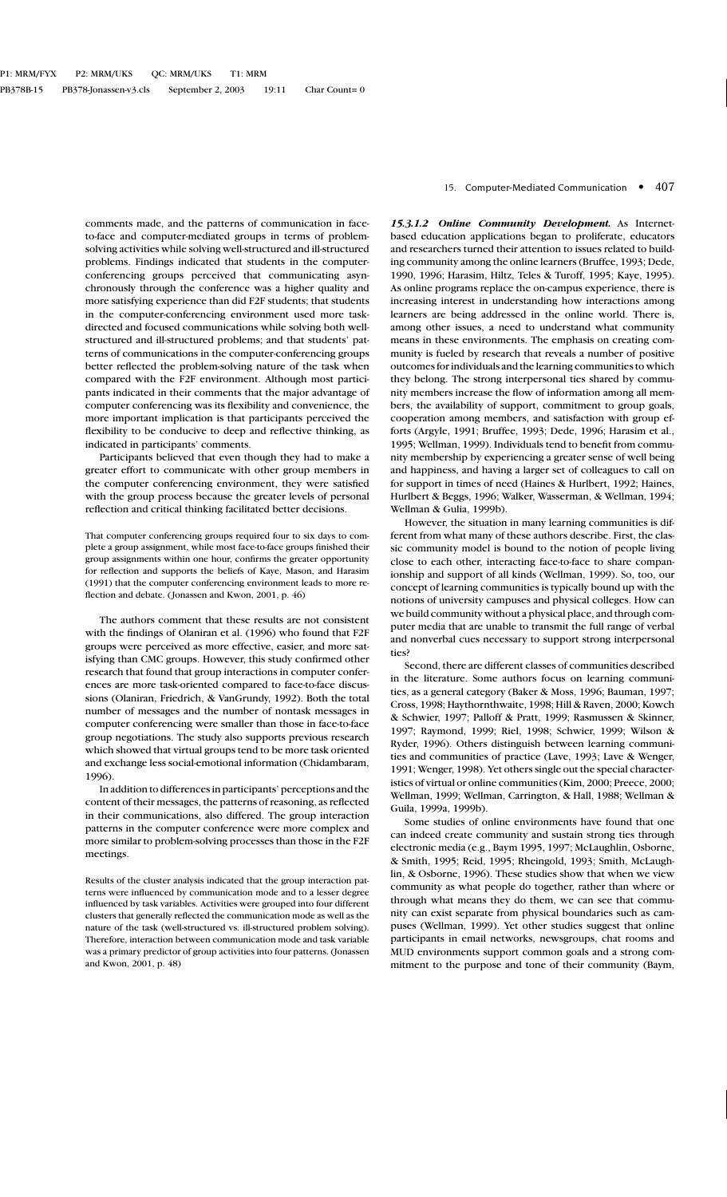comments made, and the patterns of communication in face-to-face and computer-mediated groups in terms of problem-solving activities while solving well-structured and ill-structured problems. Findings indicated that students in the computer-conferencing groups perceived that communicating asynchronously through the conference was a higher quality and more satisfying experience than did F2F students; that students in the computer-conferencing environment used more task-directed and focused communications while solving both well-structured and ill-structured problems; and that students' patterns of communications in the computer-conferencing groups better reflected the problem-solving nature of the task when compared with the F2F environment. Although most participants indicated in their comments that the major advantage of computer conferencing was its flexibility and convenience, the more important implication is that participants perceived the flexibility to be conducive to deep and reflective thinking, as indicated in participants' comments.

Participants believed that even though they had to make a greater effort to communicate with other group members in the computer conferencing environment, they were satisfied with the group process because the greater levels of personal reflection and critical thinking facilitated better decisions.

> That computer conferencing groups required four to six days to complete a group assignment, while most face-to-face groups finished their group assignments within one hour, confirms the greater opportunity for reflection and supports the beliefs of Kaye, Mason, and Harasim (1991) that the computer conferencing environment leads to more reflection and debate. (Jonassen and Kwon, 2001, p. 46)

The authors comment that these results are not consistent with the findings of Olaniran et al. (1996) who found that F2F groups were perceived as more effective, easier, and more satisfying than CMC groups. However, this study confirmed other research that found that group interactions in computer conferences are more task-oriented compared to face-to-face discussions (Olaniran, Friedrich, & VanGrundy, 1992). Both the total number of messages and the number of nontask messages in computer conferencing were smaller than those in face-to-face group negotiations. The study also supports previous research which showed that virtual groups tend to be more task oriented and exchange less social-emotional information (Chidambaram, 1996).

In addition to differences in participants' perceptions and the content of their messages, the patterns of reasoning, as reflected in their communications, also differed. The group interaction patterns in the computer conference were more complex and more similar to problem-solving processes than those in the F2F meetings.

> Results of the cluster analysis indicated that the group interaction patterns were influenced by communication mode and to a lesser degree influenced by task variables. Activities were grouped into four different clusters that generally reflected the communication mode as well as the nature of the task (well-structured vs. ill-structured problem solving). Therefore, interaction between communication mode and task variable was a primary predictor of group activities into four patterns. (Jonassen and Kwon, 2001, p. 48)

#### *15.3.1.2 Online Community Development.*

As Internet-based education applications began to proliferate, educators and researchers turned their attention to issues related to building community among the online learners (Bruffee, 1993; Dede, 1990, 1996; Harasim, Hiltz, Teles & Turoff, 1995; Kaye, 1995). As online programs replace the on-campus experience, there is increasing interest in understanding how interactions among learners are being addressed in the online world. There is, among other issues, a need to understand what community means in these environments. The emphasis on creating community is fueled by research that reveals a number of positive outcomes for individuals and the learning communities to which they belong. The strong interpersonal ties shared by community members increase the flow of information among all members, the availability of support, commitment to group goals, cooperation among members, and satisfaction with group efforts (Argyle, 1991; Bruffee, 1993; Dede, 1996; Harasim et al., 1995; Wellman, 1999). Individuals tend to benefit from community membership by experiencing a greater sense of well being and happiness, and having a larger set of colleagues to call on for support in times of need (Haines & Hurlbert, 1992; Haines, Hurlbert & Beggs, 1996; Walker, Wasserman, & Wellman, 1994; Wellman & Gulia, 1999b).

However, the situation in many learning communities is different from what many of these authors describe. First, the classic community model is bound to the notion of people living close to each other, interacting face-to-face to share companionship and support of all kinds (Wellman, 1999). So, too, our concept of learning communities is typically bound up with the notions of university campuses and physical colleges. How can we build community without a physical place, and through computer media that are unable to transmit the full range of verbal and nonverbal cues necessary to support strong interpersonal ties?

Second, there are different classes of communities described in the literature. Some authors focus on learning communities, as a general category (Baker & Moss, 1996; Bauman, 1997; Cross, 1998; Haythornthwaite, 1998; Hill & Raven, 2000; Kowch & Schwier, 1997; Palloff & Pratt, 1999; Rasmussen & Skinner, 1997; Raymond, 1999; Riel, 1998; Schwier, 1999; Wilson & Ryder, 1996). Others distinguish between learning communities and communities of practice (Lave, 1993; Lave & Wenger, 1991; Wenger, 1998). Yet others single out the special characteristics of virtual or online communities (Kim, 2000; Preece, 2000; Wellman, 1999; Wellman, Carrington, & Hall, 1988; Wellman & Guila, 1999a, 1999b).

Some studies of online environments have found that one can indeed create community and sustain strong ties through electronic media (e.g., Baym 1995, 1997; McLaughlin, Osborne, & Smith, 1995; Reid, 1995; Rheingold, 1993; Smith, McLaughlin, & Osborne, 1996). These studies show that when we view community as what people do together, rather than where or through what means they do them, we can see that community can exist separate from physical boundaries such as campuses (Wellman, 1999). Yet other studies suggest that online participants in email networks, newsgroups, chat rooms and MUD environments support common goals and a strong commitment to the purpose and tone of their community (Baym,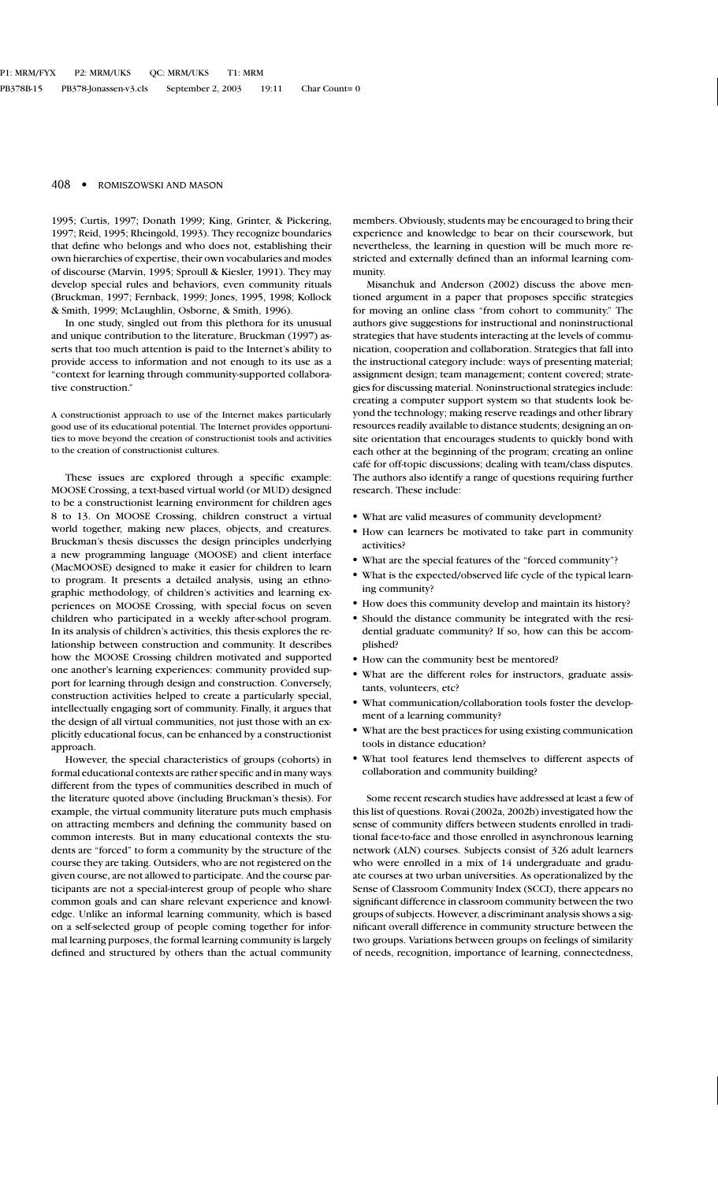1995; Curtis, 1997; Donath 1999; King, Grinter, & Pickering, 1997; Reid, 1995; Rheingold, 1993). They recognize boundaries that define who belongs and who does not, establishing their own hierarchies of expertise, their own vocabularies and modes of discourse (Marvin, 1995; Sproull & Kiesler, 1991). They may develop special rules and behaviors, even community rituals (Bruckman, 1997; Fernback, 1999; Jones, 1995, 1998; Kollock & Smith, 1999; McLaughlin, Osborne, & Smith, 1996).

In one study, singled out from this plethora for its unusual and unique contribution to the literature, Bruckman (1997) asserts that too much attention is paid to the Internet's ability to provide access to information and not enough to its use as a "context for learning through community-supported collaborative construction."

> A constructionist approach to use of the Internet makes particularly good use of its educational potential. The Internet provides opportunities to move beyond the creation of constructionist tools and activities to the creation of constructionist cultures.

These issues are explored through a specific example: MOOSE Crossing, a text-based virtual world (or MUD) designed to be a constructionist learning environment for children ages 8 to 13. On MOOSE Crossing, children construct a virtual world together, making new places, objects, and creatures. Bruckman's thesis discusses the design principles underlying a new programming language (MOOSE) and client interface (MacMOOSE) designed to make it easier for children to learn to program. It presents a detailed analysis, using an ethnographic methodology, of children's activities and learning experiences on MOOSE Crossing, with special focus on seven children who participated in a weekly after-school program. In its analysis of children's activities, this thesis explores the relationship between construction and community. It describes how the MOOSE Crossing children motivated and supported one another's learning experiences: community provided support for learning through design and construction. Conversely, construction activities helped to create a particularly special, intellectually engaging sort of community. Finally, it argues that the design of all virtual communities, not just those with an explicitly educational focus, can be enhanced by a constructionist approach.

However, the special characteristics of groups (cohorts) in formal educational contexts are rather specific and in many ways different from the types of communities described in much of the literature quoted above (including Bruckman's thesis). For example, the virtual community literature puts much emphasis on attracting members and defining the community based on common interests. But in many educational contexts the students are "forced" to form a community by the structure of the course they are taking. Outsiders, who are not registered on the given course, are not allowed to participate. And the course participants are not a special-interest group of people who share common goals and can share relevant experience and knowledge. Unlike an informal learning community, which is based on a self-selected group of people coming together for informal learning purposes, the formal learning community is largely defined and structured by others than the actual community members. Obviously, students may be encouraged to bring their experience and knowledge to bear on their coursework, but nevertheless, the learning in question will be much more restricted and externally defined than an informal learning community.

Misanchuk and Anderson (2002) discuss the above mentioned argument in a paper that proposes specific strategies for moving an online class "from cohort to community." The authors give suggestions for instructional and noninstructional strategies that have students interacting at the levels of communication, cooperation and collaboration. Strategies that fall into the instructional category include: ways of presenting material; assignment design; team management; content covered; strategies for discussing material. Noninstructional strategies include: creating a computer support system so that students look beyond the technology; making reserve readings and other library resources readily available to distance students; designing an onsite orientation that encourages students to quickly bond with each other at the beginning of the program; creating an online café for off-topic discussions; dealing with team/class disputes. The authors also identify a range of questions requiring further research. These include:

- What are valid measures of community development?
- How can learners be motivated to take part in community activities?
- What are the special features of the "forced community"?
- What is the expected/observed life cycle of the typical learning community?
- How does this community develop and maintain its history?
- Should the distance community be integrated with the residential graduate community? If so, how can this be accomplished?
- How can the community best be mentored?
- What are the different roles for instructors, graduate assistants, volunteers, etc?
- What communication/collaboration tools foster the development of a learning community?
- What are the best practices for using existing communication tools in distance education?
- What tool features lend themselves to different aspects of collaboration and community building?

Some recent research studies have addressed at least a few of this list of questions. Rovai (2002a, 2002b) investigated how the sense of community differs between students enrolled in traditional face-to-face and those enrolled in asynchronous learning network (ALN) courses. Subjects consist of 326 adult learners who were enrolled in a mix of 14 undergraduate and graduate courses at two urban universities. As operationalized by the Sense of Classroom Community Index (SCCI), there appears no significant difference in classroom community between the two groups of subjects. However, a discriminant analysis shows a significant overall difference in community structure between the two groups. Variations between groups on feelings of similarity of needs, recognition, importance of learning, connectedness,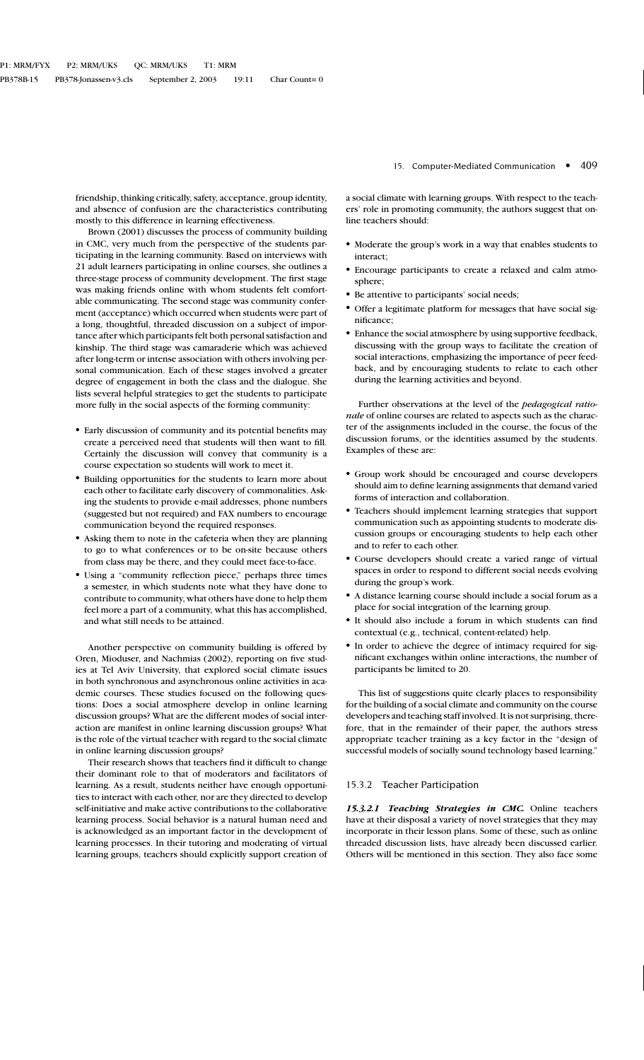friendship, thinking critically, safety, acceptance, group identity, and absence of confusion are the characteristics contributing mostly to this difference in learning effectiveness.

Brown (2001) discusses the process of community building in CMC, very much from the perspective of the students participating in the learning community. Based on interviews with 21 adult learners participating in online courses, she outlines a three-stage process of community development. The first stage was making friends online with whom students felt comfortable communicating. The second stage was community conferment (acceptance) which occurred when students were part of a long, thoughtful, threaded discussion on a subject of importance after which participants felt both personal satisfaction and kinship. The third stage was camaraderie which was achieved after long-term or intense association with others involving personal communication. Each of these stages involved a greater degree of engagement in both the class and the dialogue. She lists several helpful strategies to get the students to participate more fully in the social aspects of the forming community:

- Early discussion of community and its potential benefits may create a perceived need that students will then want to fill. Certainly the discussion will convey that community is a course expectation so students will work to meet it.
- Building opportunities for the students to learn more about each other to facilitate early discovery of commonalities. Asking the students to provide e-mail addresses, phone numbers (suggested but not required) and FAX numbers to encourage communication beyond the required responses.
- Asking them to note in the cafeteria when they are planning to go to what conferences or to be on-site because others from class may be there, and they could meet face-to-face.
- Using a "community reflection piece," perhaps three times a semester, in which students note what they have done to contribute to community, what others have done to help them feel more a part of a community, what this has accomplished, and what still needs to be attained.

Another perspective on community building is offered by Oren, Mioduser, and Nachmias (2002), reporting on five studies at Tel Aviv University, that explored social climate issues in both synchronous and asynchronous online activities in academic courses. These studies focused on the following questions: Does a social atmosphere develop in online learning discussion groups? What are the different modes of social interaction are manifest in online learning discussion groups? What is the role of the virtual teacher with regard to the social climate in online learning discussion groups?

Their research shows that teachers find it difficult to change their dominant role to that of moderators and facilitators of learning. As a result, students neither have enough opportunities to interact with each other, nor are they directed to develop self-initiative and make active contributions to the collaborative learning process. Social behavior is a natural human need and is acknowledged as an important factor in the development of learning processes. In their tutoring and moderating of virtual learning groups, teachers should explicitly support creation of a social climate with learning groups. With respect to the teachers' role in promoting community, the authors suggest that online teachers should:

- Moderate the group's work in a way that enables students to interact;
- Encourage participants to create a relaxed and calm atmosphere;
- Be attentive to participants' social needs;
- Offer a legitimate platform for messages that have social significance;
- Enhance the social atmosphere by using supportive feedback, discussing with the group ways to facilitate the creation of social interactions, emphasizing the importance of peer feedback, and by encouraging students to relate to each other during the learning activities and beyond.

Further observations at the level of the *pedagogical rationale* of online courses are related to aspects such as the character of the assignments included in the course, the focus of the discussion forums, or the identities assumed by the students. Examples of these are:

- Group work should be encouraged and course developers should aim to define learning assignments that demand varied forms of interaction and collaboration.
- Teachers should implement learning strategies that support communication such as appointing students to moderate discussion groups or encouraging students to help each other and to refer to each other.
- Course developers should create a varied range of virtual spaces in order to respond to different social needs evolving during the group's work.
- A distance learning course should include a social forum as a place for social integration of the learning group.
- It should also include a forum in which students can find contextual (e.g., technical, content-related) help.
- In order to achieve the degree of intimacy required for significant exchanges within online interactions, the number of participants be limited to 20.

This list of suggestions quite clearly places to responsibility for the building of a social climate and community on the course developers and teaching staff involved. It is not surprising, therefore, that in the remainder of their paper, the authors stress appropriate teacher training as a key factor in the "design of successful models of socially sound technology based learning."

### 15.3.2 Teacher Participation

***15.3.2.1 Teaching Strategies in CMC.*** Online teachers have at their disposal a variety of novel strategies that they may incorporate in their lesson plans. Some of these, such as online threaded discussion lists, have already been discussed earlier. Others will be mentioned in this section. They also face some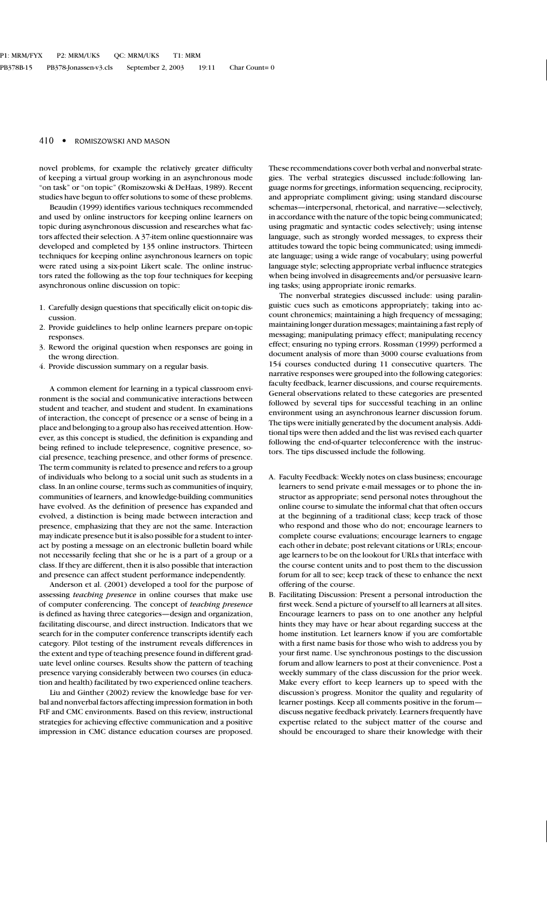novel problems, for example the relatively greater difficulty of keeping a virtual group working in an asynchronous mode "on task" or "on topic" (Romiszowski & DeHaas, 1989). Recent studies have begun to offer solutions to some of these problems.

Beaudin (1999) identifies various techniques recommended and used by online instructors for keeping online learners on topic during asynchronous discussion and researches what factors affected their selection. A 37-item online questionnaire was developed and completed by 135 online instructors. Thirteen techniques for keeping online asynchronous learners on topic were rated using a six-point Likert scale. The online instructors rated the following as the top four techniques for keeping asynchronous online discussion on topic:

1. Carefully design questions that specifically elicit on-topic discussion.
2. Provide guidelines to help online learners prepare on-topic responses.
3. Reword the original question when responses are going in the wrong direction.
4. Provide discussion summary on a regular basis.

A common element for learning in a typical classroom environment is the social and communicative interactions between student and teacher, and student and student. In examinations of interaction, the concept of presence or a sense of being in a place and belonging to a group also has received attention. However, as this concept is studied, the definition is expanding and being refined to include telepresence, cognitive presence, social presence, teaching presence, and other forms of presence. The term community is related to presence and refers to a group of individuals who belong to a social unit such as students in a class. In an online course, terms such as communities of inquiry, communities of learners, and knowledge-building communities have evolved. As the definition of presence has expanded and evolved, a distinction is being made between interaction and presence, emphasizing that they are not the same. Interaction may indicate presence but it is also possible for a student to interact by posting a message on an electronic bulletin board while not necessarily feeling that she or he is a part of a group or a class. If they are different, then it is also possible that interaction and presence can affect student performance independently.

Anderson et al. (2001) developed a tool for the purpose of assessing *teaching presence* in online courses that make use of computer conferencing. The concept of *teaching presence* is defined as having three categories—design and organization, facilitating discourse, and direct instruction. Indicators that we search for in the computer conference transcripts identify each category. Pilot testing of the instrument reveals differences in the extent and type of teaching presence found in different graduate level online courses. Results show the pattern of teaching presence varying considerably between two courses (in education and health) facilitated by two experienced online teachers.

Liu and Ginther (2002) review the knowledge base for verbal and nonverbal factors affecting impression formation in both FtF and CMC environments. Based on this review, instructional strategies for achieving effective communication and a positive impression in CMC distance education courses are proposed. These recommendations cover both verbal and nonverbal strategies. The verbal strategies discussed include:following language norms for greetings, information sequencing, reciprocity, and appropriate compliment giving; using standard discourse schemas—interpersonal, rhetorical, and narrative—selectively, in accordance with the nature of the topic being communicated; using pragmatic and syntactic codes selectively; using intense language, such as strongly worded messages, to express their attitudes toward the topic being communicated; using immediate language; using a wide range of vocabulary; using powerful language style; selecting appropriate verbal influence strategies when being involved in disagreements and/or persuasive learning tasks; using appropriate ironic remarks.

The nonverbal strategies discussed include: using paralinguistic cues such as emoticons appropriately; taking into account chronemics; maintaining a high frequency of messaging; maintaining longer duration messages; maintaining a fast reply of messaging; manipulating primacy effect; manipulating recency effect; ensuring no typing errors. Rossman (1999) performed a document analysis of more than 3000 course evaluations from 154 courses conducted during 11 consecutive quarters. The narrative responses were grouped into the following categories: faculty feedback, learner discussions, and course requirements. General observations related to these categories are presented followed by several tips for successful teaching in an online environment using an asynchronous learner discussion forum. The tips were initially generated by the document analysis. Additional tips were then added and the list was revised each quarter following the end-of-quarter teleconference with the instructors. The tips discussed include the following.

A. Faculty Feedback: Weekly notes on class business; encourage learners to send private e-mail messages or to phone the instructor as appropriate; send personal notes throughout the online course to simulate the informal chat that often occurs at the beginning of a traditional class; keep track of those who respond and those who do not; encourage learners to complete course evaluations; encourage learners to engage each other in debate; post relevant citations or URLs; encourage learners to be on the lookout for URLs that interface with the course content units and to post them to the discussion forum for all to see; keep track of these to enhance the next offering of the course.
B. Facilitating Discussion: Present a personal introduction the first week. Send a picture of yourself to all learners at all sites. Encourage learners to pass on to one another any helpful hints they may have or hear about regarding success at the home institution. Let learners know if you are comfortable with a first name basis for those who wish to address you by your first name. Use synchronous postings to the discussion forum and allow learners to post at their convenience. Post a weekly summary of the class discussion for the prior week. Make every effort to keep learners up to speed with the discussion's progress. Monitor the quality and regularity of learner postings. Keep all comments positive in the forum—discuss negative feedback privately. Learners frequently have expertise related to the subject matter of the course and should be encouraged to share their knowledge with their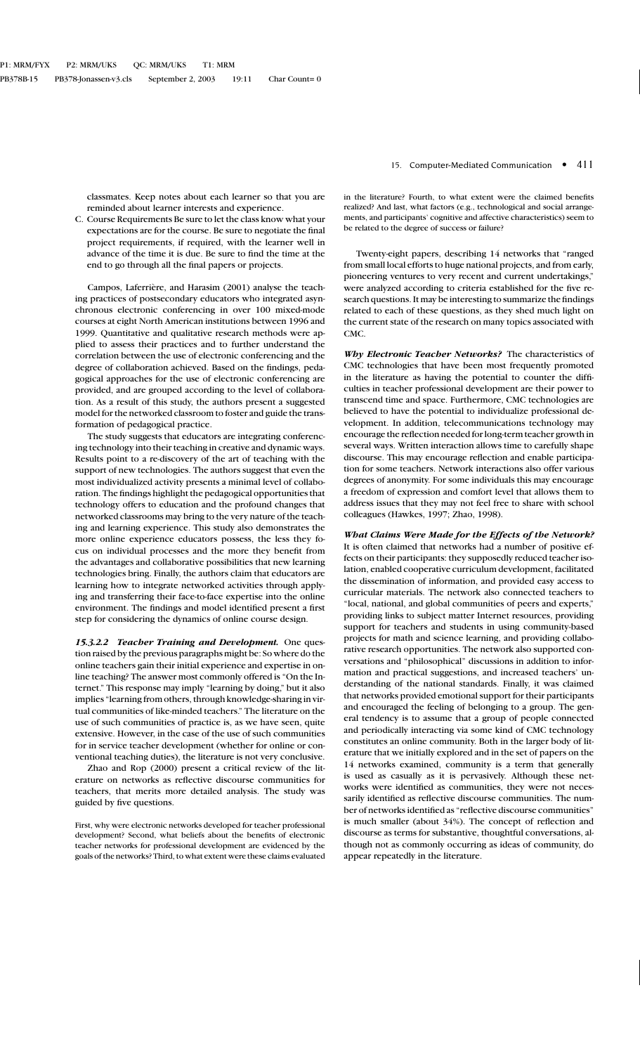classmates. Keep notes about each learner so that you are reminded about learner interests and experience.

C. Course Requirements Be sure to let the class know what your expectations are for the course. Be sure to negotiate the final project requirements, if required, with the learner well in advance of the time it is due. Be sure to find the time at the end to go through all the final papers or projects.

Campos, Laferrière, and Harasim (2001) analyse the teaching practices of postsecondary educators who integrated asynchronous electronic conferencing in over 100 mixed-mode courses at eight North American institutions between 1996 and 1999. Quantitative and qualitative research methods were applied to assess their practices and to further understand the correlation between the use of electronic conferencing and the degree of collaboration achieved. Based on the findings, pedagogical approaches for the use of electronic conferencing are provided, and are grouped according to the level of collaboration. As a result of this study, the authors present a suggested model for the networked classroom to foster and guide the transformation of pedagogical practice.

The study suggests that educators are integrating conferencing technology into their teaching in creative and dynamic ways. Results point to a re-discovery of the art of teaching with the support of new technologies. The authors suggest that even the most individualized activity presents a minimal level of collaboration. The findings highlight the pedagogical opportunities that technology offers to education and the profound changes that networked classrooms may bring to the very nature of the teaching and learning experience. This study also demonstrates the more online experience educators possess, the less they focus on individual processes and the more they benefit from the advantages and collaborative possibilities that new learning technologies bring. Finally, the authors claim that educators are learning how to integrate networked activities through applying and transferring their face-to-face expertise into the online environment. The findings and model identified present a first step for considering the dynamics of online course design.

***15.3.2.2 Teacher Training and Development.*** One question raised by the previous paragraphs might be: So where do the online teachers gain their initial experience and expertise in online teaching? The answer most commonly offered is "On the Internet." This response may imply "learning by doing," but it also implies "learning from others, through knowledge-sharing in virtual communities of like-minded teachers." The literature on the use of such communities of practice is, as we have seen, quite extensive. However, in the case of the use of such communities for in service teacher development (whether for online or conventional teaching duties), the literature is not very conclusive.

Zhao and Rop (2000) present a critical review of the literature on networks as reflective discourse communities for teachers, that merits more detailed analysis. The study was guided by five questions.

> First, why were electronic networks developed for teacher professional development? Second, what beliefs about the benefits of electronic teacher networks for professional development are evidenced by the goals of the networks? Third, to what extent were these claims evaluated in the literature? Fourth, to what extent were the claimed benefits realized? And last, what factors (e.g., technological and social arrangements, and participants' cognitive and affective characteristics) seem to be related to the degree of success or failure?

Twenty-eight papers, describing 14 networks that "ranged from small local efforts to huge national projects, and from early, pioneering ventures to very recent and current undertakings," were analyzed according to criteria established for the five research questions. It may be interesting to summarize the findings related to each of these questions, as they shed much light on the current state of the research on many topics associated with CMC.

***Why Electronic Teacher Networks?*** The characteristics of CMC technologies that have been most frequently promoted in the literature as having the potential to counter the difficulties in teacher professional development are their power to transcend time and space. Furthermore, CMC technologies are believed to have the potential to individualize professional development. In addition, telecommunications technology may encourage the reflection needed for long-term teacher growth in several ways. Written interaction allows time to carefully shape discourse. This may encourage reflection and enable participation for some teachers. Network interactions also offer various degrees of anonymity. For some individuals this may encourage a freedom of expression and comfort level that allows them to address issues that they may not feel free to share with school colleagues (Hawkes, 1997; Zhao, 1998).

***What Claims Were Made for the Effects of the Network?*** It is often claimed that networks had a number of positive effects on their participants: they supposedly reduced teacher isolation, enabled cooperative curriculum development, facilitated the dissemination of information, and provided easy access to curricular materials. The network also connected teachers to "local, national, and global communities of peers and experts," providing links to subject matter Internet resources, providing support for teachers and students in using community-based projects for math and science learning, and providing collaborative research opportunities. The network also supported conversations and "philosophical" discussions in addition to information and practical suggestions, and increased teachers' understanding of the national standards. Finally, it was claimed that networks provided emotional support for their participants and encouraged the feeling of belonging to a group. The general tendency is to assume that a group of people connected and periodically interacting via some kind of CMC technology constitutes an online community. Both in the larger body of literature that we initially explored and in the set of papers on the 14 networks examined, community is a term that generally is used as casually as it is pervasively. Although these networks were identified as communities, they were not necessarily identified as reflective discourse communities. The number of networks identified as "reflective discourse communities" is much smaller (about 34%). The concept of reflection and discourse as terms for substantive, thoughtful conversations, although not as commonly occurring as ideas of community, do appear repeatedly in the literature.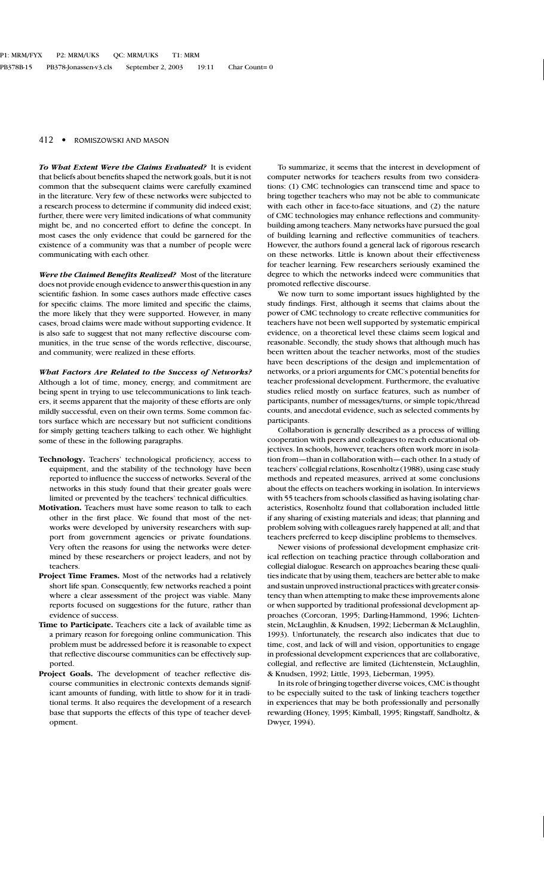***To What Extent Were the Claims Evaluated?*** It is evident that beliefs about benefits shaped the network goals, but it is not common that the subsequent claims were carefully examined in the literature. Very few of these networks were subjected to a research process to determine if community did indeed exist; further, there were very limited indications of what community might be, and no concerted effort to define the concept. In most cases the only evidence that could be garnered for the existence of a community was that a number of people were communicating with each other.

***Were the Claimed Benefits Realized?*** Most of the literature does not provide enough evidence to answer this question in any scientific fashion. In some cases authors made effective cases for specific claims. The more limited and specific the claims, the more likely that they were supported. However, in many cases, broad claims were made without supporting evidence. It is also safe to suggest that not many reflective discourse communities, in the true sense of the words reflective, discourse, and community, were realized in these efforts.

***What Factors Are Related to the Success of Networks?*** Although a lot of time, money, energy, and commitment are being spent in trying to use telecommunications to link teachers, it seems apparent that the majority of these efforts are only mildly successful, even on their own terms. Some common factors surface which are necessary but not sufficient conditions for simply getting teachers talking to each other. We highlight some of these in the following paragraphs.

- **Technology.** Teachers' technological proficiency, access to equipment, and the stability of the technology have been reported to influence the success of networks. Several of the networks in this study found that their greater goals were limited or prevented by the teachers' technical difficulties.
- **Motivation.** Teachers must have some reason to talk to each other in the first place. We found that most of the networks were developed by university researchers with support from government agencies or private foundations. Very often the reasons for using the networks were determined by these researchers or project leaders, and not by teachers.
- **Project Time Frames.** Most of the networks had a relatively short life span. Consequently, few networks reached a point where a clear assessment of the project was viable. Many reports focused on suggestions for the future, rather than evidence of success.
- **Time to Participate.** Teachers cite a lack of available time as a primary reason for foregoing online communication. This problem must be addressed before it is reasonable to expect that reflective discourse communities can be effectively supported.
- **Project Goals.** The development of teacher reflective discourse communities in electronic contexts demands significant amounts of funding, with little to show for it in traditional terms. It also requires the development of a research base that supports the effects of this type of teacher development.

To summarize, it seems that the interest in development of computer networks for teachers results from two considerations: (1) CMC technologies can transcend time and space to bring together teachers who may not be able to communicate with each other in face-to-face situations, and (2) the nature of CMC technologies may enhance reflections and community-building among teachers. Many networks have pursued the goal of building learning and reflective communities of teachers. However, the authors found a general lack of rigorous research on these networks. Little is known about their effectiveness for teacher learning. Few researchers seriously examined the degree to which the networks indeed were communities that promoted reflective discourse.

We now turn to some important issues highlighted by the study findings. First, although it seems that claims about the power of CMC technology to create reflective communities for teachers have not been well supported by systematic empirical evidence, on a theoretical level these claims seem logical and reasonable. Secondly, the study shows that although much has been written about the teacher networks, most of the studies have been descriptions of the design and implementation of networks, or a priori arguments for CMC's potential benefits for teacher professional development. Furthermore, the evaluative studies relied mostly on surface features, such as number of participants, number of messages/turns, or simple topic/thread counts, and anecdotal evidence, such as selected comments by participants.

Collaboration is generally described as a process of willing cooperation with peers and colleagues to reach educational objectives. In schools, however, teachers often work more in isolation from—than in collaboration with—each other. In a study of teachers' collegial relations, Rosenholtz (1988), using case study methods and repeated measures, arrived at some conclusions about the effects on teachers working in isolation. In interviews with 55 teachers from schools classified as having isolating characteristics, Rosenholtz found that collaboration included little if any sharing of existing materials and ideas; that planning and problem solving with colleagues rarely happened at all; and that teachers preferred to keep discipline problems to themselves.

Newer visions of professional development emphasize critical reflection on teaching practice through collaboration and collegial dialogue. Research on approaches bearing these qualities indicate that by using them, teachers are better able to make and sustain unproved instructional practices with greater consistency than when attempting to make these improvements alone or when supported by traditional professional development approaches (Corcoran, 1995; Darling-Hammond, 1996; Lichtenstein, McLaughlin, & Knudsen, 1992; Lieberman & McLaughlin, 1993). Unfortunately, the research also indicates that due to time, cost, and lack of will and vision, opportunities to engage in professional development experiences that are collaborative, collegial, and reflective are limited (Lichtenstein, McLaughlin, & Knudsen, 1992; Little, 1993, Lieberman, 1995).

In its role of bringing together diverse voices, CMC is thought to be especially suited to the task of linking teachers together in experiences that may be both professionally and personally rewarding (Honey, 1995; Kimball, 1995; Ringstaff, Sandholtz, & Dwyer, 1994).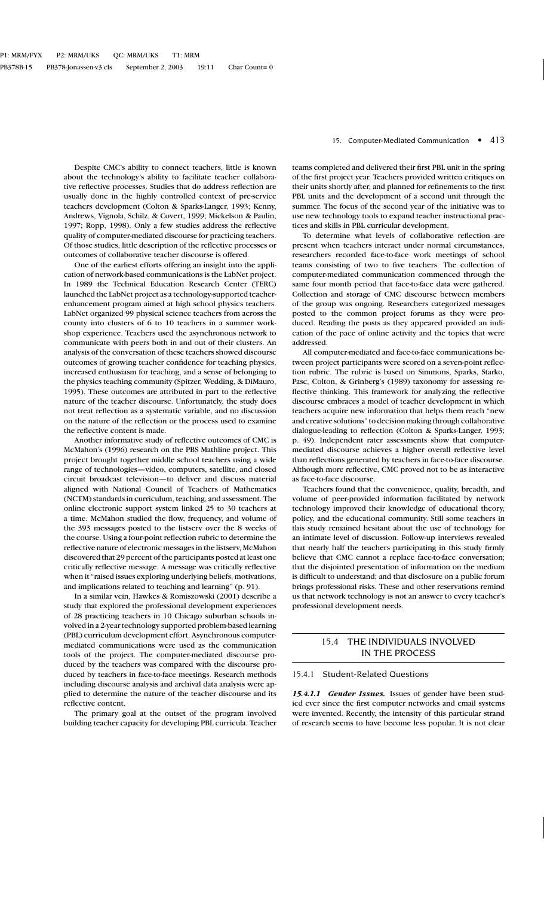Despite CMC's ability to connect teachers, little is known about the technology's ability to facilitate teacher collaborative reflective processes. Studies that do address reflection are usually done in the highly controlled context of pre-service teachers development (Colton & Sparks-Langer, 1993; Kenny, Andrews, Vignola, Schilz, & Covert, 1999; Mickelson & Paulin, 1997; Ropp, 1998). Only a few studies address the reflective quality of computer-mediated discourse for practicing teachers. Of those studies, little description of the reflective processes or outcomes of collaborative teacher discourse is offered.

One of the earliest efforts offering an insight into the application of network-based communications is the LabNet project. In 1989 the Technical Education Research Center (TERC) launched the LabNet project as a technology-supported teacher-enhancement program aimed at high school physics teachers. LabNet organized 99 physical science teachers from across the county into clusters of 6 to 10 teachers in a summer workshop experience. Teachers used the asynchronous network to communicate with peers both in and out of their clusters. An analysis of the conversation of these teachers showed discourse outcomes of growing teacher confidence for teaching physics, increased enthusiasm for teaching, and a sense of belonging to the physics teaching community (Spitzer, Wedding, & DiMauro, 1995). These outcomes are attributed in part to the reflective nature of the teacher discourse. Unfortunately, the study does not treat reflection as a systematic variable, and no discussion on the nature of the reflection or the process used to examine the reflective content is made.

Another informative study of reflective outcomes of CMC is McMahon's (1996) research on the PBS Mathline project. This project brought together middle school teachers using a wide range of technologies—video, computers, satellite, and closed circuit broadcast television—to deliver and discuss material aligned with National Council of Teachers of Mathematics (NCTM) standards in curriculum, teaching, and assessment. The online electronic support system linked 25 to 30 teachers at a time. McMahon studied the flow, frequency, and volume of the 393 messages posted to the listserv over the 8 weeks of the course. Using a four-point reflection rubric to determine the reflective nature of electronic messages in the listserv, McMahon discovered that 29 percent of the participants posted at least one critically reflective message. A message was critically reflective when it "raised issues exploring underlying beliefs, motivations, and implications related to teaching and learning" (p. 91).

In a similar vein, Hawkes & Romiszowski (2001) describe a study that explored the professional development experiences of 28 practicing teachers in 10 Chicago suburban schools involved in a 2-year technology supported problem-based learning (PBL) curriculum development effort. Asynchronous computer-mediated communications were used as the communication tools of the project. The computer-mediated discourse produced by the teachers was compared with the discourse produced by teachers in face-to-face meetings. Research methods including discourse analysis and archival data analysis were applied to determine the nature of the teacher discourse and its reflective content.

The primary goal at the outset of the program involved building teacher capacity for developing PBL curricula. Teacher teams completed and delivered their first PBL unit in the spring of the first project year. Teachers provided written critiques on their units shortly after, and planned for refinements to the first PBL units and the development of a second unit through the summer. The focus of the second year of the initiative was to use new technology tools to expand teacher instructional practices and skills in PBL curricular development.

To determine what levels of collaborative reflection are present when teachers interact under normal circumstances, researchers recorded face-to-face work meetings of school teams consisting of two to five teachers. The collection of computer-mediated communication commenced through the same four month period that face-to-face data were gathered. Collection and storage of CMC discourse between members of the group was ongoing. Researchers categorized messages posted to the common project forums as they were produced. Reading the posts as they appeared provided an indication of the pace of online activity and the topics that were addressed.

All computer-mediated and face-to-face communications between project participants were scored on a seven-point reflection rubric. The rubric is based on Simmons, Sparks, Starko, Pasc, Colton, & Grinberg's (1989) taxonomy for assessing reflective thinking. This framework for analyzing the reflective discourse embraces a model of teacher development in which teachers acquire new information that helps them reach "new and creative solutions" to decision making through collaborative dialogue-leading to reflection (Colton & Sparks-Langer, 1993; p. 49). Independent rater assessments show that computer-mediated discourse achieves a higher overall reflective level than reflections generated by teachers in face-to-face discourse. Although more reflective, CMC proved not to be as interactive as face-to-face discourse.

Teachers found that the convenience, quality, breadth, and volume of peer-provided information facilitated by network technology improved their knowledge of educational theory, policy, and the educational community. Still some teachers in this study remained hesitant about the use of technology for an intimate level of discussion. Follow-up interviews revealed that nearly half the teachers participating in this study firmly believe that CMC cannot a replace face-to-face conversation; that the disjointed presentation of information on the medium is difficult to understand; and that disclosure on a public forum brings professional risks. These and other reservations remind us that network technology is not an answer to every teacher's professional development needs.

## 15.4 THE INDIVIDUALS INVOLVED IN THE PROCESS

### 15.4.1 Student-Related Questions

***15.4.1.1 Gender Issues.*** Issues of gender have been studied ever since the first computer networks and email systems were invented. Recently, the intensity of this particular strand of research seems to have become less popular. It is not clear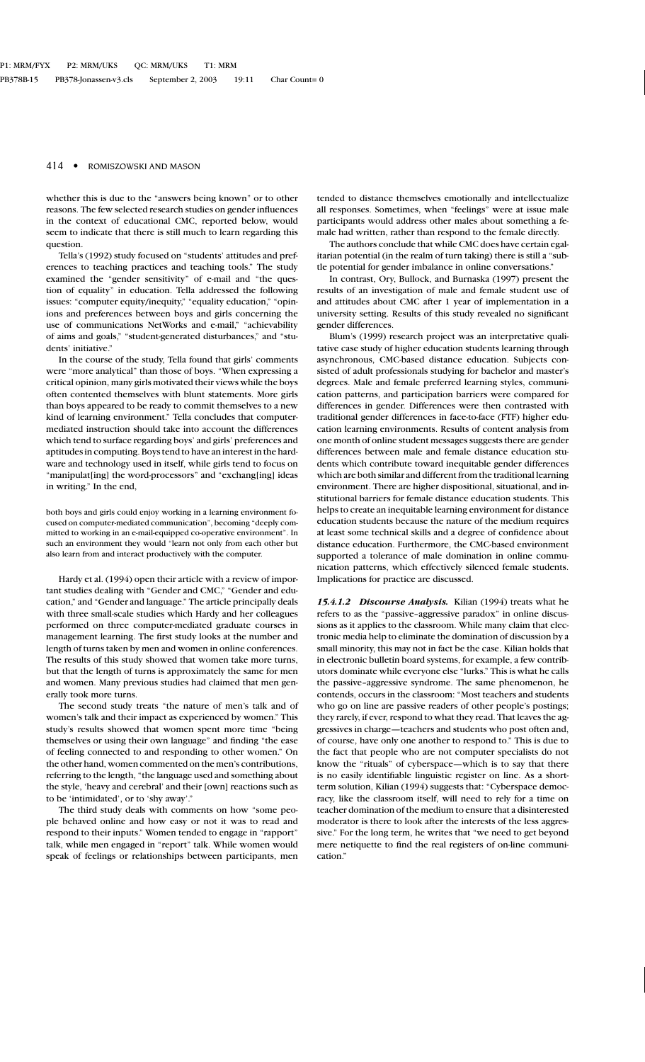whether this is due to the "answers being known" or to other reasons. The few selected research studies on gender influences in the context of educational CMC, reported below, would seem to indicate that there is still much to learn regarding this question.

Tella's (1992) study focused on "students' attitudes and preferences to teaching practices and teaching tools." The study examined the "gender sensitivity" of e-mail and "the question of equality" in education. Tella addressed the following issues: "computer equity/inequity," "equality education," "opinions and preferences between boys and girls concerning the use of communications NetWorks and e-mail," "achievability of aims and goals," "student-generated disturbances," and "students' initiative."

In the course of the study, Tella found that girls' comments were "more analytical" than those of boys. "When expressing a critical opinion, many girls motivated their views while the boys often contented themselves with blunt statements. More girls than boys appeared to be ready to commit themselves to a new kind of learning environment." Tella concludes that computer-mediated instruction should take into account the differences which tend to surface regarding boys' and girls' preferences and aptitudes in computing. Boys tend to have an interest in the hardware and technology used in itself, while girls tend to focus on "manipulat[ing] the word-processors" and "exchang[ing] ideas in writing." In the end,

> both boys and girls could enjoy working in a learning environment focused on computer-mediated communication", becoming "deeply committed to working in an e-mail-equipped co-operative environment". In such an environment they would "learn not only from each other but also learn from and interact productively with the computer.

Hardy et al. (1994) open their article with a review of important studies dealing with "Gender and CMC," "Gender and education," and "Gender and language." The article principally deals with three small-scale studies which Hardy and her colleagues performed on three computer-mediated graduate courses in management learning. The first study looks at the number and length of turns taken by men and women in online conferences. The results of this study showed that women take more turns, but that the length of turns is approximately the same for men and women. Many previous studies had claimed that men generally took more turns.

The second study treats "the nature of men's talk and of women's talk and their impact as experienced by women." This study's results showed that women spent more time "being themselves or using their own language" and finding "the ease of feeling connected to and responding to other women." On the other hand, women commented on the men's contributions, referring to the length, "the language used and something about the style, 'heavy and cerebral' and their [own] reactions such as to be 'intimidated', or to 'shy away'."

The third study deals with comments on how "some people behaved online and how easy or not it was to read and respond to their inputs." Women tended to engage in "rapport" talk, while men engaged in "report" talk. While women would speak of feelings or relationships between participants, men tended to distance themselves emotionally and intellectualize all responses. Sometimes, when "feelings" were at issue male participants would address other males about something a female had written, rather than respond to the female directly.

The authors conclude that while CMC does have certain egalitarian potential (in the realm of turn taking) there is still a "subtle potential for gender imbalance in online conversations."

In contrast, Ory, Bullock, and Burnaska (1997) present the results of an investigation of male and female student use of and attitudes about CMC after 1 year of implementation in a university setting. Results of this study revealed no significant gender differences.

Blum's (1999) research project was an interpretative qualitative case study of higher education students learning through asynchronous, CMC-based distance education. Subjects consisted of adult professionals studying for bachelor and master's degrees. Male and female preferred learning styles, communication patterns, and participation barriers were compared for differences in gender. Differences were then contrasted with traditional gender differences in face-to-face (FTF) higher education learning environments. Results of content analysis from one month of online student messages suggests there are gender differences between male and female distance education students which contribute toward inequitable gender differences which are both similar and different from the traditional learning environment. There are higher dispositional, situational, and institutional barriers for female distance education students. This helps to create an inequitable learning environment for distance education students because the nature of the medium requires at least some technical skills and a degree of confidence about distance education. Furthermore, the CMC-based environment supported a tolerance of male domination in online communication patterns, which effectively silenced female students. Implications for practice are discussed.

#### *15.4.1.2 Discourse Analysis.*

Kilian (1994) treats what he refers to as the "passive–aggressive paradox" in online discussions as it applies to the classroom. While many claim that electronic media help to eliminate the domination of discussion by a small minority, this may not in fact be the case. Kilian holds that in electronic bulletin board systems, for example, a few contributors dominate while everyone else "lurks." This is what he calls the passive–aggressive syndrome. The same phenomenon, he contends, occurs in the classroom: "Most teachers and students who go on line are passive readers of other people's postings; they rarely, if ever, respond to what they read. That leaves the aggressives in charge—teachers and students who post often and, of course, have only one another to respond to." This is due to the fact that people who are not computer specialists do not know the "rituals" of cyberspace—which is to say that there is no easily identifiable linguistic register on line. As a short-term solution, Kilian (1994) suggests that: "Cyberspace democracy, like the classroom itself, will need to rely for a time on teacher domination of the medium to ensure that a disinterested moderator is there to look after the interests of the less aggressive." For the long term, he writes that "we need to get beyond mere netiquette to find the real registers of on-line communication."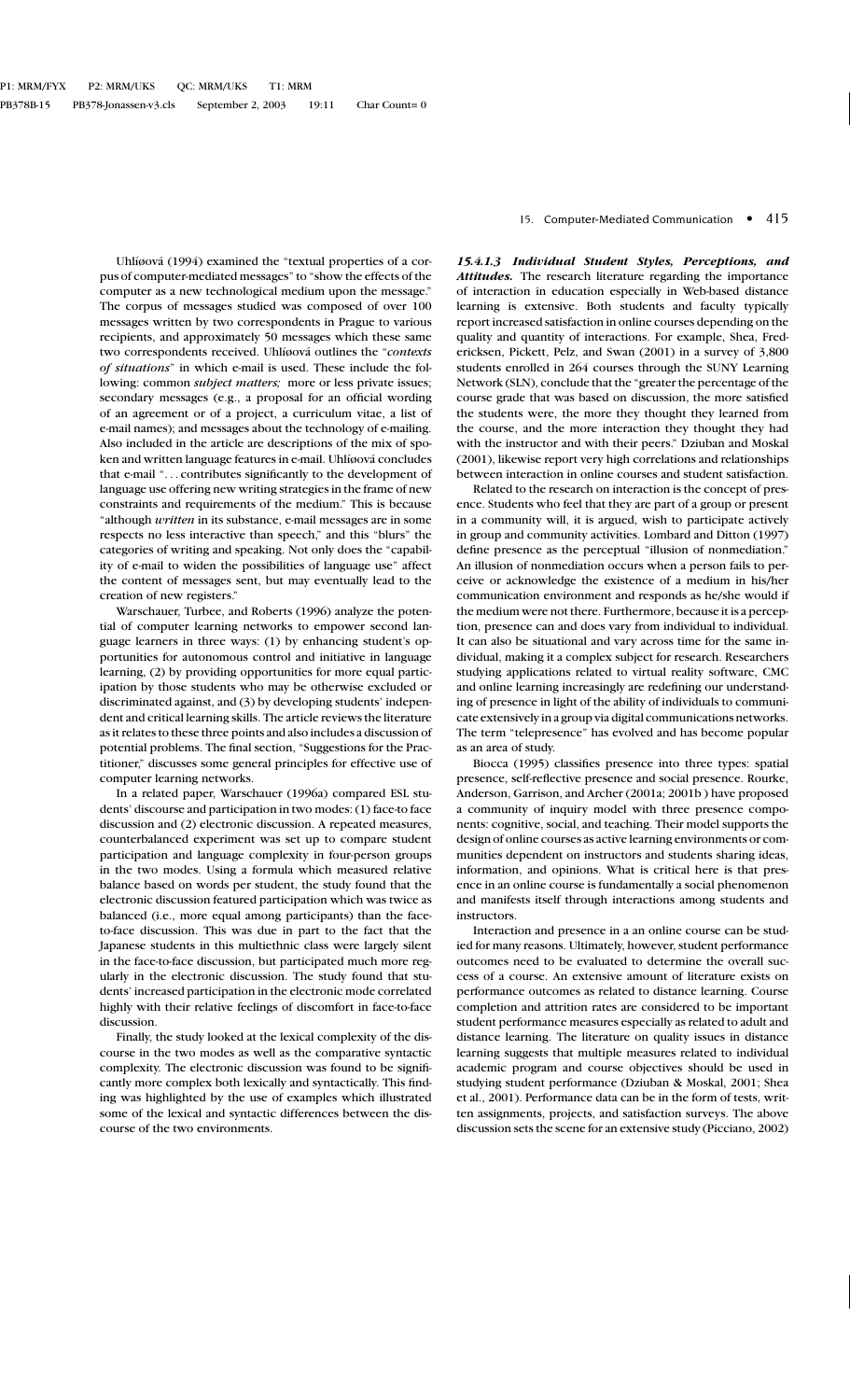Uhlířová (1994) examined the "textual properties of a corpus of computer-mediated messages" to "show the effects of the computer as a new technological medium upon the message." The corpus of messages studied was composed of over 100 messages written by two correspondents in Prague to various recipients, and approximately 50 messages which these same two correspondents received. Uhlířová outlines the "*contexts of situations*" in which e-mail is used. These include the following: common *subject matters;* more or less private issues; secondary messages (e.g., a proposal for an official wording of an agreement or of a project, a curriculum vitae, a list of e-mail names); and messages about the technology of e-mailing. Also included in the article are descriptions of the mix of spoken and written language features in e-mail. Uhlířová concludes that e-mail ". . . contributes significantly to the development of language use offering new writing strategies in the frame of new constraints and requirements of the medium." This is because "although *written* in its substance, e-mail messages are in some respects no less interactive than speech," and this "blurs" the categories of writing and speaking. Not only does the "capability of e-mail to widen the possibilities of language use" affect the content of messages sent, but may eventually lead to the creation of new registers."

Warschauer, Turbee, and Roberts (1996) analyze the potential of computer learning networks to empower second language learners in three ways: (1) by enhancing student's opportunities for autonomous control and initiative in language learning, (2) by providing opportunities for more equal participation by those students who may be otherwise excluded or discriminated against, and (3) by developing students' independent and critical learning skills. The article reviews the literature as it relates to these three points and also includes a discussion of potential problems. The final section, "Suggestions for the Practitioner," discusses some general principles for effective use of computer learning networks.

In a related paper, Warschauer (1996a) compared ESL students' discourse and participation in two modes: (1) face-to face discussion and (2) electronic discussion. A repeated measures, counterbalanced experiment was set up to compare student participation and language complexity in four-person groups in the two modes. Using a formula which measured relative balance based on words per student, the study found that the electronic discussion featured participation which was twice as balanced (i.e., more equal among participants) than the face-to-face discussion. This was due in part to the fact that the Japanese students in this multiethnic class were largely silent in the face-to-face discussion, but participated much more regularly in the electronic discussion. The study found that students' increased participation in the electronic mode correlated highly with their relative feelings of discomfort in face-to-face discussion.

Finally, the study looked at the lexical complexity of the discourse in the two modes as well as the comparative syntactic complexity. The electronic discussion was found to be significantly more complex both lexically and syntactically. This finding was highlighted by the use of examples which illustrated some of the lexical and syntactic differences between the discourse of the two environments.

***15.4.1.3 Individual Student Styles, Perceptions, and Attitudes.*** The research literature regarding the importance of interaction in education especially in Web-based distance learning is extensive. Both students and faculty typically report increased satisfaction in online courses depending on the quality and quantity of interactions. For example, Shea, Fredericksen, Pickett, Pelz, and Swan (2001) in a survey of 3,800 students enrolled in 264 courses through the SUNY Learning Network (SLN), conclude that the "greater the percentage of the course grade that was based on discussion, the more satisfied the students were, the more they thought they learned from the course, and the more interaction they thought they had with the instructor and with their peers." Dziuban and Moskal (2001), likewise report very high correlations and relationships between interaction in online courses and student satisfaction.

Related to the research on interaction is the concept of presence. Students who feel that they are part of a group or present in a community will, it is argued, wish to participate actively in group and community activities. Lombard and Ditton (1997) define presence as the perceptual "illusion of nonmediation." An illusion of nonmediation occurs when a person fails to perceive or acknowledge the existence of a medium in his/her communication environment and responds as he/she would if the medium were not there. Furthermore, because it is a perception, presence can and does vary from individual to individual. It can also be situational and vary across time for the same individual, making it a complex subject for research. Researchers studying applications related to virtual reality software, CMC and online learning increasingly are redefining our understanding of presence in light of the ability of individuals to communicate extensively in a group via digital communications networks. The term "telepresence" has evolved and has become popular as an area of study.

Biocca (1995) classifies presence into three types: spatial presence, self-reflective presence and social presence. Rourke, Anderson, Garrison, and Archer (2001a; 2001b ) have proposed a community of inquiry model with three presence components: cognitive, social, and teaching. Their model supports the design of online courses as active learning environments or communities dependent on instructors and students sharing ideas, information, and opinions. What is critical here is that presence in an online course is fundamentally a social phenomenon and manifests itself through interactions among students and instructors.

Interaction and presence in a an online course can be studied for many reasons. Ultimately, however, student performance outcomes need to be evaluated to determine the overall success of a course. An extensive amount of literature exists on performance outcomes as related to distance learning. Course completion and attrition rates are considered to be important student performance measures especially as related to adult and distance learning. The literature on quality issues in distance learning suggests that multiple measures related to individual academic program and course objectives should be used in studying student performance (Dziuban & Moskal, 2001; Shea et al., 2001). Performance data can be in the form of tests, written assignments, projects, and satisfaction surveys. The above discussion sets the scene for an extensive study (Picciano, 2002)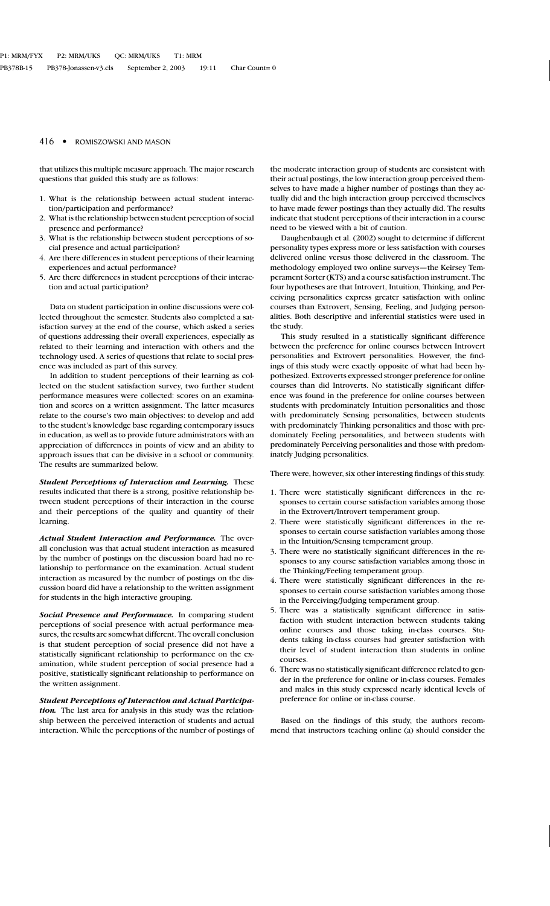that utilizes this multiple measure approach. The major research questions that guided this study are as follows:

1. What is the relationship between actual student interaction/participation and performance?
2. What is the relationship between student perception of social presence and performance?
3. What is the relationship between student perceptions of social presence and actual participation?
4. Are there differences in student perceptions of their learning experiences and actual performance?
5. Are there differences in student perceptions of their interaction and actual participation?

Data on student participation in online discussions were collected throughout the semester. Students also completed a satisfaction survey at the end of the course, which asked a series of questions addressing their overall experiences, especially as related to their learning and interaction with others and the technology used. A series of questions that relate to social presence was included as part of this survey.

In addition to student perceptions of their learning as collected on the student satisfaction survey, two further student performance measures were collected: scores on an examination and scores on a written assignment. The latter measures relate to the course's two main objectives: to develop and add to the student's knowledge base regarding contemporary issues in education, as well as to provide future administrators with an appreciation of differences in points of view and an ability to approach issues that can be divisive in a school or community. The results are summarized below.

***Student Perceptions of Interaction and Learning.*** These results indicated that there is a strong, positive relationship between student perceptions of their interaction in the course and their perceptions of the quality and quantity of their learning.

***Actual Student Interaction and Performance.*** The overall conclusion was that actual student interaction as measured by the number of postings on the discussion board had no relationship to performance on the examination. Actual student interaction as measured by the number of postings on the discussion board did have a relationship to the written assignment for students in the high interactive grouping.

***Social Presence and Performance.*** In comparing student perceptions of social presence with actual performance measures, the results are somewhat different. The overall conclusion is that student perception of social presence did not have a statistically significant relationship to performance on the examination, while student perception of social presence had a positive, statistically significant relationship to performance on the written assignment.

***Student Perceptions of Interaction and Actual Participation.*** The last area for analysis in this study was the relationship between the perceived interaction of students and actual interaction. While the perceptions of the number of postings of the moderate interaction group of students are consistent with their actual postings, the low interaction group perceived themselves to have made a higher number of postings than they actually did and the high interaction group perceived themselves to have made fewer postings than they actually did. The results indicate that student perceptions of their interaction in a course need to be viewed with a bit of caution.

Daughenbaugh et al. (2002) sought to determine if different personality types express more or less satisfaction with courses delivered online versus those delivered in the classroom. The methodology employed two online surveys—the Keirsey Temperament Sorter (KTS) and a course satisfaction instrument. The four hypotheses are that Introvert, Intuition, Thinking, and Perceiving personalities express greater satisfaction with online courses than Extrovert, Sensing, Feeling, and Judging personalities. Both descriptive and inferential statistics were used in the study.

This study resulted in a statistically significant difference between the preference for online courses between Introvert personalities and Extrovert personalities. However, the findings of this study were exactly opposite of what had been hypothesized. Extroverts expressed stronger preference for online courses than did Introverts. No statistically significant difference was found in the preference for online courses between students with predominately Intuition personalities and those with predominately Sensing personalities, between students with predominately Thinking personalities and those with predominately Feeling personalities, and between students with predominately Perceiving personalities and those with predominately Judging personalities.

There were, however, six other interesting findings of this study.

1. There were statistically significant differences in the responses to certain course satisfaction variables among those in the Extrovert/Introvert temperament group.
2. There were statistically significant differences in the responses to certain course satisfaction variables among those in the Intuition/Sensing temperament group.
3. There were no statistically significant differences in the responses to any course satisfaction variables among those in the Thinking/Feeling temperament group.
4. There were statistically significant differences in the responses to certain course satisfaction variables among those in the Perceiving/Judging temperament group.
5. There was a statistically significant difference in satisfaction with student interaction between students taking online courses and those taking in-class courses. Students taking in-class courses had greater satisfaction with their level of student interaction than students in online courses.
6. There was no statistically significant difference related to gender in the preference for online or in-class courses. Females and males in this study expressed nearly identical levels of preference for online or in-class course.

Based on the findings of this study, the authors recommend that instructors teaching online (a) should consider the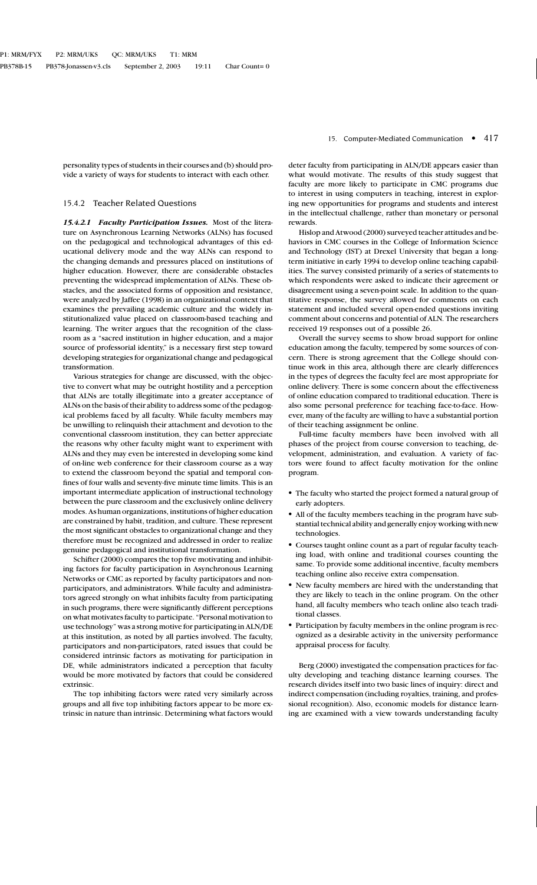personality types of students in their courses and (b) should provide a variety of ways for students to interact with each other.

### 15.4.2 Teacher Related Questions

***15.4.2.1 Faculty Participation Issues.*** Most of the literature on Asynchronous Learning Networks (ALNs) has focused on the pedagogical and technological advantages of this educational delivery mode and the way ALNs can respond to the changing demands and pressures placed on institutions of higher education. However, there are considerable obstacles preventing the widespread implementation of ALNs. These obstacles, and the associated forms of opposition and resistance, were analyzed by Jaffee (1998) in an organizational context that examines the prevailing academic culture and the widely institutionalized value placed on classroom-based teaching and learning. The writer argues that the recognition of the classroom as a "sacred institution in higher education, and a major source of professorial identity," is a necessary first step toward developing strategies for organizational change and pedagogical transformation.

Various strategies for change are discussed, with the objective to convert what may be outright hostility and a perception that ALNs are totally illegitimate into a greater acceptance of ALNs on the basis of their ability to address some of the pedagogical problems faced by all faculty. While faculty members may be unwilling to relinquish their attachment and devotion to the conventional classroom institution, they can better appreciate the reasons why other faculty might want to experiment with ALNs and they may even be interested in developing some kind of on-line web conference for their classroom course as a way to extend the classroom beyond the spatial and temporal confines of four walls and seventy-five minute time limits. This is an important intermediate application of instructional technology between the pure classroom and the exclusively online delivery modes. As human organizations, institutions of higher education are constrained by habit, tradition, and culture. These represent the most significant obstacles to organizational change and they therefore must be recognized and addressed in order to realize genuine pedagogical and institutional transformation.

Schifter (2000) compares the top five motivating and inhibiting factors for faculty participation in Asynchronous Learning Networks or CMC as reported by faculty participators and non-participators, and administrators. While faculty and administrators agreed strongly on what inhibits faculty from participating in such programs, there were significantly different perceptions on what motivates faculty to participate. "Personal motivation to use technology" was a strong motive for participating in ALN/DE at this institution, as noted by all parties involved. The faculty, participators and non-participators, rated issues that could be considered intrinsic factors as motivating for participation in DE, while administrators indicated a perception that faculty would be more motivated by factors that could be considered extrinsic.

The top inhibiting factors were rated very similarly across groups and all five top inhibiting factors appear to be more extrinsic in nature than intrinsic. Determining what factors would deter faculty from participating in ALN/DE appears easier than what would motivate. The results of this study suggest that faculty are more likely to participate in CMC programs due to interest in using computers in teaching, interest in exploring new opportunities for programs and students and interest in the intellectual challenge, rather than monetary or personal rewards.

Hislop and Atwood (2000) surveyed teacher attitudes and behaviors in CMC courses in the College of Information Science and Technology (IST) at Drexel University that began a long-term initiative in early 1994 to develop online teaching capabilities. The survey consisted primarily of a series of statements to which respondents were asked to indicate their agreement or disagreement using a seven-point scale. In addition to the quantitative response, the survey allowed for comments on each statement and included several open-ended questions inviting comment about concerns and potential of ALN. The researchers received 19 responses out of a possible 26.

Overall the survey seems to show broad support for online education among the faculty, tempered by some sources of concern. There is strong agreement that the College should continue work in this area, although there are clearly differences in the types of degrees the faculty feel are most appropriate for online delivery. There is some concern about the effectiveness of online education compared to traditional education. There is also some personal preference for teaching face-to-face. However, many of the faculty are willing to have a substantial portion of their teaching assignment be online.

Full-time faculty members have been involved with all phases of the project from course conversion to teaching, development, administration, and evaluation. A variety of factors were found to affect faculty motivation for the online program.

- The faculty who started the project formed a natural group of early adopters.
- All of the faculty members teaching in the program have substantial technical ability and generally enjoy working with new technologies.
- Courses taught online count as a part of regular faculty teaching load, with online and traditional courses counting the same. To provide some additional incentive, faculty members teaching online also receive extra compensation.
- New faculty members are hired with the understanding that they are likely to teach in the online program. On the other hand, all faculty members who teach online also teach traditional classes.
- Participation by faculty members in the online program is recognized as a desirable activity in the university performance appraisal process for faculty.

Berg (2000) investigated the compensation practices for faculty developing and teaching distance learning courses. The research divides itself into two basic lines of inquiry: direct and indirect compensation (including royalties, training, and professional recognition). Also, economic models for distance learning are examined with a view towards understanding faculty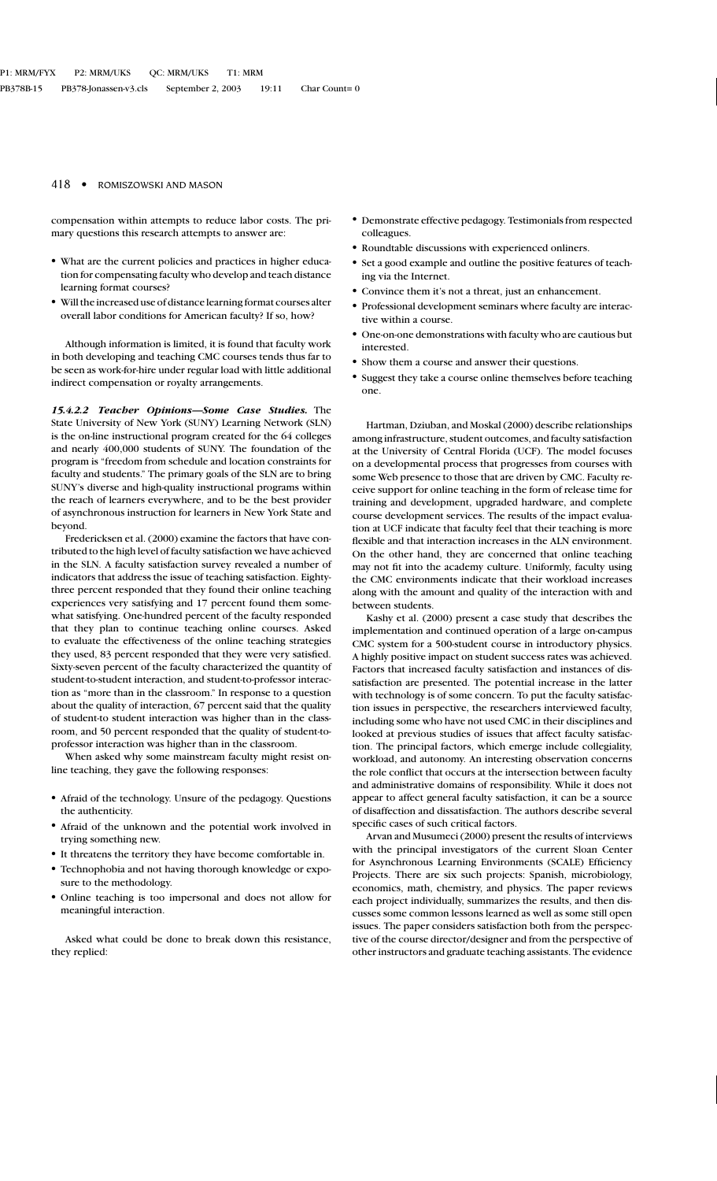compensation within attempts to reduce labor costs. The primary questions this research attempts to answer are:

- What are the current policies and practices in higher education for compensating faculty who develop and teach distance learning format courses?
- Will the increased use of distance learning format courses alter overall labor conditions for American faculty? If so, how?

Although information is limited, it is found that faculty work in both developing and teaching CMC courses tends thus far to be seen as work-for-hire under regular load with little additional indirect compensation or royalty arrangements.

#### *15.4.2.2 Teacher Opinions—Some Case Studies.*

The State University of New York (SUNY) Learning Network (SLN) is the on-line instructional program created for the 64 colleges and nearly 400,000 students of SUNY. The foundation of the program is "freedom from schedule and location constraints for faculty and students." The primary goals of the SLN are to bring SUNY's diverse and high-quality instructional programs within the reach of learners everywhere, and to be the best provider of asynchronous instruction for learners in New York State and beyond.

Fredericksen et al. (2000) examine the factors that have contributed to the high level of faculty satisfaction we have achieved in the SLN. A faculty satisfaction survey revealed a number of indicators that address the issue of teaching satisfaction. Eighty-three percent responded that they found their online teaching experiences very satisfying and 17 percent found them somewhat satisfying. One-hundred percent of the faculty responded that they plan to continue teaching online courses. Asked to evaluate the effectiveness of the online teaching strategies they used, 83 percent responded that they were very satisfied. Sixty-seven percent of the faculty characterized the quantity of student-to-student interaction, and student-to-professor interaction as "more than in the classroom." In response to a question about the quality of interaction, 67 percent said that the quality of student-to student interaction was higher than in the classroom, and 50 percent responded that the quality of student-to-professor interaction was higher than in the classroom.

When asked why some mainstream faculty might resist online teaching, they gave the following responses:

- Afraid of the technology. Unsure of the pedagogy. Questions the authenticity.
- Afraid of the unknown and the potential work involved in trying something new.
- It threatens the territory they have become comfortable in.
- Technophobia and not having thorough knowledge or exposure to the methodology.
- Online teaching is too impersonal and does not allow for meaningful interaction.

Asked what could be done to break down this resistance, they replied:

- Demonstrate effective pedagogy. Testimonials from respected colleagues.
- Roundtable discussions with experienced onliners.
- Set a good example and outline the positive features of teaching via the Internet.
- Convince them it's not a threat, just an enhancement.
- Professional development seminars where faculty are interactive within a course.
- One-on-one demonstrations with faculty who are cautious but interested.
- Show them a course and answer their questions.
- Suggest they take a course online themselves before teaching one.

Hartman, Dziuban, and Moskal (2000) describe relationships among infrastructure, student outcomes, and faculty satisfaction at the University of Central Florida (UCF). The model focuses on a developmental process that progresses from courses with some Web presence to those that are driven by CMC. Faculty receive support for online teaching in the form of release time for training and development, upgraded hardware, and complete course development services. The results of the impact evaluation at UCF indicate that faculty feel that their teaching is more flexible and that interaction increases in the ALN environment. On the other hand, they are concerned that online teaching may not fit into the academy culture. Uniformly, faculty using the CMC environments indicate that their workload increases along with the amount and quality of the interaction with and between students.

Kashy et al. (2000) present a case study that describes the implementation and continued operation of a large on-campus CMC system for a 500-student course in introductory physics. A highly positive impact on student success rates was achieved. Factors that increased faculty satisfaction and instances of dissatisfaction are presented. The potential increase in the latter with technology is of some concern. To put the faculty satisfaction issues in perspective, the researchers interviewed faculty, including some who have not used CMC in their disciplines and looked at previous studies of issues that affect faculty satisfaction. The principal factors, which emerge include collegiality, workload, and autonomy. An interesting observation concerns the role conflict that occurs at the intersection between faculty and administrative domains of responsibility. While it does not appear to affect general faculty satisfaction, it can be a source of disaffection and dissatisfaction. The authors describe several specific cases of such critical factors.

Arvan and Musumeci (2000) present the results of interviews with the principal investigators of the current Sloan Center for Asynchronous Learning Environments (SCALE) Efficiency Projects. There are six such projects: Spanish, microbiology, economics, math, chemistry, and physics. The paper reviews each project individually, summarizes the results, and then discusses some common lessons learned as well as some still open issues. The paper considers satisfaction both from the perspective of the course director/designer and from the perspective of other instructors and graduate teaching assistants. The evidence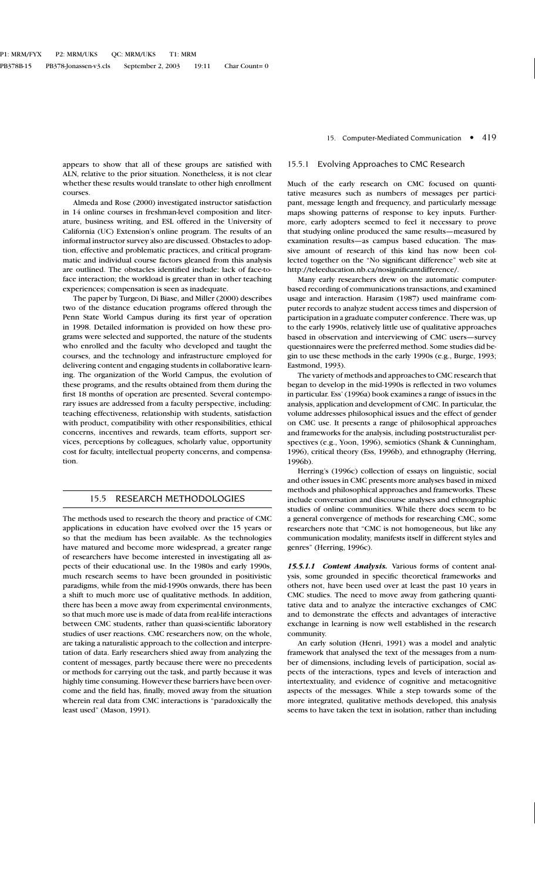appears to show that all of these groups are satisfied with ALN, relative to the prior situation. Nonetheless, it is not clear whether these results would translate to other high enrollment courses.

Almeda and Rose (2000) investigated instructor satisfaction in 14 online courses in freshman-level composition and literature, business writing, and ESL offered in the University of California (UC) Extension's online program. The results of an informal instructor survey also are discussed. Obstacles to adoption, effective and problematic practices, and critical programmatic and individual course factors gleaned from this analysis are outlined. The obstacles identified include: lack of face-to-face interaction; the workload is greater than in other teaching experiences; compensation is seen as inadequate.

The paper by Turgeon, Di Biase, and Miller (2000) describes two of the distance education programs offered through the Penn State World Campus during its first year of operation in 1998. Detailed information is provided on how these programs were selected and supported, the nature of the students who enrolled and the faculty who developed and taught the courses, and the technology and infrastructure employed for delivering content and engaging students in collaborative learning. The organization of the World Campus, the evolution of these programs, and the results obtained from them during the first 18 months of operation are presented. Several contemporary issues are addressed from a faculty perspective, including: teaching effectiveness, relationship with students, satisfaction with product, compatibility with other responsibilities, ethical concerns, incentives and rewards, team efforts, support services, perceptions by colleagues, scholarly value, opportunity cost for faculty, intellectual property concerns, and compensation.

## 15.5 RESEARCH METHODOLOGIES

The methods used to research the theory and practice of CMC applications in education have evolved over the 15 years or so that the medium has been available. As the technologies have matured and become more widespread, a greater range of researchers have become interested in investigating all aspects of their educational use. In the 1980s and early 1990s, much research seems to have been grounded in positivistic paradigms, while from the mid-1990s onwards, there has been a shift to much more use of qualitative methods. In addition, there has been a move away from experimental environments, so that much more use is made of data from real-life interactions between CMC students, rather than quasi-scientific laboratory studies of user reactions. CMC researchers now, on the whole, are taking a naturalistic approach to the collection and interpretation of data. Early researchers shied away from analyzing the content of messages, partly because there were no precedents or methods for carrying out the task, and partly because it was highly time consuming. However these barriers have been overcome and the field has, finally, moved away from the situation wherein real data from CMC interactions is "paradoxically the least used" (Mason, 1991).

### 15.5.1 Evolving Approaches to CMC Research

Much of the early research on CMC focused on quantitative measures such as numbers of messages per participant, message length and frequency, and particularly message maps showing patterns of response to key inputs. Furthermore, early adopters seemed to feel it necessary to prove that studying online produced the same results—measured by examination results—as campus based education. The massive amount of research of this kind has now been collected together on the "No significant difference" web site at http://teleeducation.nb.ca/nosignificantdifference/.

Many early researchers drew on the automatic computer-based recording of communications transactions, and examined usage and interaction. Harasim (1987) used mainframe computer records to analyze student access times and dispersion of participation in a graduate computer conference. There was, up to the early 1990s, relatively little use of qualitative approaches based in observation and interviewing of CMC users—survey questionnaires were the preferred method. Some studies did begin to use these methods in the early 1990s (e.g., Burge, 1993; Eastmond, 1993).

The variety of methods and approaches to CMC research that began to develop in the mid-1990s is reflected in two volumes in particular. Ess' (1996a) book examines a range of issues in the analysis, application and development of CMC. In particular, the volume addresses philosophical issues and the effect of gender on CMC use. It presents a range of philosophical approaches and frameworks for the analysis, including poststructuralist perspectives (e.g., Yoon, 1996), semiotics (Shank & Cunningham, 1996), critical theory (Ess, 1996b), and ethnography (Herring, 1996b).

Herring's (1996c) collection of essays on linguistic, social and other issues in CMC presents more analyses based in mixed methods and philosophical approaches and frameworks. These include conversation and discourse analyses and ethnographic studies of online communities. While there does seem to be a general convergence of methods for researching CMC, some researchers note that "CMC is not homogeneous, but like any communication modality, manifests itself in different styles and genres" (Herring, 1996c).

***15.5.1.1 Content Analysis.*** Various forms of content analysis, some grounded in specific theoretical frameworks and others not, have been used over at least the past 10 years in CMC studies. The need to move away from gathering quantitative data and to analyze the interactive exchanges of CMC and to demonstrate the effects and advantages of interactive exchange in learning is now well established in the research community.

An early solution (Henri, 1991) was a model and analytic framework that analysed the text of the messages from a number of dimensions, including levels of participation, social aspects of the interactions, types and levels of interaction and intertextuality, and evidence of cognitive and metacognitive aspects of the messages. While a step towards some of the more integrated, qualitative methods developed, this analysis seems to have taken the text in isolation, rather than including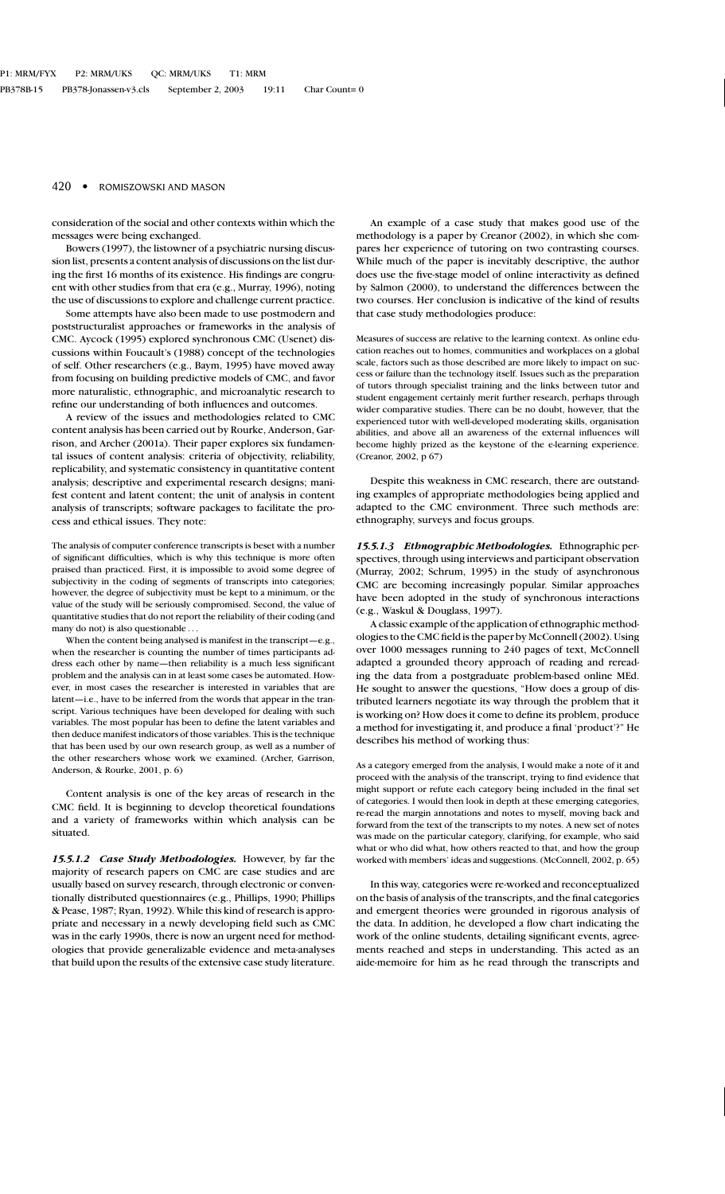consideration of the social and other contexts within which the messages were being exchanged.

Bowers (1997), the listowner of a psychiatric nursing discussion list, presents a content analysis of discussions on the list during the first 16 months of its existence. His findings are congruent with other studies from that era (e.g., Murray, 1996), noting the use of discussions to explore and challenge current practice.

Some attempts have also been made to use postmodern and poststructuralist approaches or frameworks in the analysis of CMC. Aycock (1995) explored synchronous CMC (Usenet) discussions within Foucault's (1988) concept of the technologies of self. Other researchers (e.g., Baym, 1995) have moved away from focusing on building predictive models of CMC, and favor more naturalistic, ethnographic, and microanalytic research to refine our understanding of both influences and outcomes.

A review of the issues and methodologies related to CMC content analysis has been carried out by Rourke, Anderson, Garrison, and Archer (2001a). Their paper explores six fundamental issues of content analysis: criteria of objectivity, reliability, replicability, and systematic consistency in quantitative content analysis; descriptive and experimental research designs; manifest content and latent content; the unit of analysis in content analysis of transcripts; software packages to facilitate the process and ethical issues. They note:

> The analysis of computer conference transcripts is beset with a number of significant difficulties, which is why this technique is more often praised than practiced. First, it is impossible to avoid some degree of subjectivity in the coding of segments of transcripts into categories; however, the degree of subjectivity must be kept to a minimum, or the value of the study will be seriously compromised. Second, the value of quantitative studies that do not report the reliability of their coding (and many do not) is also questionable . . .
>
> When the content being analysed is manifest in the transcript—e.g., when the researcher is counting the number of times participants address each other by name—then reliability is a much less significant problem and the analysis can in at least some cases be automated. However, in most cases the researcher is interested in variables that are latent—i.e., have to be inferred from the words that appear in the transcript. Various techniques have been developed for dealing with such variables. The most popular has been to define the latent variables and then deduce manifest indicators of those variables. This is the technique that has been used by our own research group, as well as a number of the other researchers whose work we examined. (Archer, Garrison, Anderson, & Rourke, 2001, p. 6)

Content analysis is one of the key areas of research in the CMC field. It is beginning to develop theoretical foundations and a variety of frameworks within which analysis can be situated.

***15.5.1.2 Case Study Methodologies.*** However, by far the majority of research papers on CMC are case studies and are usually based on survey research, through electronic or conventionally distributed questionnaires (e.g., Phillips, 1990; Phillips & Pease, 1987; Ryan, 1992). While this kind of research is appropriate and necessary in a newly developing field such as CMC was in the early 1990s, there is now an urgent need for methodologies that provide generalizable evidence and meta-analyses that build upon the results of the extensive case study literature.

An example of a case study that makes good use of the methodology is a paper by Creanor (2002), in which she compares her experience of tutoring on two contrasting courses. While much of the paper is inevitably descriptive, the author does use the five-stage model of online interactivity as defined by Salmon (2000), to understand the differences between the two courses. Her conclusion is indicative of the kind of results that case study methodologies produce:

> Measures of success are relative to the learning context. As online education reaches out to homes, communities and workplaces on a global scale, factors such as those described are more likely to impact on success or failure than the technology itself. Issues such as the preparation of tutors through specialist training and the links between tutor and student engagement certainly merit further research, perhaps through wider comparative studies. There can be no doubt, however, that the experienced tutor with well-developed moderating skills, organisation abilities, and above all an awareness of the external influences will become highly prized as the keystone of the e-learning experience. (Creanor, 2002, p 67)

Despite this weakness in CMC research, there are outstanding examples of appropriate methodologies being applied and adapted to the CMC environment. Three such methods are: ethnography, surveys and focus groups.

***15.5.1.3 Ethnographic Methodologies.*** Ethnographic perspectives, through using interviews and participant observation (Murray, 2002; Schrum, 1995) in the study of asynchronous CMC are becoming increasingly popular. Similar approaches have been adopted in the study of synchronous interactions (e.g., Waskul & Douglass, 1997).

A classic example of the application of ethnographic methodologies to the CMC field is the paper by McConnell (2002). Using over 1000 messages running to 240 pages of text, McConnell adapted a grounded theory approach of reading and rereading the data from a postgraduate problem-based online MEd. He sought to answer the questions, "How does a group of distributed learners negotiate its way through the problem that it is working on? How does it come to define its problem, produce a method for investigating it, and produce a final 'product'?" He describes his method of working thus:

> As a category emerged from the analysis, I would make a note of it and proceed with the analysis of the transcript, trying to find evidence that might support or refute each category being included in the final set of categories. I would then look in depth at these emerging categories, re-read the margin annotations and notes to myself, moving back and forward from the text of the transcripts to my notes. A new set of notes was made on the particular category, clarifying, for example, who said what or who did what, how others reacted to that, and how the group worked with members' ideas and suggestions. (McConnell, 2002, p. 65)

In this way, categories were re-worked and reconceptualized on the basis of analysis of the transcripts, and the final categories and emergent theories were grounded in rigorous analysis of the data. In addition, he developed a flow chart indicating the work of the online students, detailing significant events, agreements reached and steps in understanding. This acted as an aide-memoire for him as he read through the transcripts and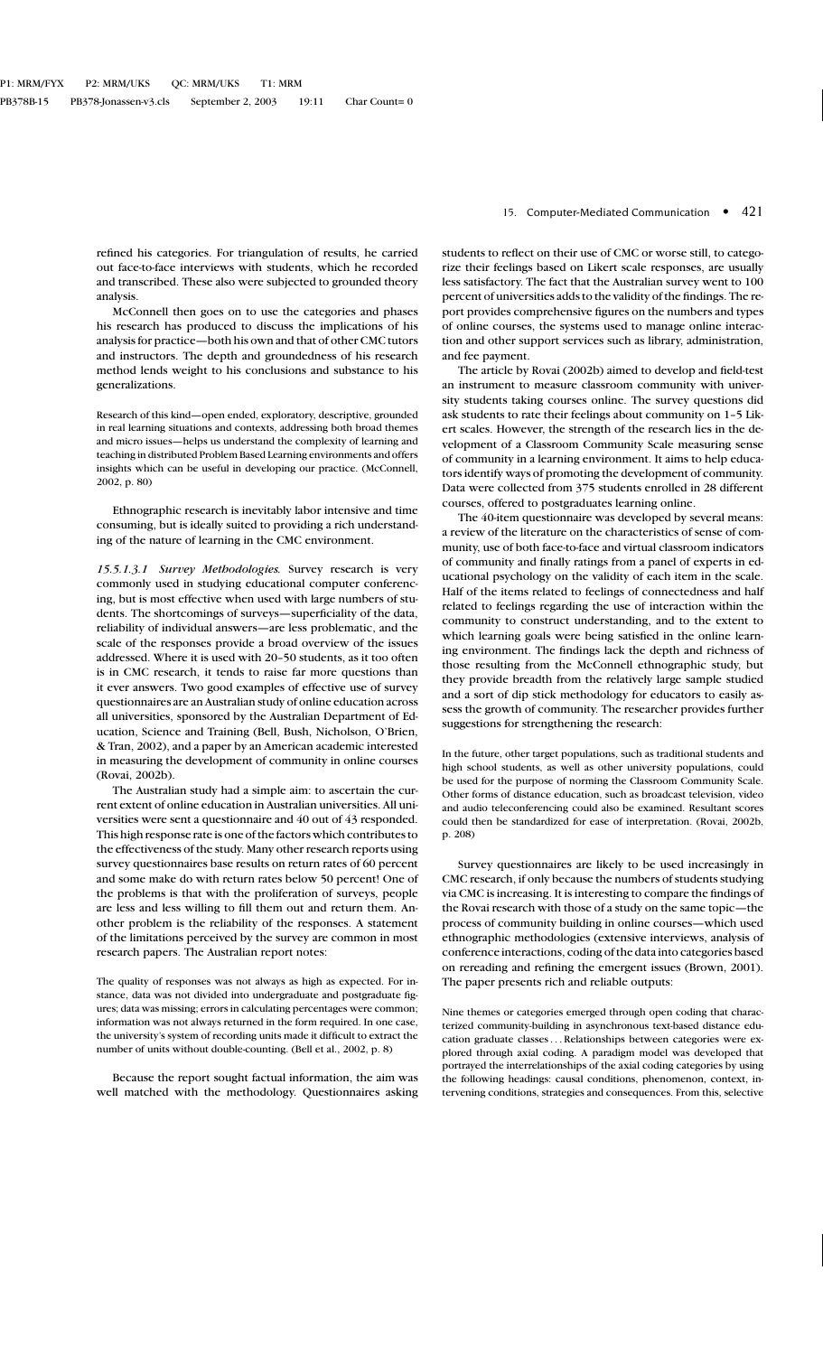refined his categories. For triangulation of results, he carried out face-to-face interviews with students, which he recorded and transcribed. These also were subjected to grounded theory analysis.

McConnell then goes on to use the categories and phases his research has produced to discuss the implications of his analysis for practice—both his own and that of other CMC tutors and instructors. The depth and groundedness of his research method lends weight to his conclusions and substance to his generalizations.

> Research of this kind—open ended, exploratory, descriptive, grounded in real learning situations and contexts, addressing both broad themes and micro issues—helps us understand the complexity of learning and teaching in distributed Problem Based Learning environments and offers insights which can be useful in developing our practice. (McConnell, 2002, p. 80)

Ethnographic research is inevitably labor intensive and time consuming, but is ideally suited to providing a rich understanding of the nature of learning in the CMC environment.

*15.5.1.3.1 Survey Methodologies.* Survey research is very commonly used in studying educational computer conferencing, but is most effective when used with large numbers of students. The shortcomings of surveys—superficiality of the data, reliability of individual answers—are less problematic, and the scale of the responses provide a broad overview of the issues addressed. Where it is used with 20–50 students, as it too often is in CMC research, it tends to raise far more questions than it ever answers. Two good examples of effective use of survey questionnaires are an Australian study of online education across all universities, sponsored by the Australian Department of Education, Science and Training (Bell, Bush, Nicholson, O'Brien, & Tran, 2002), and a paper by an American academic interested in measuring the development of community in online courses (Rovai, 2002b).

The Australian study had a simple aim: to ascertain the current extent of online education in Australian universities. All universities were sent a questionnaire and 40 out of 43 responded. This high response rate is one of the factors which contributes to the effectiveness of the study. Many other research reports using survey questionnaires base results on return rates of 60 percent and some make do with return rates below 50 percent! One of the problems is that with the proliferation of surveys, people are less and less willing to fill them out and return them. Another problem is the reliability of the responses. A statement of the limitations perceived by the survey are common in most research papers. The Australian report notes:

> The quality of responses was not always as high as expected. For instance, data was not divided into undergraduate and postgraduate figures; data was missing; errors in calculating percentages were common; information was not always returned in the form required. In one case, the university's system of recording units made it difficult to extract the number of units without double-counting. (Bell et al., 2002, p. 8)

Because the report sought factual information, the aim was well matched with the methodology. Questionnaires asking students to reflect on their use of CMC or worse still, to categorize their feelings based on Likert scale responses, are usually less satisfactory. The fact that the Australian survey went to 100 percent of universities adds to the validity of the findings. The report provides comprehensive figures on the numbers and types of online courses, the systems used to manage online interaction and other support services such as library, administration, and fee payment.

The article by Rovai (2002b) aimed to develop and field-test an instrument to measure classroom community with university students taking courses online. The survey questions did ask students to rate their feelings about community on 1–5 Likert scales. However, the strength of the research lies in the development of a Classroom Community Scale measuring sense of community in a learning environment. It aims to help educators identify ways of promoting the development of community. Data were collected from 375 students enrolled in 28 different courses, offered to postgraduates learning online.

The 40-item questionnaire was developed by several means: a review of the literature on the characteristics of sense of community, use of both face-to-face and virtual classroom indicators of community and finally ratings from a panel of experts in educational psychology on the validity of each item in the scale. Half of the items related to feelings of connectedness and half related to feelings regarding the use of interaction within the community to construct understanding, and to the extent to which learning goals were being satisfied in the online learning environment. The findings lack the depth and richness of those resulting from the McConnell ethnographic study, but they provide breadth from the relatively large sample studied and a sort of dip stick methodology for educators to easily assess the growth of community. The researcher provides further suggestions for strengthening the research:

> In the future, other target populations, such as traditional students and high school students, as well as other university populations, could be used for the purpose of norming the Classroom Community Scale. Other forms of distance education, such as broadcast television, video and audio teleconferencing could also be examined. Resultant scores could then be standardized for ease of interpretation. (Rovai, 2002b, p. 208)

Survey questionnaires are likely to be used increasingly in CMC research, if only because the numbers of students studying via CMC is increasing. It is interesting to compare the findings of the Rovai research with those of a study on the same topic—the process of community building in online courses—which used ethnographic methodologies (extensive interviews, analysis of conference interactions, coding of the data into categories based on rereading and refining the emergent issues (Brown, 2001). The paper presents rich and reliable outputs:

> Nine themes or categories emerged through open coding that characterized community-building in asynchronous text-based distance education graduate classes . . . Relationships between categories were explored through axial coding. A paradigm model was developed that portrayed the interrelationships of the axial coding categories by using the following headings: causal conditions, phenomenon, context, intervening conditions, strategies and consequences. From this, selective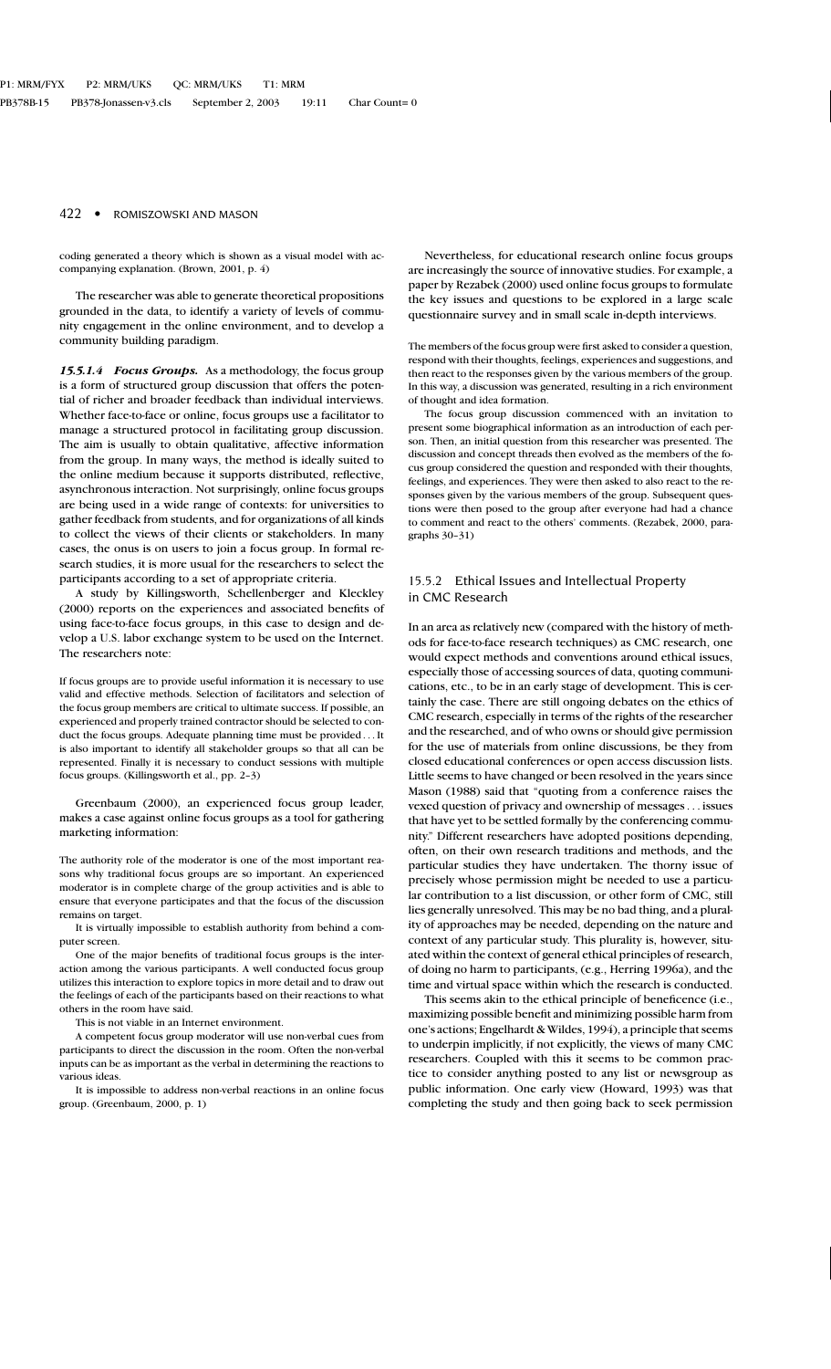coding generated a theory which is shown as a visual model with accompanying explanation. (Brown, 2001, p. 4)

The researcher was able to generate theoretical propositions grounded in the data, to identify a variety of levels of community engagement in the online environment, and to develop a community building paradigm.

***15.5.1.4 Focus Groups.*** As a methodology, the focus group is a form of structured group discussion that offers the potential of richer and broader feedback than individual interviews. Whether face-to-face or online, focus groups use a facilitator to manage a structured protocol in facilitating group discussion. The aim is usually to obtain qualitative, affective information from the group. In many ways, the method is ideally suited to the online medium because it supports distributed, reflective, asynchronous interaction. Not surprisingly, online focus groups are being used in a wide range of contexts: for universities to gather feedback from students, and for organizations of all kinds to collect the views of their clients or stakeholders. In many cases, the onus is on users to join a focus group. In formal research studies, it is more usual for the researchers to select the participants according to a set of appropriate criteria.

A study by Killingsworth, Schellenberger and Kleckley (2000) reports on the experiences and associated benefits of using face-to-face focus groups, in this case to design and develop a U.S. labor exchange system to be used on the Internet. The researchers note:

> If focus groups are to provide useful information it is necessary to use valid and effective methods. Selection of facilitators and selection of the focus group members are critical to ultimate success. If possible, an experienced and properly trained contractor should be selected to conduct the focus groups. Adequate planning time must be provided . . . It is also important to identify all stakeholder groups so that all can be represented. Finally it is necessary to conduct sessions with multiple focus groups. (Killingsworth et al., pp. 2–3)

Greenbaum (2000), an experienced focus group leader, makes a case against online focus groups as a tool for gathering marketing information:

> The authority role of the moderator is one of the most important reasons why traditional focus groups are so important. An experienced moderator is in complete charge of the group activities and is able to ensure that everyone participates and that the focus of the discussion remains on target.
>
> It is virtually impossible to establish authority from behind a computer screen.
>
> One of the major benefits of traditional focus groups is the interaction among the various participants. A well conducted focus group utilizes this interaction to explore topics in more detail and to draw out the feelings of each of the participants based on their reactions to what others in the room have said.
>
> This is not viable in an Internet environment.
>
> A competent focus group moderator will use non-verbal cues from participants to direct the discussion in the room. Often the non-verbal inputs can be as important as the verbal in determining the reactions to various ideas.
>
> It is impossible to address non-verbal reactions in an online focus group. (Greenbaum, 2000, p. 1)

Nevertheless, for educational research online focus groups are increasingly the source of innovative studies. For example, a paper by Rezabek (2000) used online focus groups to formulate the key issues and questions to be explored in a large scale questionnaire survey and in small scale in-depth interviews.

> The members of the focus group were first asked to consider a question, respond with their thoughts, feelings, experiences and suggestions, and then react to the responses given by the various members of the group. In this way, a discussion was generated, resulting in a rich environment of thought and idea formation.
>
> The focus group discussion commenced with an invitation to present some biographical information as an introduction of each person. Then, an initial question from this researcher was presented. The discussion and concept threads then evolved as the members of the focus group considered the question and responded with their thoughts, feelings, and experiences. They were then asked to also react to the responses given by the various members of the group. Subsequent questions were then posed to the group after everyone had had a chance to comment and react to the others' comments. (Rezabek, 2000, paragraphs 30–31)

### 15.5.2 Ethical Issues and Intellectual Property in CMC Research

In an area as relatively new (compared with the history of methods for face-to-face research techniques) as CMC research, one would expect methods and conventions around ethical issues, especially those of accessing sources of data, quoting communications, etc., to be in an early stage of development. This is certainly the case. There are still ongoing debates on the ethics of CMC research, especially in terms of the rights of the researcher and the researched, and of who owns or should give permission for the use of materials from online discussions, be they from closed educational conferences or open access discussion lists. Little seems to have changed or been resolved in the years since Mason (1988) said that "quoting from a conference raises the vexed question of privacy and ownership of messages . . . issues that have yet to be settled formally by the conferencing community." Different researchers have adopted positions depending, often, on their own research traditions and methods, and the particular studies they have undertaken. The thorny issue of precisely whose permission might be needed to use a particular contribution to a list discussion, or other form of CMC, still lies generally unresolved. This may be no bad thing, and a plurality of approaches may be needed, depending on the nature and context of any particular study. This plurality is, however, situated within the context of general ethical principles of research, of doing no harm to participants, (e.g., Herring 1996a), and the time and virtual space within which the research is conducted.

This seems akin to the ethical principle of beneficence (i.e., maximizing possible benefit and minimizing possible harm from one's actions; Engelhardt & Wildes, 1994), a principle that seems to underpin implicitly, if not explicitly, the views of many CMC researchers. Coupled with this it seems to be common practice to consider anything posted to any list or newsgroup as public information. One early view (Howard, 1993) was that completing the study and then going back to seek permission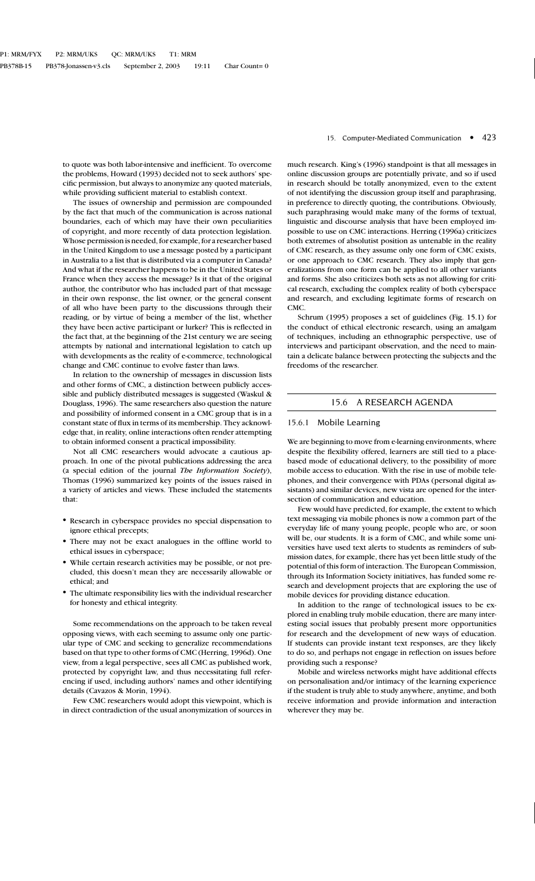to quote was both labor-intensive and inefficient. To overcome the problems, Howard (1993) decided not to seek authors' specific permission, but always to anonymize any quoted materials, while providing sufficient material to establish context.

The issues of ownership and permission are compounded by the fact that much of the communication is across national boundaries, each of which may have their own peculiarities of copyright, and more recently of data protection legislation. Whose permission is needed, for example, for a researcher based in the United Kingdom to use a message posted by a participant in Australia to a list that is distributed via a computer in Canada? And what if the researcher happens to be in the United States or France when they access the message? Is it that of the original author, the contributor who has included part of that message in their own response, the list owner, or the general consent of all who have been party to the discussions through their reading, or by virtue of being a member of the list, whether they have been active participant or lurker? This is reflected in the fact that, at the beginning of the 21st century we are seeing attempts by national and international legislation to catch up with developments as the reality of e-commerce, technological change and CMC continue to evolve faster than laws.

In relation to the ownership of messages in discussion lists and other forms of CMC, a distinction between publicly accessible and publicly distributed messages is suggested (Waskul & Douglass, 1996). The same researchers also question the nature and possibility of informed consent in a CMC group that is in a constant state of flux in terms of its membership. They acknowledge that, in reality, online interactions often render attempting to obtain informed consent a practical impossibility.

Not all CMC researchers would advocate a cautious approach. In one of the pivotal publications addressing the area (a special edition of the journal *The Information Society*), Thomas (1996) summarized key points of the issues raised in a variety of articles and views. These included the statements that:

- Research in cyberspace provides no special dispensation to ignore ethical precepts;
- There may not be exact analogues in the offline world to ethical issues in cyberspace;
- While certain research activities may be possible, or not precluded, this doesn't mean they are necessarily allowable or ethical; and
- The ultimate responsibility lies with the individual researcher for honesty and ethical integrity.

Some recommendations on the approach to be taken reveal opposing views, with each seeming to assume only one particular type of CMC and seeking to generalize recommendations based on that type to other forms of CMC (Herring, 1996d). One view, from a legal perspective, sees all CMC as published work, protected by copyright law, and thus necessitating full referencing if used, including authors' names and other identifying details (Cavazos & Morin, 1994).

Few CMC researchers would adopt this viewpoint, which is in direct contradiction of the usual anonymization of sources in much research. King's (1996) standpoint is that all messages in online discussion groups are potentially private, and so if used in research should be totally anonymized, even to the extent of not identifying the discussion group itself and paraphrasing, in preference to directly quoting, the contributions. Obviously, such paraphrasing would make many of the forms of textual, linguistic and discourse analysis that have been employed impossible to use on CMC interactions. Herring (1996a) criticizes both extremes of absolutist position as untenable in the reality of CMC research, as they assume only one form of CMC exists, or one approach to CMC research. They also imply that generalizations from one form can be applied to all other variants and forms. She also criticizes both sets as not allowing for critical research, excluding the complex reality of both cyberspace and research, and excluding legitimate forms of research on CMC.

Schrum (1995) proposes a set of guidelines (Fig. 15.1) for the conduct of ethical electronic research, using an amalgam of techniques, including an ethnographic perspective, use of interviews and participant observation, and the need to maintain a delicate balance between protecting the subjects and the freedoms of the researcher.

## 15.6 A RESEARCH AGENDA

### 15.6.1 Mobile Learning

We are beginning to move from e-learning environments, where despite the flexibility offered, learners are still tied to a place-based mode of educational delivery, to the possibility of more mobile access to education. With the rise in use of mobile telephones, and their convergence with PDAs (personal digital assistants) and similar devices, new vista are opened for the intersection of communication and education.

Few would have predicted, for example, the extent to which text messaging via mobile phones is now a common part of the everyday life of many young people, people who are, or soon will be, our students. It is a form of CMC, and while some universities have used text alerts to students as reminders of submission dates, for example, there has yet been little study of the potential of this form of interaction. The European Commission, through its Information Society initiatives, has funded some research and development projects that are exploring the use of mobile devices for providing distance education.

In addition to the range of technological issues to be explored in enabling truly mobile education, there are many interesting social issues that probably present more opportunities for research and the development of new ways of education. If students can provide instant text responses, are they likely to do so, and perhaps not engage in reflection on issues before providing such a response?

Mobile and wireless networks might have additional effects on personalisation and/or intimacy of the learning experience if the student is truly able to study anywhere, anytime, and both receive information and provide information and interaction wherever they may be.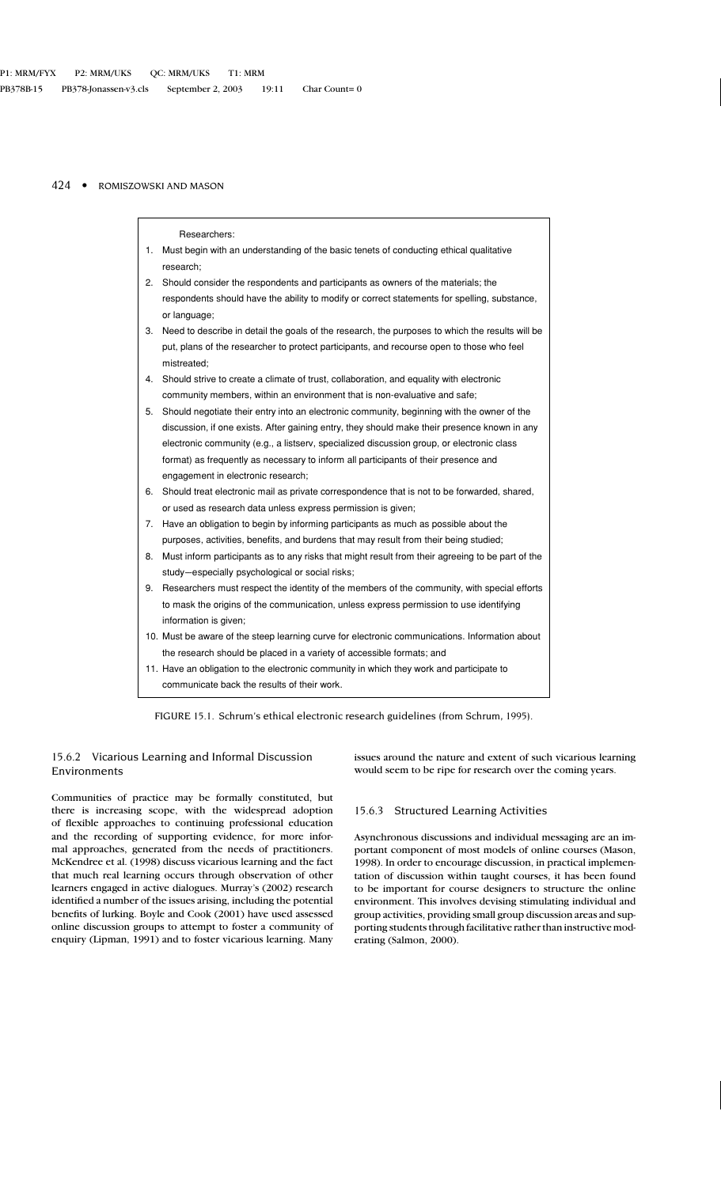Researchers:

1. Must begin with an understanding of the basic tenets of conducting ethical qualitative research;
2. Should consider the respondents and participants as owners of the materials; the respondents should have the ability to modify or correct statements for spelling, substance, or language;
3. Need to describe in detail the goals of the research, the purposes to which the results will be put, plans of the researcher to protect participants, and recourse open to those who feel mistreated;
4. Should strive to create a climate of trust, collaboration, and equality with electronic community members, within an environment that is non-evaluative and safe;
5. Should negotiate their entry into an electronic community, beginning with the owner of the discussion, if one exists. After gaining entry, they should make their presence known in any electronic community (e.g., a listserv, specialized discussion group, or electronic class format) as frequently as necessary to inform all participants of their presence and engagement in electronic research;
6. Should treat electronic mail as private correspondence that is not to be forwarded, shared, or used as research data unless express permission is given;
7. Have an obligation to begin by informing participants as much as possible about the purposes, activities, benefits, and burdens that may result from their being studied;
8. Must inform participants as to any risks that might result from their agreeing to be part of the study—especially psychological or social risks;
9. Researchers must respect the identity of the members of the community, with special efforts to mask the origins of the communication, unless express permission to use identifying information is given;
10. Must be aware of the steep learning curve for electronic communications. Information about the research should be placed in a variety of accessible formats; and
11. Have an obligation to the electronic community in which they work and participate to communicate back the results of their work.

FIGURE 15.1. Schrum's ethical electronic research guidelines (from Schrum, 1995).

### 15.6.2 Vicarious Learning and Informal Discussion Environments

Communities of practice may be formally constituted, but there is increasing scope, with the widespread adoption of flexible approaches to continuing professional education and the recording of supporting evidence, for more informal approaches, generated from the needs of practitioners. McKendree et al. (1998) discuss vicarious learning and the fact that much real learning occurs through observation of other learners engaged in active dialogues. Murray's (2002) research identified a number of the issues arising, including the potential benefits of lurking. Boyle and Cook (2001) have used assessed online discussion groups to attempt to foster a community of enquiry (Lipman, 1991) and to foster vicarious learning. Many issues around the nature and extent of such vicarious learning would seem to be ripe for research over the coming years.

### 15.6.3 Structured Learning Activities

Asynchronous discussions and individual messaging are an important component of most models of online courses (Mason, 1998). In order to encourage discussion, in practical implementation of discussion within taught courses, it has been found to be important for course designers to structure the online environment. This involves devising stimulating individual and group activities, providing small group discussion areas and supporting students through facilitative rather than instructive moderating (Salmon, 2000).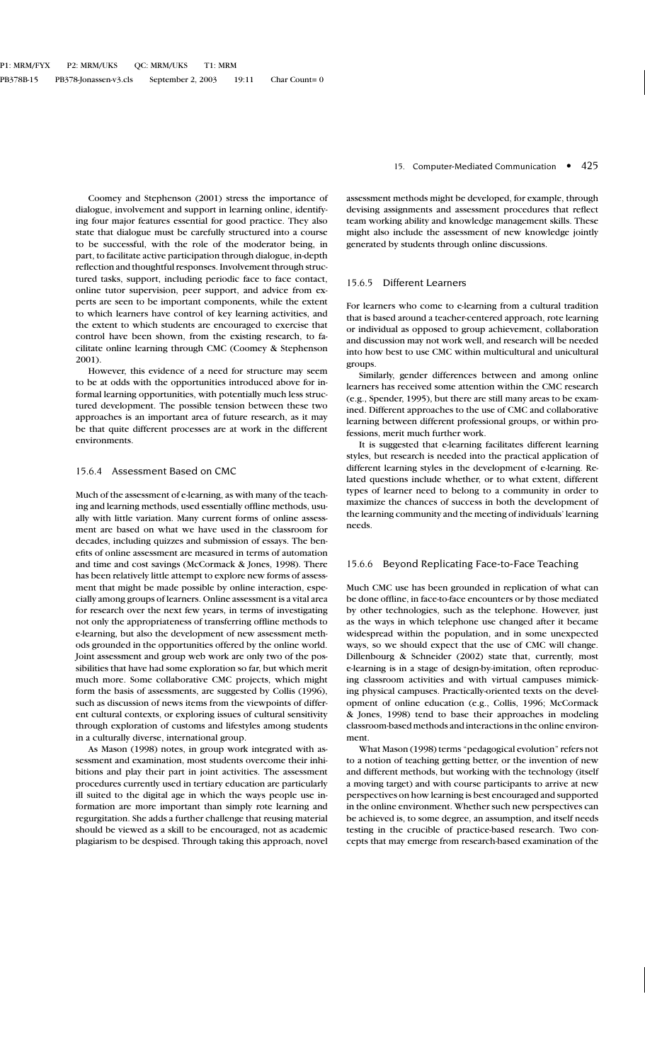Coomey and Stephenson (2001) stress the importance of dialogue, involvement and support in learning online, identifying four major features essential for good practice. They also state that dialogue must be carefully structured into a course to be successful, with the role of the moderator being, in part, to facilitate active participation through dialogue, in-depth reflection and thoughtful responses. Involvement through structured tasks, support, including periodic face to face contact, online tutor supervision, peer support, and advice from experts are seen to be important components, while the extent to which learners have control of key learning activities, and the extent to which students are encouraged to exercise that control have been shown, from the existing research, to facilitate online learning through CMC (Coomey & Stephenson 2001).

However, this evidence of a need for structure may seem to be at odds with the opportunities introduced above for informal learning opportunities, with potentially much less structured development. The possible tension between these two approaches is an important area of future research, as it may be that quite different processes are at work in the different environments.

### 15.6.4 Assessment Based on CMC

Much of the assessment of e-learning, as with many of the teaching and learning methods, used essentially offline methods, usually with little variation. Many current forms of online assessment are based on what we have used in the classroom for decades, including quizzes and submission of essays. The benefits of online assessment are measured in terms of automation and time and cost savings (McCormack & Jones, 1998). There has been relatively little attempt to explore new forms of assessment that might be made possible by online interaction, especially among groups of learners. Online assessment is a vital area for research over the next few years, in terms of investigating not only the appropriateness of transferring offline methods to e-learning, but also the development of new assessment methods grounded in the opportunities offered by the online world. Joint assessment and group web work are only two of the possibilities that have had some exploration so far, but which merit much more. Some collaborative CMC projects, which might form the basis of assessments, are suggested by Collis (1996), such as discussion of news items from the viewpoints of different cultural contexts, or exploring issues of cultural sensitivity through exploration of customs and lifestyles among students in a culturally diverse, international group.

As Mason (1998) notes, in group work integrated with assessment and examination, most students overcome their inhibitions and play their part in joint activities. The assessment procedures currently used in tertiary education are particularly ill suited to the digital age in which the ways people use information are more important than simply rote learning and regurgitation. She adds a further challenge that reusing material should be viewed as a skill to be encouraged, not as academic plagiarism to be despised. Through taking this approach, novel assessment methods might be developed, for example, through devising assignments and assessment procedures that reflect team working ability and knowledge management skills. These might also include the assessment of new knowledge jointly generated by students through online discussions.

### 15.6.5 Different Learners

For learners who come to e-learning from a cultural tradition that is based around a teacher-centered approach, rote learning or individual as opposed to group achievement, collaboration and discussion may not work well, and research will be needed into how best to use CMC within multicultural and unicultural groups.

Similarly, gender differences between and among online learners has received some attention within the CMC research (e.g., Spender, 1995), but there are still many areas to be examined. Different approaches to the use of CMC and collaborative learning between different professional groups, or within professions, merit much further work.

It is suggested that e-learning facilitates different learning styles, but research is needed into the practical application of different learning styles in the development of e-learning. Related questions include whether, or to what extent, different types of learner need to belong to a community in order to maximize the chances of success in both the development of the learning community and the meeting of individuals' learning needs.

### 15.6.6 Beyond Replicating Face-to-Face Teaching

Much CMC use has been grounded in replication of what can be done offline, in face-to-face encounters or by those mediated by other technologies, such as the telephone. However, just as the ways in which telephone use changed after it became widespread within the population, and in some unexpected ways, so we should expect that the use of CMC will change. Dillenbourg & Schneider (2002) state that, currently, most e-learning is in a stage of design-by-imitation, often reproducing classroom activities and with virtual campuses mimicking physical campuses. Practically-oriented texts on the development of online education (e.g., Collis, 1996; McCormack & Jones, 1998) tend to base their approaches in modeling classroom-based methods and interactions in the online environment.

What Mason (1998) terms "pedagogical evolution" refers not to a notion of teaching getting better, or the invention of new and different methods, but working with the technology (itself a moving target) and with course participants to arrive at new perspectives on how learning is best encouraged and supported in the online environment. Whether such new perspectives can be achieved is, to some degree, an assumption, and itself needs testing in the crucible of practice-based research. Two concepts that may emerge from research-based examination of the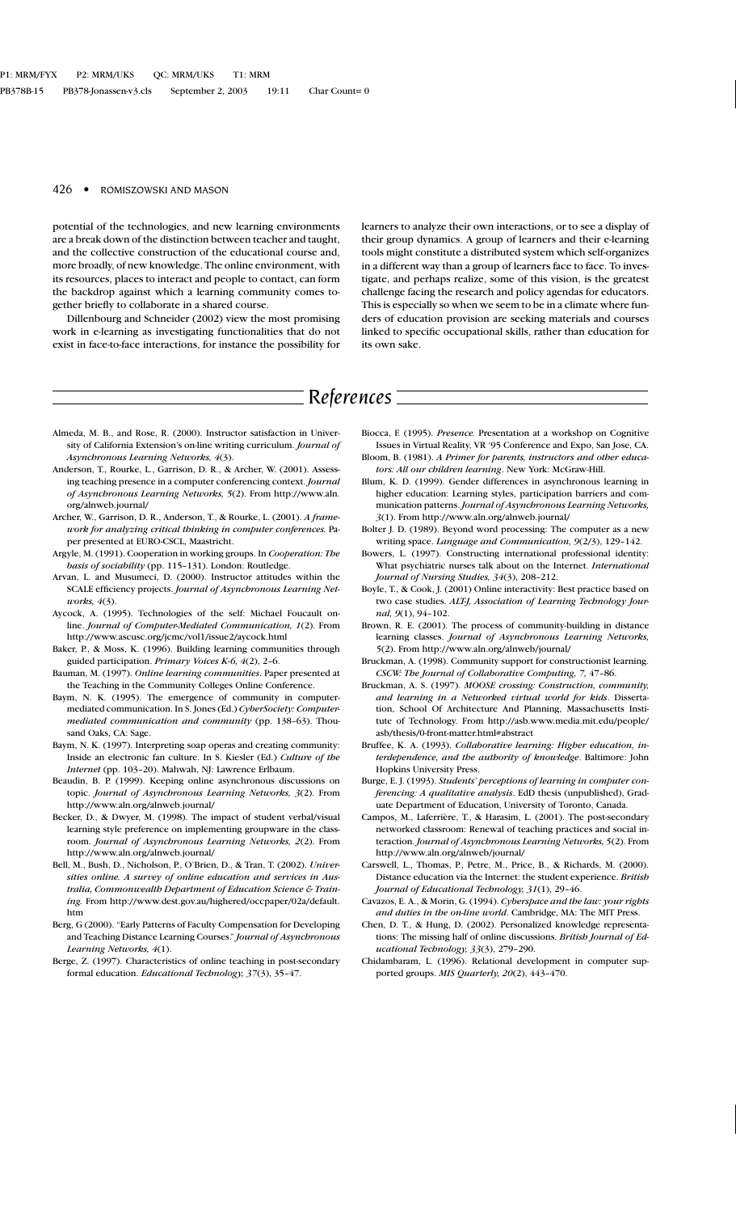potential of the technologies, and new learning environments are a break down of the distinction between teacher and taught, and the collective construction of the educational course and, more broadly, of new knowledge. The online environment, with its resources, places to interact and people to contact, can form the backdrop against which a learning community comes together briefly to collaborate in a shared course.

Dillenbourg and Schneider (2002) view the most promising work in e-learning as investigating functionalities that do not exist in face-to-face interactions, for instance the possibility for learners to analyze their own interactions, or to see a display of their group dynamics. A group of learners and their e-learning tools might constitute a distributed system which self-organizes in a different way than a group of learners face to face. To investigate, and perhaps realize, some of this vision, is the greatest challenge facing the research and policy agendas for educators. This is especially so when we seem to be in a climate where funders of education provision are seeking materials and courses linked to specific occupational skills, rather than education for its own sake.

## References

Almeda, M. B., and Rose, R. (2000). Instructor satisfaction in University of California Extension's on-line writing curriculum. *Journal of Asynchronous Learning Networks, 4*(3).

Anderson, T., Rourke, L., Garrison, D. R., & Archer, W. (2001). Assessing teaching presence in a computer conferencing context. *Journal of Asynchronous Learning Networks, 5*(2). From http://www.aln.org/alnweb.journal/

Archer, W., Garrison, D. R., Anderson, T., & Rourke, L. (2001). *A framework for analyzing critical thinking in computer conferences.* Paper presented at EURO-CSCL, Maastricht.

Argyle, M. (1991). Cooperation in working groups. In *Cooperation: The basis of sociability* (pp. 115–131). London: Routledge.

Arvan, L. and Musumeci, D. (2000). Instructor attitudes within the SCALE efficiency projects. *Journal of Asynchronous Learning Networks, 4*(3).

Aycock, A. (1995). Technologies of the self: Michael Foucault online. *Journal of Computer-Mediated Communication, 1*(2). From http://www.ascusc.org/jcmc/vol1/issue2/aycock.html

Baker, P., & Moss, K. (1996). Building learning communities through guided participation. *Primary Voices K-6, 4*(2), 2–6.

Bauman, M. (1997). *Online learning communities*. Paper presented at the Teaching in the Community Colleges Online Conference.

Baym, N. K. (1995). The emergence of community in computer-mediated communication. In S. Jones (Ed.) *CyberSociety: Computer-mediated communication and community* (pp. 138–63). Thousand Oaks, CA: Sage.

Baym, N. K. (1997). Interpreting soap operas and creating community: Inside an electronic fan culture. In S. Kiesler (Ed.) *Culture of the Internet* (pp. 103–20). Mahwah, NJ: Lawrence Erlbaum.

Beaudin, B. P. (1999). Keeping online asynchronous discussions on topic. *Journal of Asynchronous Learning Networks, 3*(2). From http://www.aln.org/alnweb.journal/

Becker, D., & Dwyer, M. (1998). The impact of student verbal/visual learning style preference on implementing groupware in the classroom. *Journal of Asynchronous Learning Networks, 2*(2). From http://www.aln.org/alnweb.journal/

Bell, M., Bush, D., Nicholson, P., O'Brien, D., & Tran, T. (2002). *Universities online. A survey of online education and services in Australia, Commonwealth Department of Education Science & Training.* From http://www.dest.gov.au/highered/occpaper/02a/default.htm

Berg, G (2000). "Early Patterns of Faculty Compensation for Developing and Teaching Distance Learning Courses." *Journal of Asynchronous Learning Networks, 4*(1).

Berge, Z. (1997). Characteristics of online teaching in post-secondary formal education. *Educational Technology, 37*(3), 35–47.

Biocca, F. (1995). *Presence.* Presentation at a workshop on Cognitive Issues in Virtual Reality, VR '95 Conference and Expo, San Jose, CA.

Bloom, B. (1981). *A Primer for parents, instructors and other educators: All our children learning*. New York: McGraw-Hill.

Blum, K. D. (1999). Gender differences in asynchronous learning in higher education: Learning styles, participation barriers and communication patterns. *Journal of Asynchronous Learning Networks, 3*(1). From http://www.aln.org/alnweb.journal/

Bolter J. D. (1989). Beyond word processing: The computer as a new writing space. *Language and Communication, 9*(2/3), 129–142.

Bowers, L. (1997). Constructing international professional identity: What psychiatric nurses talk about on the Internet. *International Journal of Nursing Studies, 34*(3), 208–212.

Boyle, T., & Cook, J. (2001) Online interactivity: Best practice based on two case studies. *ALT-J, Association of Learning Technology Journal, 9*(1), 94–102.

Brown, R. E. (2001). The process of community-building in distance learning classes. *Journal of Asynchronous Learning Networks, 5*(2). From http://www.aln.org/alnweb/journal/

Bruckman, A. (1998). Community support for constructionist learning. *CSCW: The Journal of Collaborative Computing, 7*, 47–86.

Bruckman, A. S. (1997). *MOOSE crossing: Construction, community, and learning in a Networked virtual world for kids*. Dissertation, School Of Architecture And Planning, Massachusetts Institute of Technology. From http://asb.www.media.mit.edu/people/asb/thesis/0-front-matter.html#abstract

Bruffee, K. A. (1993). *Collaborative learning: Higher education, interdependence, and the authority of knowledge*. Baltimore: John Hopkins University Press.

Burge, E. J. (1993). *Students' perceptions of learning in computer conferencing: A qualitative analysis*. EdD thesis (unpublished), Graduate Department of Education, University of Toronto, Canada.

Campos, M., Laferrière, T., & Harasim, L. (2001). The post-secondary networked classroom: Renewal of teaching practices and social interaction. *Journal of Asynchronous Learning Networks, 5*(2). From http://www.aln.org/alnweb/journal/

Carswell, L., Thomas, P., Petre, M., Price, B., & Richards, M. (2000). Distance education via the Internet: the student experience. *British Journal of Educational Technology, 31*(1), 29–46.

Cavazos, E. A., & Morin, G. (1994). *Cyberspace and the law: your rights and duties in the on-line world*. Cambridge, MA: The MIT Press.

Chen, D. T., & Hung, D. (2002). Personalized knowledge representations: The missing half of online discussions. *British Journal of Educational Technology, 33*(3), 279–290.

Chidambaram, L. (1996). Relational development in computer supported groups. *MIS Quarterly, 20*(2), 443–470.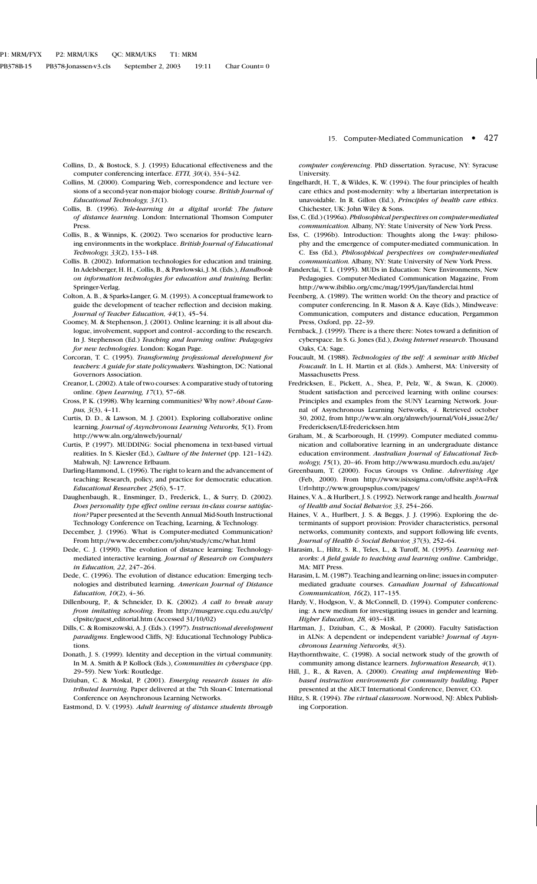Collins, D., & Bostock, S. J. (1993) Educational effectiveness and the computer conferencing interface. *ETTI, 30*(4), 334–342.

Collins, M. (2000). Comparing Web, correspondence and lecture versions of a second-year non-major biology course. *British Journal of Educational Technology, 31*(1).

Collis, B. (1996). *Tele-learning in a digital world: The future of distance learning*. London: International Thomson Computer Press.

Collis, B., & Winnips, K. (2002). Two scenarios for productive learning environments in the workplace. *British Journal of Educational Technology, 33*(2), 133–148.

Collis. B. (2002). Information technologies for education and training. In Adelsberger, H. H., Collis, B., & Pawlowski, J. M. (Eds.), *Handbook on information technologies for education and training*. Berlin: Springer-Verlag.

Colton, A. B., & Sparks-Langer, G. M. (1993). A conceptual framework to guide the development of teacher reflection and decision making. *Journal of Teacher Education, 44*(1), 45–54.

Coomey, M. & Stephenson, J. (2001). Online learning: it is all about dialogue, involvement, support and control - according to the research. In J. Stephenson (Ed.) *Teaching and learning online: Pedagogies for new technologies*. London: Kogan Page.

Corcoran, T. C. (1995). *Transforming professional development for teachers: A guide for state policymakers*. Washington, DC: National Governors Association.

Creanor, L. (2002). A tale of two courses: A comparative study of tutoring online. *Open Learning, 17*(1), 57–68.

Cross, P. K. (1998). Why learning communities? Why now? *About Campus, 3*(3), 4–11.

Curtis, D. D., & Lawson, M. J. (2001). Exploring collaborative online learning. *Journal of Asynchronous Learning Networks, 5*(1). From http://www.aln.org/alnweb/journal/

Curtis, P. (1997). MUDDING: Social phenomena in text-based virtual realities. In S. Kiesler (Ed.), *Culture of the Internet* (pp. 121–142). Mahwah, NJ: Lawrence Erlbaum.

Darling-Hammond, L. (1996). The right to learn and the advancement of teaching: Research, policy, and practice for democratic education. *Educational Researcher, 25*(6), 5–17.

Daughenbaugh, R., Ensminger, D., Frederick, L., & Surry, D. (2002). *Does personality type effect online versus in-class course satisfaction?* Paper presented at the Seventh Annual Mid-South Instructional Technology Conference on Teaching, Learning, & Technology.

December, J. (1996). What is Computer-mediated Communication? From http://www.december.com/john/study/cmc/what.html

Dede, C. J. (1990). The evolution of distance learning: Technology-mediated interactive learning. *Journal of Research on Computers in Education, 22*, 247–264.

Dede, C. (1996). The evolution of distance education: Emerging technologies and distributed learning. *American Journal of Distance Education, 10*(2), 4–36.

Dillenbourg, P., & Schneider, D. K. (2002). *A call to break away from imitating schooling*. From http://musgrave.cqu.edu.au/clp/clpsite/guest_editorial.htm (Accessed 31/10/02)

Dills, C. & Romiszowski, A. J. (Eds.). (1997). *Instructional development paradigms*. Englewood Cliffs, NJ: Educational Technology Publications.

Donath, J. S. (1999). Identity and deception in the virtual community. In M. A. Smith & P. Kollock (Eds.), *Communities in cyberspace* (pp. 29–59). New York: Routledge.

Dziuban, C. & Moskal, P. (2001). *Emerging research issues in distributed learning*. Paper delivered at the 7th Sloan-C International Conference on Asynchronous Learning Networks.

Eastmond, D. V. (1993). *Adult learning of distance students through computer conferencing*. PhD dissertation. Syracuse, NY: Syracuse University.

Engelhardt, H. T., & Wildes, K. W. (1994). The four principles of health care ethics and post-modernity: why a libertarian interpretation is unavoidable. In R. Gillon (Ed.), *Principles of health care ethics*. Chichester, UK: John Wiley & Sons.

Ess, C. (Ed.) (1996a). *Philosophical perspectives on computer-mediated communication*. Albany, NY: State University of New York Press.

Ess, C. (1996b). Introduction: Thoughts along the I-way: philosophy and the emergence of computer-mediated communication. In C. Ess (Ed.), *Philosophical perspectives on computer-mediated communication*. Albany, NY: State University of New York Press.

Fanderclai, T. L. (1995). MUDs in Education: New Environments, New Pedagogies. Computer-Mediated Communication Magazine, From http://www.ibiblio.org/cmc/mag/1995/jan/fanderclai.html

Feenberg, A. (1989). The written world: On the theory and practice of computer conferencing. In R. Mason & A. Kaye (Eds.), Mindweave: Communication, computers and distance education, Pergammon Press, Oxford, pp. 22–39.

Fernback, J. (1999). There is a there there: Notes toward a definition of cyberspace. In S. G. Jones (Ed.), *Doing Internet research*. Thousand Oaks, CA: Sage.

Foucault, M. (1988). *Technologies of the self: A seminar with Michel Foucault*. In L. H. Martin et al. (Eds.). Amherst, MA: University of Massachusetts Press.

Fredricksen, E., Pickett, A., Shea, P., Pelz, W., & Swan, K. (2000). Student satisfaction and perceived learning with online courses: Principles and examples from the SUNY Learning Network. Journal of Asynchronous Learning Networks, *4*. Retrieved october 30, 2002, from http://www.aln.org/alnweb/journal/Vol4_issue2/le/Fredericksen/LE-fredericksen.htm

Graham, M., & Scarborough, H. (1999). Computer mediated communication and collaborative learning in an undergraduate distance education environment. *Australian Journal of Educational Technology, 15*(1), 20–46. From http://wwwasu.murdoch.edu.au/ajet/

Greenbaum, T. (2000). Focus Groups vs Online. *Advertising Age* (Feb, 2000). From http://www.isixsigma.com/offsite.asp?A=Fr&Url=http://www.groupsplus.com/pages/

Haines, V. A., & Hurlbert, J. S. (1992). Network range and health. *Journal of Health and Social Behavior, 33*, 254–266.

Haines, V. A., Hurlbert, J. S. & Beggs, J. J. (1996). Exploring the determinants of support provision: Provider characteristics, personal networks, community contexts, and support following life events, *Journal of Health & Social Behavior, 37*(3), 252–64.

Harasim, L., Hiltz, S. R., Teles, L., & Turoff, M. (1995). *Learning networks: A field guide to teaching and learning online*. Cambridge, MA: MIT Press.

Harasim, L. M. (1987). Teaching and learning on-line; issues in computer-mediated graduate courses. *Canadian Journal of Educational Communication, 16*(2), 117–135.

Hardy, V., Hodgson, V., & McConnell, D. (1994). Computer conferencing: A new medium for investigating issues in gender and learning. *Higher Education, 28*, 403–418.

Hartman, J., Dziuban, C., & Moskal, P. (2000). Faculty Satisfaction in ALNs: A dependent or independent variable? *Journal of Asynchronous Learning Networks, 4*(3).

Haythornthwaite, C. (1998). A social network study of the growth of community among distance learners. *Information Research, 4*(1).

Hill, J., R., & Raven, A. (2000). *Creating and implementing Web-based instruction environments for community building*. Paper presented at the AECT International Conference, Denver, CO.

Hiltz, S. R. (1994). *The virtual classroom*. Norwood, NJ: Ablex Publishing Corporation.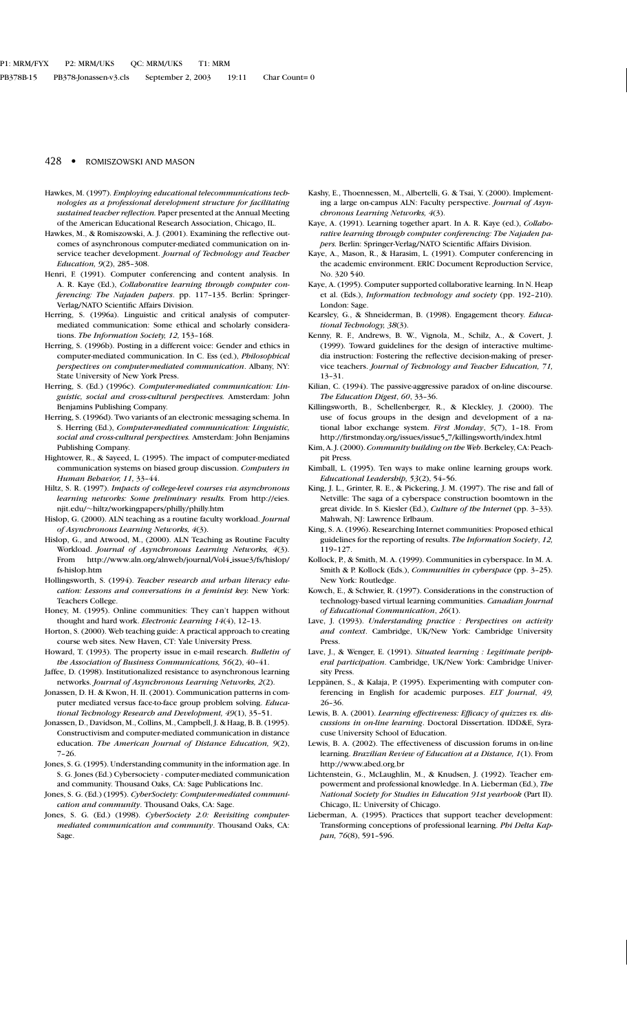Hawkes, M. (1997). *Employing educational telecommunications technologies as a professional development structure for facilitating sustained teacher reflection.* Paper presented at the Annual Meeting of the American Educational Research Association, Chicago, IL.

Hawkes, M., & Romiszowski, A. J. (2001). Examining the reflective outcomes of asynchronous computer-mediated communication on inservice teacher development. *Journal of Technology and Teacher Education, 9*(2), 285–308.

Henri, F. (1991). Computer conferencing and content analysis. In A. R. Kaye (Ed.), *Collaborative learning through computer conferencing: The Najaden papers*. pp. 117–135. Berlin: Springer-Verlag/NATO Scientific Affairs Division.

Herring, S. (1996a). Linguistic and critical analysis of computer-mediated communication: Some ethical and scholarly considerations. *The Information Society, 12,* 153–168.

Herring, S. (1996b). Posting in a different voice: Gender and ethics in computer-mediated communication. In C. Ess (ed.), *Philosophical perspectives on computer-mediated communication*. Albany, NY: State University of New York Press.

Herring, S. (Ed.) (1996c). *Computer-mediated communication: Linguistic, social and cross-cultural perspectives.* Amsterdam: John Benjamins Publishing Company.

Herring, S. (1996d). Two variants of an electronic messaging schema. In S. Herring (Ed.), *Computer-mediated communication: Linguistic, social and cross-cultural perspectives.* Amsterdam: John Benjamins Publishing Company.

Hightower, R., & Sayeed, L. (1995). The impact of computer-mediated communication systems on biased group discussion. *Computers in Human Behavior, 11,* 33–44.

Hiltz, S. R. (1997). *Impacts of college-level courses via asynchronous learning networks: Some preliminary results.* From http://eies.njit.edu/~hiltz/workingpapers/philly/philly.htm

Hislop, G. (2000). ALN teaching as a routine faculty workload. *Journal of Asynchronous Learning Networks, 4*(3).

Hislop, G., and Atwood, M., (2000). ALN Teaching as Routine Faculty Workload. *Journal of Asynchronous Learning Networks, 4*(3). From http://www.aln.org/alnweb/journal/Vol4_issue3/fs/hislop/fs-hislop.htm

Hollingsworth, S. (1994). *Teacher research and urban literacy education: Lessons and conversations in a feminist key.* New York: Teachers College.

Honey, M. (1995). Online communities: They can't happen without thought and hard work. *Electronic Learning 14*(4), 12–13.

Horton, S. (2000). Web teaching guide: A practical approach to creating course web sites. New Haven, CT: Yale University Press.

Howard, T. (1993). The property issue in e-mail research. *Bulletin of the Association of Business Communications, 56*(2), 40–41.

Jaffee, D. (1998). Institutionalized resistance to asynchronous learning networks. *Journal of Asynchronous Learning Networks, 2*(2).

Jonassen, D. H. & Kwon, H. II. (2001). Communication patterns in computer mediated versus face-to-face group problem solving. *Educational Technology Research and Development, 49*(1), 35–51.

Jonassen, D., Davidson, M., Collins, M., Campbell, J. & Haag, B. B. (1995). Constructivism and computer-mediated communication in distance education. *The American Journal of Distance Education, 9*(2), 7–26.

Jones, S. G. (1995). Understanding community in the information age. In S. G. Jones (Ed.) Cybersociety - computer-mediated communication and community. Thousand Oaks, CA: Sage Publications Inc.

Jones, S. G. (Ed.) (1995). *CyberSociety: Computer-mediated communication and community*. Thousand Oaks, CA: Sage.

Jones, S. G. (Ed.) (1998). *CyberSociety 2.0: Revisiting computer-mediated communication and community*. Thousand Oaks, CA: Sage.

Kashy, E., Thoennessen, M., Albertelli, G. & Tsai, Y. (2000). Implementing a large on-campus ALN: Faculty perspective. *Journal of Asynchronous Learning Networks, 4*(3).

Kaye, A. (1991). Learning together apart. In A. R. Kaye (ed.), *Collaborative learning through computer conferencing: The Najaden papers.* Berlin: Springer-Verlag/NATO Scientific Affairs Division.

Kaye, A., Mason, R., & Harasim, L. (1991). Computer conferencing in the academic environment. ERIC Document Reproduction Service, No. 320 540.

Kaye, A. (1995). Computer supported collaborative learning. In N. Heap et al. (Eds.), *Information technology and society* (pp. 192–210). London: Sage.

Kearsley, G., & Shneiderman, B. (1998). Engagement theory. *Educational Technology, 38*(3).

Kenny, R. F., Andrews, B. W., Vignola, M., Schilz, A., & Covert, J. (1999). Toward guidelines for the design of interactive multimedia instruction: Fostering the reflective decision-making of preservice teachers. *Journal of Technology and Teacher Education, 71,* 13–31.

Kilian, C. (1994). The passive-aggressive paradox of on-line discourse. *The Education Digest*, *60*, 33–36.

Killingsworth, B., Schellenberger, R., & Kleckley, J. (2000). The use of focus groups in the design and development of a national labor exchange system. *First Monday*, *5*(7), 1–18. From http://firstmonday.org/issues/issue5_7/killingsworth/index.html

Kim, A. J. (2000). *Community building on the Web*. Berkeley, CA: Peachpit Press.

Kimball, L. (1995). Ten ways to make online learning groups work. *Educational Leadership, 53*(2), 54–56.

King, J. L., Grinter, R. E., & Pickering, J. M. (1997). The rise and fall of Netville: The saga of a cyberspace construction boomtown in the great divide. In S. Kiesler (Ed.), *Culture of the Internet* (pp. 3–33). Mahwah, NJ: Lawrence Erlbaum.

King, S. A. (1996). Researching Internet communities: Proposed ethical guidelines for the reporting of results. *The Information Society*, *12,* 119–127.

Kollock, P., & Smith, M. A. (1999). Communities in cyberspace. In M. A. Smith & P. Kollock (Eds.), *Communities in cyberspace* (pp. 3–25). New York: Routledge.

Kowch, E., & Schwier, R. (1997). Considerations in the construction of technology-based virtual learning communities. *Canadian Journal of Educational Communication*, *26*(1).

Lave, J. (1993). *Understanding practice : Perspectives on activity and context*. Cambridge, UK/New York: Cambridge University Press.

Lave, J., & Wenger, E. (1991). *Situated learning : Legitimate peripheral participation*. Cambridge, UK/New York: Cambridge University Press.

Leppänen, S., & Kalaja, P. (1995). Experimenting with computer conferencing in English for academic purposes. *ELT Journal*, *49,* 26–36.

Lewis, B. A. (2001). *Learning effectiveness: Efficacy of quizzes vs. discussions in on-line learning*. Doctoral Dissertation. IDD&E, Syracuse University School of Education.

Lewis, B. A. (2002). The effectiveness of discussion forums in on-line learning. *Brazilian Review of Education at a Distance, 1*(1). From http://www.abed.org.br

Lichtenstein, G., McLaughlin, M., & Knudsen, J. (1992). Teacher empowerment and professional knowledge. In A. Lieberman (Ed.), *The National Society for Studies in Education 91st yearbook* (Part II). Chicago, IL: University of Chicago.

Lieberman, A. (1995). Practices that support teacher development: Transforming conceptions of professional learning. *Phi Delta Kappan, 76*(8), 591–596.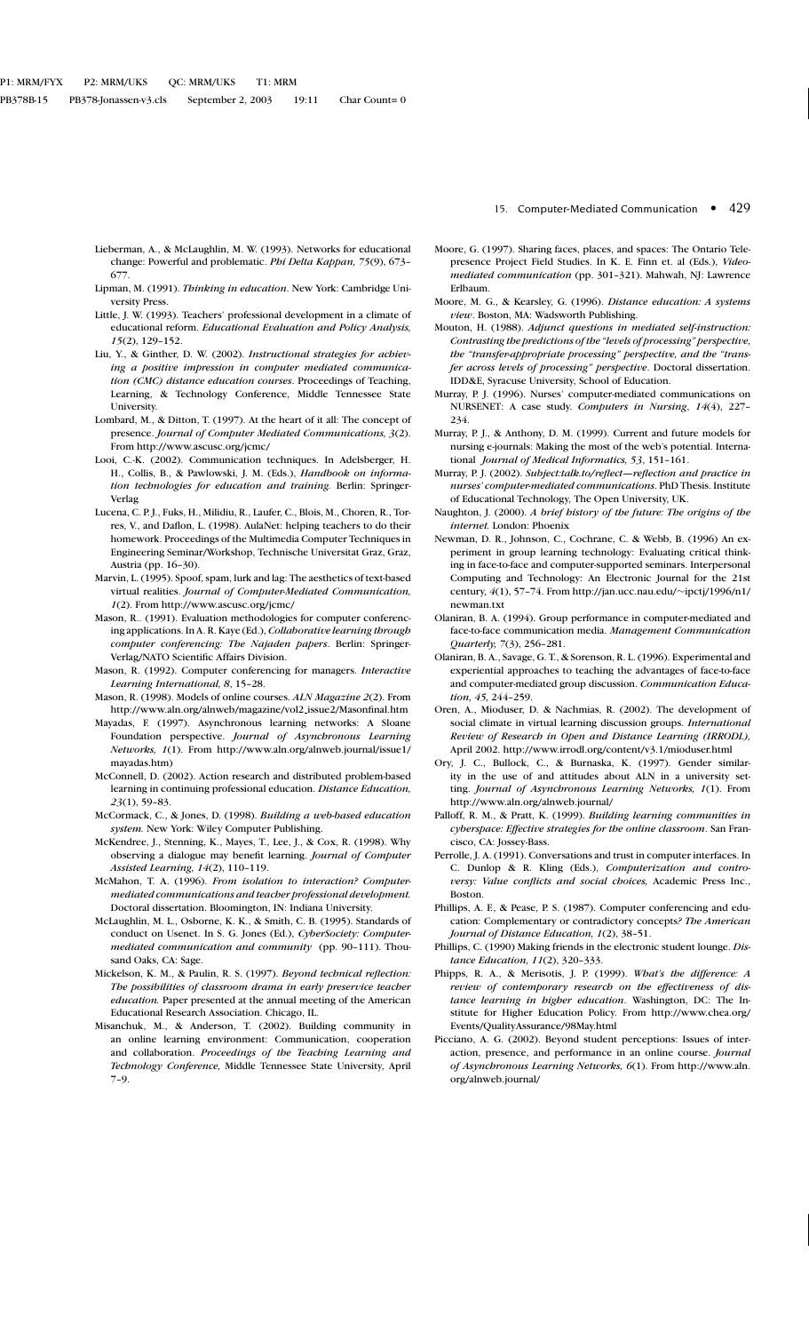Lieberman, A., & McLaughlin, M. W. (1993). Networks for educational change: Powerful and problematic. *Phi Delta Kappan, 75*(9), 673–677.

Lipman, M. (1991). *Thinking in education*. New York: Cambridge University Press.

Little, J. W. (1993). Teachers' professional development in a climate of educational reform. *Educational Evaluation and Policy Analysis, 15*(2), 129–152.

Liu, Y., & Ginther, D. W. (2002). *Instructional strategies for achieving a positive impression in computer mediated communication (CMC) distance education courses*. Proceedings of Teaching, Learning, & Technology Conference, Middle Tennessee State University.

Lombard, M., & Ditton, T. (1997). At the heart of it all: The concept of presence. *Journal of Computer Mediated Communications, 3*(2). From http://www.ascusc.org/jcmc/

Looi, C.-K. (2002). Communication techniques. In Adelsberger, H. H., Collis, B., & Pawlowski, J. M. (Eds.), *Handbook on information technologies for education and training.* Berlin: Springer-Verlag

Lucena, C. P. J., Fuks, H., Milidiu, R., Laufer, C., Blois, M., Choren, R., Torres, V., and Daflon, L. (1998). AulaNet: helping teachers to do their homework. Proceedings of the Multimedia Computer Techniques in Engineering Seminar/Workshop, Technische Universitat Graz, Graz, Austria (pp. 16–30).

Marvin, L. (1995). Spoof, spam, lurk and lag: The aesthetics of text-based virtual realities. *Journal of Computer-Mediated Communication, 1*(2). From http://www.ascusc.org/jcmc/

Mason, R.. (1991). Evaluation methodologies for computer conferencing applications. In A. R. Kaye (Ed.), *Collaborative learning through computer conferencing: The Najaden papers*. Berlin: Springer-Verlag/NATO Scientific Affairs Division.

Mason, R. (1992). Computer conferencing for managers. *Interactive Learning International, 8*, 15–28.

Mason, R. (1998). Models of online courses. *ALN Magazine 2*(2). From http://www.aln.org/alnweb/magazine/vol2_issue2/Masonfinal.htm

Mayadas, F. (1997). Asynchronous learning networks: A Sloane Foundation perspective. *Journal of Asynchronous Learning Networks, 1*(1). From http://www.aln.org/alnweb.journal/issue1/mayadas.htm)

McConnell, D. (2002). Action research and distributed problem-based learning in continuing professional education. *Distance Education, 23*(1), 59–83.

McCormack, C., & Jones, D. (1998). *Building a web-based education system.* New York: Wiley Computer Publishing.

McKendree, J., Stenning, K., Mayes, T., Lee, J., & Cox, R. (1998). Why observing a dialogue may benefit learning. *Journal of Computer Assisted Learning, 14(2)*, 110–119.

McMahon, T. A. (1996). *From isolation to interaction? Computer-mediated communications and teacher professional development.* Doctoral dissertation. Bloomington, IN: Indiana University.

McLaughlin, M. L., Osborne, K. K., & Smith, C. B. (1995). Standards of conduct on Usenet. In S. G. Jones (Ed.), *CyberSociety: Computer-mediated communication and community* (pp. 90–111). Thousand Oaks, CA: Sage.

Mickelson, K. M., & Paulin, R. S. (1997). *Beyond technical reflection: The possibilities of classroom drama in early preservice teacher education.* Paper presented at the annual meeting of the American Educational Research Association. Chicago, IL.

Misanchuk, M., & Anderson, T. (2002). Building community in an online learning environment: Communication, cooperation and collaboration. *Proceedings of the Teaching Learning and Technology Conference,* Middle Tennessee State University, April 7–9.

Moore, G. (1997). Sharing faces, places, and spaces: The Ontario Telepresence Project Field Studies. In K. E. Finn et. al (Eds.), *Video-mediated communication* (pp. 301–321). Mahwah, NJ: Lawrence Erlbaum.

Moore, M. G., & Kearsley, G. (1996). *Distance education: A systems view*. Boston, MA: Wadsworth Publishing.

Mouton, H. (1988). *Adjunct questions in mediated self-instruction: Contrasting the predictions of the "levels of processing" perspective, the "transfer-appropriate processing" perspective, and the "transfer across levels of processing" perspective*. Doctoral dissertation. IDD&E, Syracuse University, School of Education.

Murray, P. J. (1996). Nurses' computer-mediated communications on NURSENET: A case study. *Computers in Nursing, 14*(4), 227–234.

Murray, P. J., & Anthony, D. M. (1999). Current and future models for nursing e-journals: Making the most of the web's potential. International *Journal of Medical Informatics, 53*, 151–161.

Murray, P. J. (2002). *Subject:talk.to/reflect—reflection and practice in nurses' computer-mediated communications*. PhD Thesis. Institute of Educational Technology, The Open University, UK.

Naughton, J. (2000). *A brief history of the future: The origins of the internet.* London: Phoenix

Newman, D. R., Johnson, C., Cochrane, C. & Webb, B. (1996) An experiment in group learning technology: Evaluating critical thinking in face-to-face and computer-supported seminars. Interpersonal Computing and Technology: An Electronic Journal for the 21st century, *4*(1), 57–74. From http://jan.ucc.nau.edu/~ipctj/1996/n1/newman.txt

Olaniran, B. A. (1994). Group performance in computer-mediated and face-to-face communication media. *Management Communication Quarterly, 7*(3), 256–281.

Olaniran, B. A., Savage, G. T., & Sorenson, R. L. (1996). Experimental and experiential approaches to teaching the advantages of face-to-face and computer-mediated group discussion. *Communication Education, 45,* 244–259.

Oren, A., Mioduser, D. & Nachmias, R. (2002). The development of social climate in virtual learning discussion groups. *International Review of Research in Open and Distance Learning (IRRODL),* April 2002. http://www.irrodl.org/content/v3.1/mioduser.html

Ory, J. C., Bullock, C., & Burnaska, K. (1997). Gender similarity in the use of and attitudes about ALN in a university setting. *Journal of Asynchronous Learning Networks, 1*(1). From http://www.aln.org/alnweb.journal/

Palloff, R. M., & Pratt, K. (1999). *Building learning communities in cyberspace: Effective strategies for the online classroom*. San Francisco, CA: Jossey-Bass.

Perrolle, J. A. (1991). Conversations and trust in computer interfaces. In C. Dunlop & R. Kling (Eds.), *Computerization and controversy: Value conflicts and social choices,* Academic Press Inc., Boston.

Phillips, A. F., & Pease, P. S. (1987). Computer conferencing and education: Complementary or contradictory concepts*? The American Journal of Distance Education, 1*(2), 38–51.

Phillips, C. (1990) Making friends in the electronic student lounge. *Distance Education, 11*(2), 320–333.

Phipps, R. A., & Merisotis, J. P. (1999). *What's the difference: A review of contemporary research on the effectiveness of distance learning in higher education*. Washington, DC: The Institute for Higher Education Policy. From http://www.chea.org/Events/QualityAssurance/98May.html

Picciano, A. G. (2002). Beyond student perceptions: Issues of interaction, presence, and performance in an online course. *Journal of Asynchronous Learning Networks, 6*(1). From http://www.aln.org/alnweb.journal/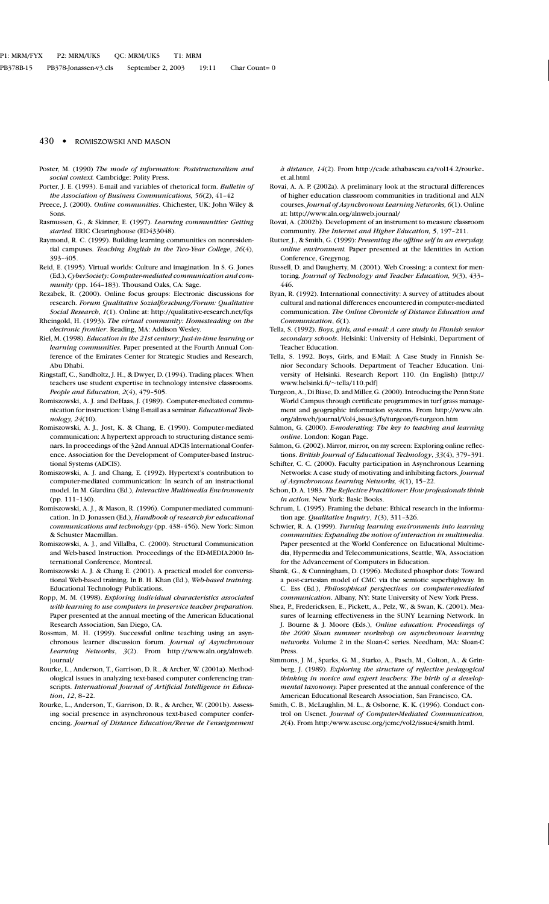Poster, M. (1990) *The mode of information: Poststructuralism and social context.* Cambridge: Polity Press.

Porter, J. E. (1993). E-mail and variables of rhetorical form. *Bulletin of the Association of Business Communications, 56*(2), 41–42

Preece, J. (2000). *Online communities*. Chichester, UK: John Wiley & Sons.

Rasmussen, G., & Skinner, E. (1997). *Learning communities: Getting started.* ERIC Clearinghouse (ED433048).

Raymond, R. C. (1999). Building learning communities on nonresidential campuses. *Teaching English in the Two-Year College*, *26*(4), 393–405.

Reid, E. (1995). Virtual worlds: Culture and imagination. In S. G. Jones (Ed.), *CyberSociety: Computer-mediated communication and community* (pp. 164–183). Thousand Oaks, CA: Sage.

Rezabek, R. (2000). Online focus groups: Electronic discussions for research. *Forum Qualitative Sozialforschung/Forum: Qualitative Social Research*, *1*(1). Online at: http://qualitative-research.net/fqs

Rheingold, H. (1993). *The virtual community: Homesteading on the electronic frontier*. Reading, MA: Addison Wesley.

Riel, M. (1998). *Education in the 21st century: Just-in-time learning or learning communities.* Paper presented at the Fourth Annual Conference of the Emirates Center for Strategic Studies and Research, Abu Dhabi.

Ringstaff, C., Sandholtz, J. H., & Dwyer, D. (1994). Trading places: When teachers use student expertise in technology intensive classrooms. *People and Education, 2*(4), 479–505.

Romiszowski, A. J. and DeHaas, J. (1989). Computer-mediated communication for instruction: Using E-mail as a seminar. *Educational Technology, 24*(10).

Romiszowski, A. J., Jost, K. & Chang, E. (1990). Computer-mediated communication: A hypertext approach to structuring distance seminars. In proceedings of the 32nd Annual ADCIS International Conference. Association for the Development of Computer-based Instructional Systems (ADCIS).

Romiszowski, A. J. and Chang, E. (1992). Hypertext's contribution to computer-mediated communication: In search of an instructional model. In M. Giardina (Ed.), *Interactive Multimedia Environments* (pp. 111–130).

Romiszowski, A. J., & Mason, R. (1996). Computer-mediated communication. In D. Jonassen (Ed.), *Handbook of research for educational communications and technology* (pp. 438–456). New York: Simon & Schuster Macmillan.

Romiszowski, A. J., and Villalba, C. (2000). Structural Communication and Web-based Instruction. Proceedings of the ED-MEDIA2000 International Conference, Montreal.

Romiszowski A. J. & Chang E. (2001). A practical model for conversational Web-based training. In B. H. Khan (Ed.), *Web-based training*. Educational Technology Publications.

Ropp, M. M. (1998). *Exploring individual characteristics associated with learning to use computers in preservice teacher preparation.* Paper presented at the annual meeting of the American Educational Research Association, San Diego, CA.

Rossman, M. H. (1999). Successful online teaching using an asynchronous learner discussion forum. *Journal of Asynchronous Learning Networks*, *3*(2). From http://www.aln.org/alnweb.journal/

Rourke, L., Anderson, T., Garrison, D. R., & Archer, W. (2001a). Methodological issues in analyzing text-based computer conferencing transcripts. *International Journal of Artificial Intelligence in Education*, *12*, 8–22.

Rourke, L., Anderson, T., Garrison, D. R., & Archer, W. (2001b). Assessing social presence in asynchronous text-based computer conferencing. *Journal of Distance Education/Revue de l'enseignement à distance, 14*(2). From http://cade.athabascau.ca/vol14.2/rourke_et_al.html

Rovai, A. A. P. (2002a). A preliminary look at the structural differences of higher education classroom communities in traditional and ALN courses. *Journal of Asynchronous Learning Networks, 6*(1). Online at: http://www.aln.org/alnweb.journal/

Rovai, A. (2002b). Development of an instrument to measure classroom community. *The Internet and Higher Education, 5*, 197–211.

Rutter, J., & Smith, G. (1999): *Presenting the offline self in an everyday, online environment.* Paper presented at the Identities in Action Conference, Gregynog.

Russell, D. and Daugherty, M. (2001). Web Crossing: a context for mentoring. *Journal of Technology and Teacher Education, 9*(3), 433–446.

Ryan, R. (1992). International connectivity: A survey of attitudes about cultural and national differences encountered in computer-mediated communication. *The Online Chronicle of Distance Education and Communication*, *6*(1).

Tella, S. (1992). *Boys, girls, and e-mail: A case study in Finnish senior secondary schools*. Helsinki: University of Helsinki, Department of Teacher Education.

Tella, S. 1992. Boys, Girls, and E-Mail: A Case Study in Finnish Senior Secondary Schools. Department of Teacher Education. University of Helsinki. Research Report 110. (In English) [http://www.helsinki.fi/~tella/110.pdf]

Turgeon, A., Di Biase, D. and Miller, G. (2000). Introducing the Penn State World Campus through certificate programmes in turf grass management and geographic information systems. From http://www.aln.org/alnweb/journal/Vol4_issue3/fs/turgeon/fs-turgeon.htm

Salmon, G. (2000). *E-moderating: The key to teaching and learning online*. London: Kogan Page.

Salmon, G. (2002). Mirror, mirror, on my screen: Exploring online reflections. *British Journal of Educational Technology*, *33*(4), 379–391.

Schifter, C. C. (2000). Faculty participation in Asynchronous Learning Networks: A case study of motivating and inhibiting factors. *Journal of Asynchronous Learning Networks, 4*(1), 15–22.

Schon, D. A. 1983. *The Reflective Practitioner: How professionals think in action.* New York: Basic Books.

Schrum, L. (1995). Framing the debate: Ethical research in the information age. *Qualitative Inquiry*, *1*(3), 311–326.

Schwier, R. A. (1999). *Turning learning environments into learning communities: Expanding the notion of interaction in multimedia*. Paper presented at the World Conference on Educational Multimedia, Hypermedia and Telecommunications, Seattle, WA, Association for the Advancement of Computers in Education.

Shank, G., & Cunningham, D. (1996). Mediated phosphor dots: Toward a post-cartesian model of CMC via the semiotic superhighway. In C. Ess (Ed.), *Philosophical perspectives on computer-mediated communication*. Albany, NY: State University of New York Press.

Shea, P., Fredericksen, E., Pickett, A., Pelz, W., & Swan, K. (2001). Measures of learning effectiveness in the SUNY Learning Network. In J. Bourne & J. Moore (Eds.), *Online education: Proceedings of the 2000 Sloan summer workshop on asynchronous learning networks*. Volume 2 in the Sloan-C series. Needham, MA: Sloan-C Press.

Simmons, J. M., Sparks, G. M., Starko, A., Pasch, M., Colton, A., & Grinberg, J. (1989). *Exploring the structure of reflective pedagogical thinking in novice and expert teachers: The birth of a developmental taxonomy.* Paper presented at the annual conference of the American Educational Research Association, San Francisco, CA.

Smith, C. B., McLaughlin, M. L., & Osborne, K. K. (1996). Conduct control on Usenet. *Journal of Computer-Mediated Communication, 2*(4). From http:/www.ascusc.org/jcmc/vol2/issue4/smith.html.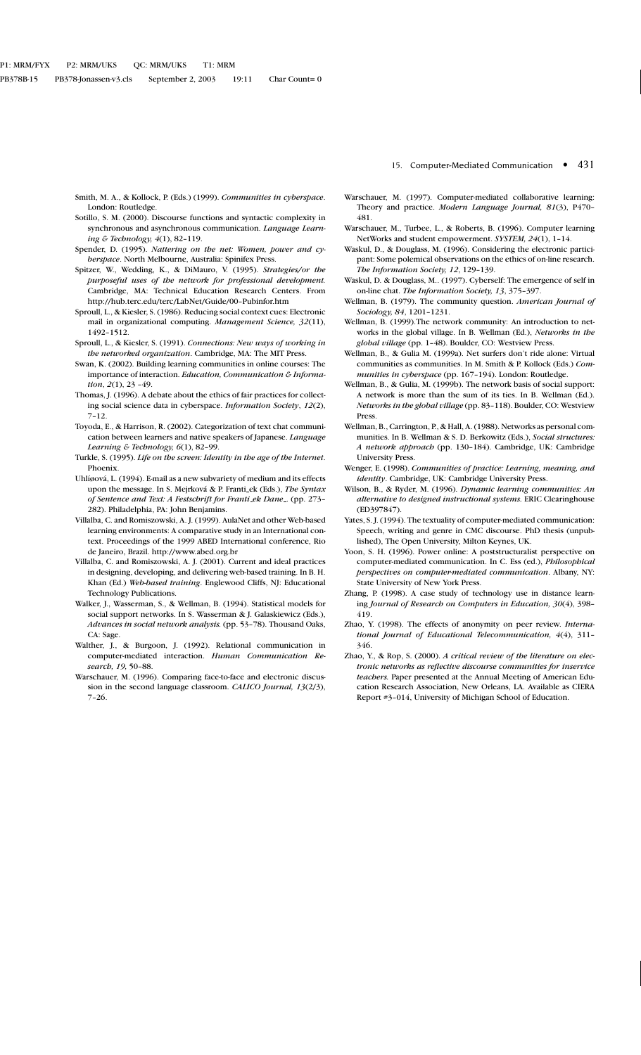Smith, M. A., & Kollock, P. (Eds.) (1999). *Communities in cyberspace*. London: Routledge.

Sotillo, S. M. (2000). Discourse functions and syntactic complexity in synchronous and asynchronous communication. *Language Learning & Technology, 4*(1), 82–119.

Spender, D. (1995). *Nattering on the net: Women, power and cyberspace*. North Melbourne, Australia: Spinifex Press.

Spitzer, W., Wedding, K., & DiMauro, V. (1995). *Strategies/or the purposeful uses of the network for professional development.* Cambridge, MA: Technical Education Research Centers. From http://hub.terc.edu/terc/LabNet/Guide/00–Pubinfor.htm

Sproull, L., & Kiesler, S. (1986). Reducing social context cues: Electronic mail in organizational computing. *Management Science, 32*(11), 1492–1512.

Sproull, L., & Kiesler, S. (1991). *Connections: New ways of working in the networked organization*. Cambridge, MA: The MIT Press.

Swan, K. (2002). Building learning communities in online courses: The importance of interaction. *Education, Communication & Information*, *2*(1), 23 –49.

Thomas, J. (1996). A debate about the ethics of fair practices for collecting social science data in cyberspace. *Information Society*, *12*(2), 7–12.

Toyoda, E., & Harrison, R. (2002). Categorization of text chat communication between learners and native speakers of Japanese. *Language Learning & Technology, 6*(1), 82–99.

Turkle, S. (1995). *Life on the screen: Identity in the age of the Internet*. Phoenix.

Uhlíøová, L. (1994). E-mail as a new subvariety of medium and its effects upon the message. In S. Mejrková & P. Franti_ek (Eds.), *The Syntax of Sentence and Text: A Festschrift for Franti_ek Dane_*. (pp. 273–282). Philadelphia, PA: John Benjamins.

Villalba, C. and Romiszowski, A. J. (1999). AulaNet and other Web-based learning environments: A comparative study in an International context. Proceedings of the 1999 ABED International conference, Rio de Janeiro, Brazil. http://www.abed.org.br

Villalba, C. and Romiszowski, A. J. (2001). Current and ideal practices in designing, developing, and delivering web-based training. In B. H. Khan (Ed.) *Web-based training*. Englewood Cliffs, NJ: Educational Technology Publications.

Walker, J., Wasserman, S., & Wellman, B. (1994). Statistical models for social support networks. In S. Wasserman & J. Galaskiewicz (Eds.), *Advances in social network analysis.* (pp. 53–78). Thousand Oaks, CA: Sage.

Walther, J., & Burgoon, J. (1992). Relational communication in computer-mediated interaction. *Human Communication Research, 19,* 50–88.

Warschauer, M. (1996). Comparing face-to-face and electronic discussion in the second language classroom. *CALICO Journal, 13*(2/3), 7–26.

Warschauer, M. (1997). Computer-mediated collaborative learning: Theory and practice. *Modern Language Journal, 81*(3), P470–481.

Warschauer, M., Turbee, L., & Roberts, B. (1996). Computer learning NetWorks and student empowerment. *SYSTEM, 24*(1), 1–14.

Waskul, D., & Douglass, M. (1996). Considering the electronic participant: Some polemical observations on the ethics of on-line research. *The Information Society, 12*, 129–139.

Waskul, D. & Douglass, M.. (1997). Cyberself: The emergence of self in on-line chat. *The Information Society, 13*, 375–397.

Wellman, B. (1979). The community question. *American Journal of Sociology, 84*, 1201–1231.

Wellman, B. (1999).The network community: An introduction to networks in the global village. In B. Wellman (Ed.), *Networks in the global village* (pp. 1–48). Boulder, CO: Westview Press.

Wellman, B., & Gulia M. (1999a). Net surfers don't ride alone: Virtual communities as communities. In M. Smith & P. Kollock (Eds.) *Communities in cyberspace* (pp. 167–194). London: Routledge.

Wellman, B., & Gulia, M. (1999b). The network basis of social support: A network is more than the sum of its ties. In B. Wellman (Ed.). *Networks in the global village* (pp. 83–118). Boulder, CO: Westview Press.

Wellman, B., Carrington, P., & Hall, A. (1988). Networks as personal communities. In B. Wellman & S. D. Berkowitz (Eds.), *Social structures: A network approach* (pp. 130–184). Cambridge, UK: Cambridge University Press.

Wenger, E. (1998). *Communities of practice: Learning, meaning, and identity*. Cambridge, UK: Cambridge University Press.

Wilson, B., & Ryder, M. (1996). *Dynamic learning communities: An alternative to designed instructional systems.* ERIC Clearinghouse (ED397847).

Yates, S. J. (1994). The textuality of computer-mediated communication: Speech, writing and genre in CMC discourse. PhD thesis (unpublished), The Open University, Milton Keynes, UK.

Yoon, S. H. (1996). Power online: A poststructuralist perspective on computer-mediated communication. In C. Ess (ed.), *Philosophical perspectives on computer-mediated communication*. Albany, NY: State University of New York Press.

Zhang, P. (1998). A case study of technology use in distance learning *Journal of Research on Computers in Education, 30*(4), 398–419.

Zhao, Y. (1998). The effects of anonymity on peer review. *International Journal of Educational Telecommunication, 4*(4), 311–346.

Zhao, Y., & Rop, S. (2000). *A critical review of the literature on electronic networks as reflective discourse communities for inservice teachers.* Paper presented at the Annual Meeting of American Education Research Association, New Orleans, LA. Available as CIERA Report #3–014, University of Michigan School of Education.